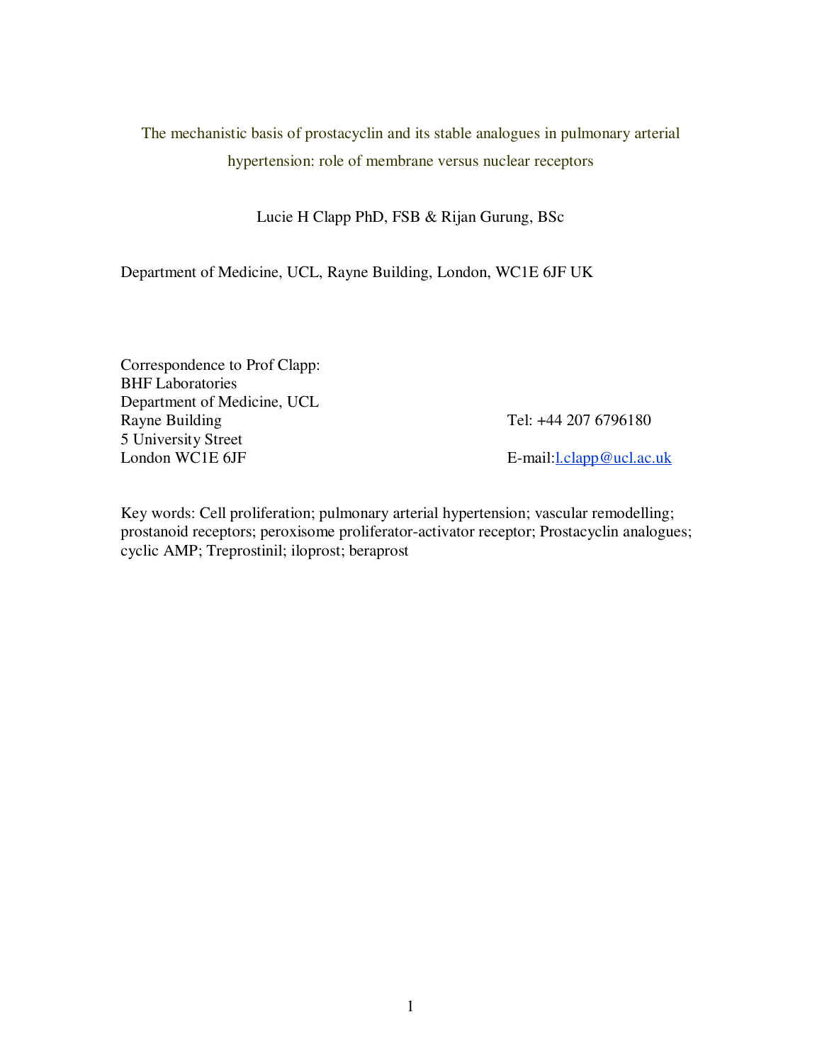# The mechanistic basis of prostacyclin and its stable analogues in pulmonary arterial hypertension: role of membrane versus nuclear receptors

Lucie H Clapp PhD, FSB & Rijan Gurung, BSc

Department of Medicine, UCL, Rayne Building, London, WC1E 6JF UK

Correspondence to Prof Clapp:
BHF Laboratories
Department of Medicine, UCL
Rayne Building
5 University Street
London WC1E 6JF

Tel: +44 207 6796180

E-mail: l.clapp@ucl.ac.uk

Key words: Cell proliferation; pulmonary arterial hypertension; vascular remodelling; prostanoid receptors; peroxisome proliferator-activator receptor; Prostacyclin analogues; cyclic AMP; Treprostinil; iloprost; beraprost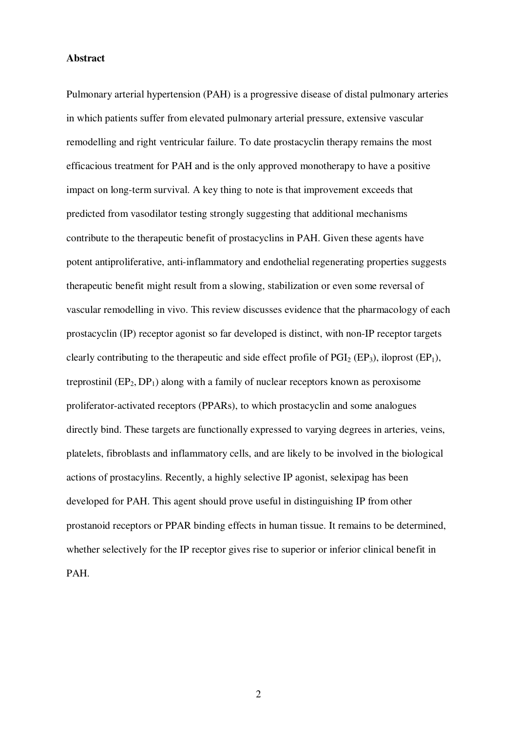**Abstract**

Pulmonary arterial hypertension (PAH) is a progressive disease of distal pulmonary arteries in which patients suffer from elevated pulmonary arterial pressure, extensive vascular remodelling and right ventricular failure. To date prostacyclin therapy remains the most efficacious treatment for PAH and is the only approved monotherapy to have a positive impact on long-term survival. A key thing to note is that improvement exceeds that predicted from vasodilator testing strongly suggesting that additional mechanisms contribute to the therapeutic benefit of prostacyclins in PAH. Given these agents have potent antiproliferative, anti-inflammatory and endothelial regenerating properties suggests therapeutic benefit might result from a slowing, stabilization or even some reversal of vascular remodelling in vivo. This review discusses evidence that the pharmacology of each prostacyclin (IP) receptor agonist so far developed is distinct, with non-IP receptor targets clearly contributing to the therapeutic and side effect profile of $PGI_2$ ($EP_3$), iloprost ($EP_1$), treprostinil ($EP_2$, $DP_1$) along with a family of nuclear receptors known as peroxisome proliferator-activated receptors (PPARs), to which prostacyclin and some analogues directly bind. These targets are functionally expressed to varying degrees in arteries, veins, platelets, fibroblasts and inflammatory cells, and are likely to be involved in the biological actions of prostacylins. Recently, a highly selective IP agonist, selexipag has been developed for PAH. This agent should prove useful in distinguishing IP from other prostanoid receptors or PPAR binding effects in human tissue. It remains to be determined, whether selectively for the IP receptor gives rise to superior or inferior clinical benefit in PAH.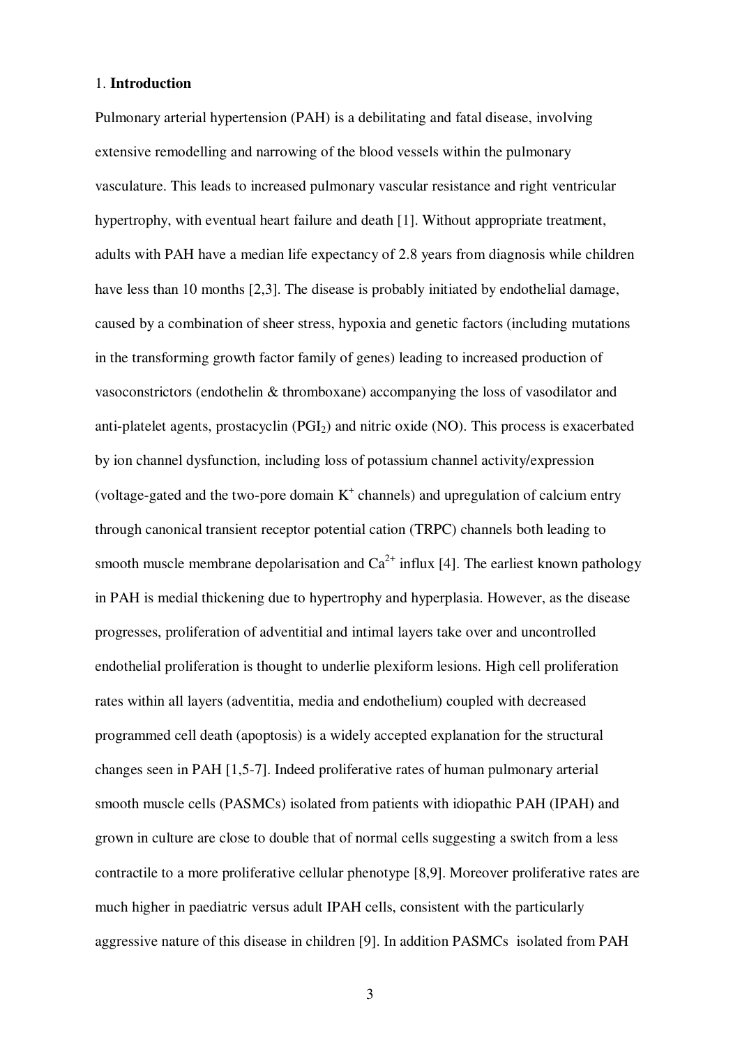## 1. **Introduction**

Pulmonary arterial hypertension (PAH) is a debilitating and fatal disease, involving extensive remodelling and narrowing of the blood vessels within the pulmonary vasculature. This leads to increased pulmonary vascular resistance and right ventricular hypertrophy, with eventual heart failure and death [1]. Without appropriate treatment, adults with PAH have a median life expectancy of 2.8 years from diagnosis while children have less than 10 months [2,3]. The disease is probably initiated by endothelial damage, caused by a combination of sheer stress, hypoxia and genetic factors (including mutations in the transforming growth factor family of genes) leading to increased production of vasoconstrictors (endothelin & thromboxane) accompanying the loss of vasodilator and anti-platelet agents, prostacyclin ($PGI_2$) and nitric oxide (NO). This process is exacerbated by ion channel dysfunction, including loss of potassium channel activity/expression (voltage-gated and the two-pore domain $K^+$ channels) and upregulation of calcium entry through canonical transient receptor potential cation (TRPC) channels both leading to smooth muscle membrane depolarisation and $Ca^{2+}$ influx [4]. The earliest known pathology in PAH is medial thickening due to hypertrophy and hyperplasia. However, as the disease progresses, proliferation of adventitial and intimal layers take over and uncontrolled endothelial proliferation is thought to underlie plexiform lesions. High cell proliferation rates within all layers (adventitia, media and endothelium) coupled with decreased programmed cell death (apoptosis) is a widely accepted explanation for the structural changes seen in PAH [1,5-7]. Indeed proliferative rates of human pulmonary arterial smooth muscle cells (PASMCs) isolated from patients with idiopathic PAH (IPAH) and grown in culture are close to double that of normal cells suggesting a switch from a less contractile to a more proliferative cellular phenotype [8,9]. Moreover proliferative rates are much higher in paediatric versus adult IPAH cells, consistent with the particularly aggressive nature of this disease in children [9]. In addition PASMCs isolated from PAH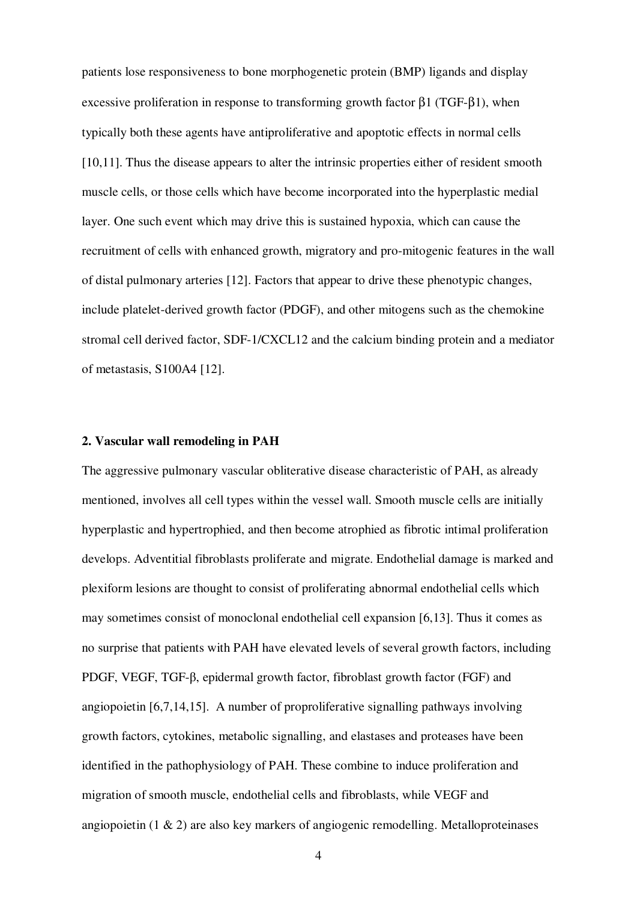patients lose responsiveness to bone morphogenetic protein (BMP) ligands and display excessive proliferation in response to transforming growth factor β1 (TGF-β1), when typically both these agents have antiproliferative and apoptotic effects in normal cells [10,11]. Thus the disease appears to alter the intrinsic properties either of resident smooth muscle cells, or those cells which have become incorporated into the hyperplastic medial layer. One such event which may drive this is sustained hypoxia, which can cause the recruitment of cells with enhanced growth, migratory and pro-mitogenic features in the wall of distal pulmonary arteries [12]. Factors that appear to drive these phenotypic changes, include platelet-derived growth factor (PDGF), and other mitogens such as the chemokine stromal cell derived factor, SDF-1/CXCL12 and the calcium binding protein and a mediator of metastasis, S100A4 [12].

**2. Vascular wall remodeling in PAH**

The aggressive pulmonary vascular obliterative disease characteristic of PAH, as already mentioned, involves all cell types within the vessel wall. Smooth muscle cells are initially hyperplastic and hypertrophied, and then become atrophied as fibrotic intimal proliferation develops. Adventitial fibroblasts proliferate and migrate. Endothelial damage is marked and plexiform lesions are thought to consist of proliferating abnormal endothelial cells which may sometimes consist of monoclonal endothelial cell expansion [6,13]. Thus it comes as no surprise that patients with PAH have elevated levels of several growth factors, including PDGF, VEGF, TGF-β, epidermal growth factor, fibroblast growth factor (FGF) and angiopoietin [6,7,14,15]. A number of proproliferative signalling pathways involving growth factors, cytokines, metabolic signalling, and elastases and proteases have been identified in the pathophysiology of PAH. These combine to induce proliferation and migration of smooth muscle, endothelial cells and fibroblasts, while VEGF and angiopoietin (1 & 2) are also key markers of angiogenic remodelling. Metalloproteinases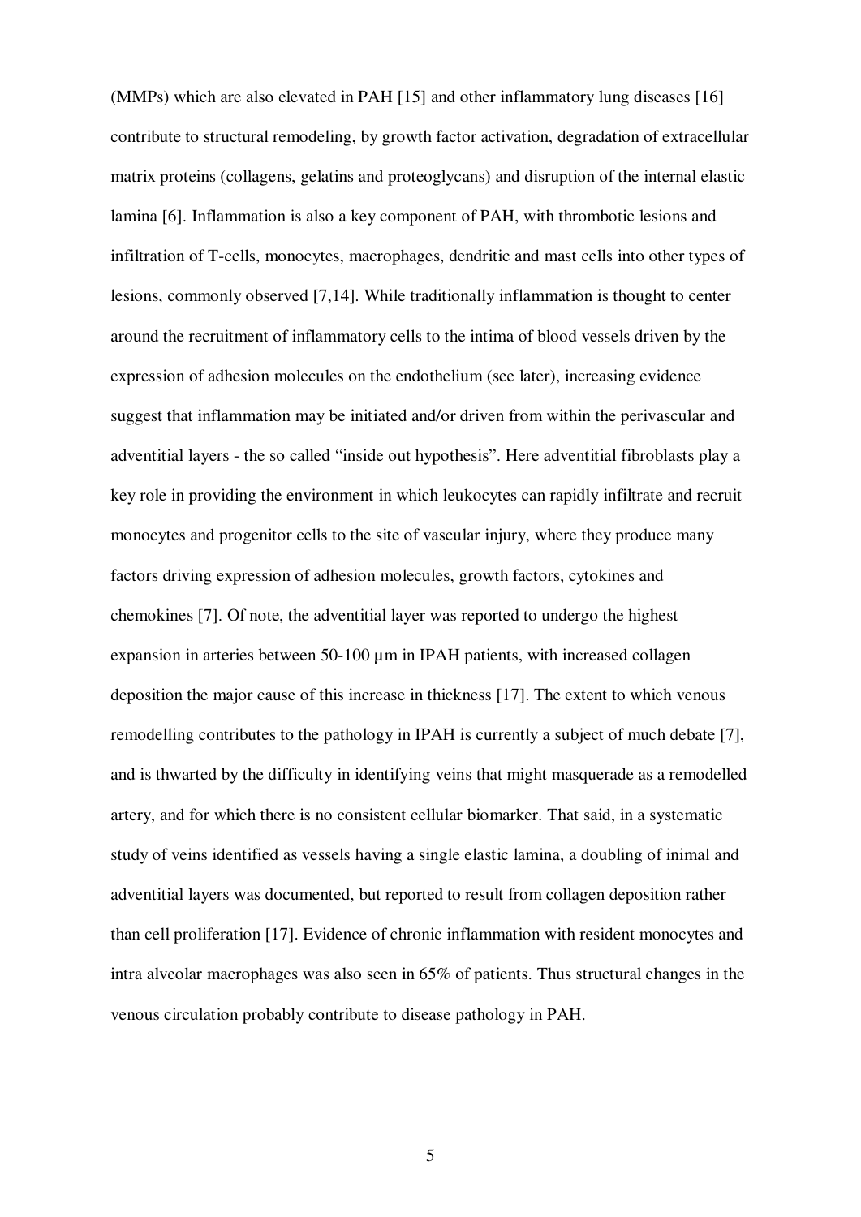(MMPs) which are also elevated in PAH [15] and other inflammatory lung diseases [16] contribute to structural remodeling, by growth factor activation, degradation of extracellular matrix proteins (collagens, gelatins and proteoglycans) and disruption of the internal elastic lamina [6]. Inflammation is also a key component of PAH, with thrombotic lesions and infiltration of T-cells, monocytes, macrophages, dendritic and mast cells into other types of lesions, commonly observed [7,14]. While traditionally inflammation is thought to center around the recruitment of inflammatory cells to the intima of blood vessels driven by the expression of adhesion molecules on the endothelium (see later), increasing evidence suggest that inflammation may be initiated and/or driven from within the perivascular and adventitial layers - the so called "inside out hypothesis". Here adventitial fibroblasts play a key role in providing the environment in which leukocytes can rapidly infiltrate and recruit monocytes and progenitor cells to the site of vascular injury, where they produce many factors driving expression of adhesion molecules, growth factors, cytokines and chemokines [7]. Of note, the adventitial layer was reported to undergo the highest expansion in arteries between 50-100 µm in IPAH patients, with increased collagen deposition the major cause of this increase in thickness [17]. The extent to which venous remodelling contributes to the pathology in IPAH is currently a subject of much debate [7], and is thwarted by the difficulty in identifying veins that might masquerade as a remodelled artery, and for which there is no consistent cellular biomarker. That said, in a systematic study of veins identified as vessels having a single elastic lamina, a doubling of inimal and adventitial layers was documented, but reported to result from collagen deposition rather than cell proliferation [17]. Evidence of chronic inflammation with resident monocytes and intra alveolar macrophages was also seen in 65% of patients. Thus structural changes in the venous circulation probably contribute to disease pathology in PAH.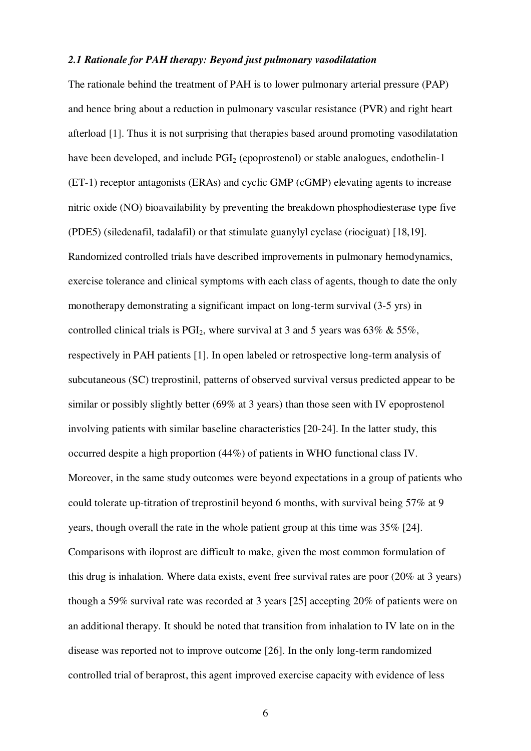### *2.1 Rationale for PAH therapy: Beyond just pulmonary vasodilatation*

The rationale behind the treatment of PAH is to lower pulmonary arterial pressure (PAP) and hence bring about a reduction in pulmonary vascular resistance (PVR) and right heart afterload [1]. Thus it is not surprising that therapies based around promoting vasodilatation have been developed, and include $PGI_2$ (epoprostenol) or stable analogues, endothelin-1 (ET-1) receptor antagonists (ERAs) and cyclic GMP (cGMP) elevating agents to increase nitric oxide (NO) bioavailability by preventing the breakdown phosphodiesterase type five (PDE5) (siledenafil, tadalafil) or that stimulate guanylyl cyclase (riociguat) [18,19]. Randomized controlled trials have described improvements in pulmonary hemodynamics, exercise tolerance and clinical symptoms with each class of agents, though to date the only monotherapy demonstrating a significant impact on long-term survival (3-5 yrs) in controlled clinical trials is $PGI_2$, where survival at 3 and 5 years was 63% & 55%, respectively in PAH patients [1]. In open labeled or retrospective long-term analysis of subcutaneous (SC) treprostinil, patterns of observed survival versus predicted appear to be similar or possibly slightly better (69% at 3 years) than those seen with IV epoprostenol involving patients with similar baseline characteristics [20-24]. In the latter study, this occurred despite a high proportion (44%) of patients in WHO functional class IV. Moreover, in the same study outcomes were beyond expectations in a group of patients who could tolerate up-titration of treprostinil beyond 6 months, with survival being 57% at 9 years, though overall the rate in the whole patient group at this time was 35% [24]. Comparisons with iloprost are difficult to make, given the most common formulation of this drug is inhalation. Where data exists, event free survival rates are poor (20% at 3 years) though a 59% survival rate was recorded at 3 years [25] accepting 20% of patients were on an additional therapy. It should be noted that transition from inhalation to IV late on in the disease was reported not to improve outcome [26]. In the only long-term randomized controlled trial of beraprost, this agent improved exercise capacity with evidence of less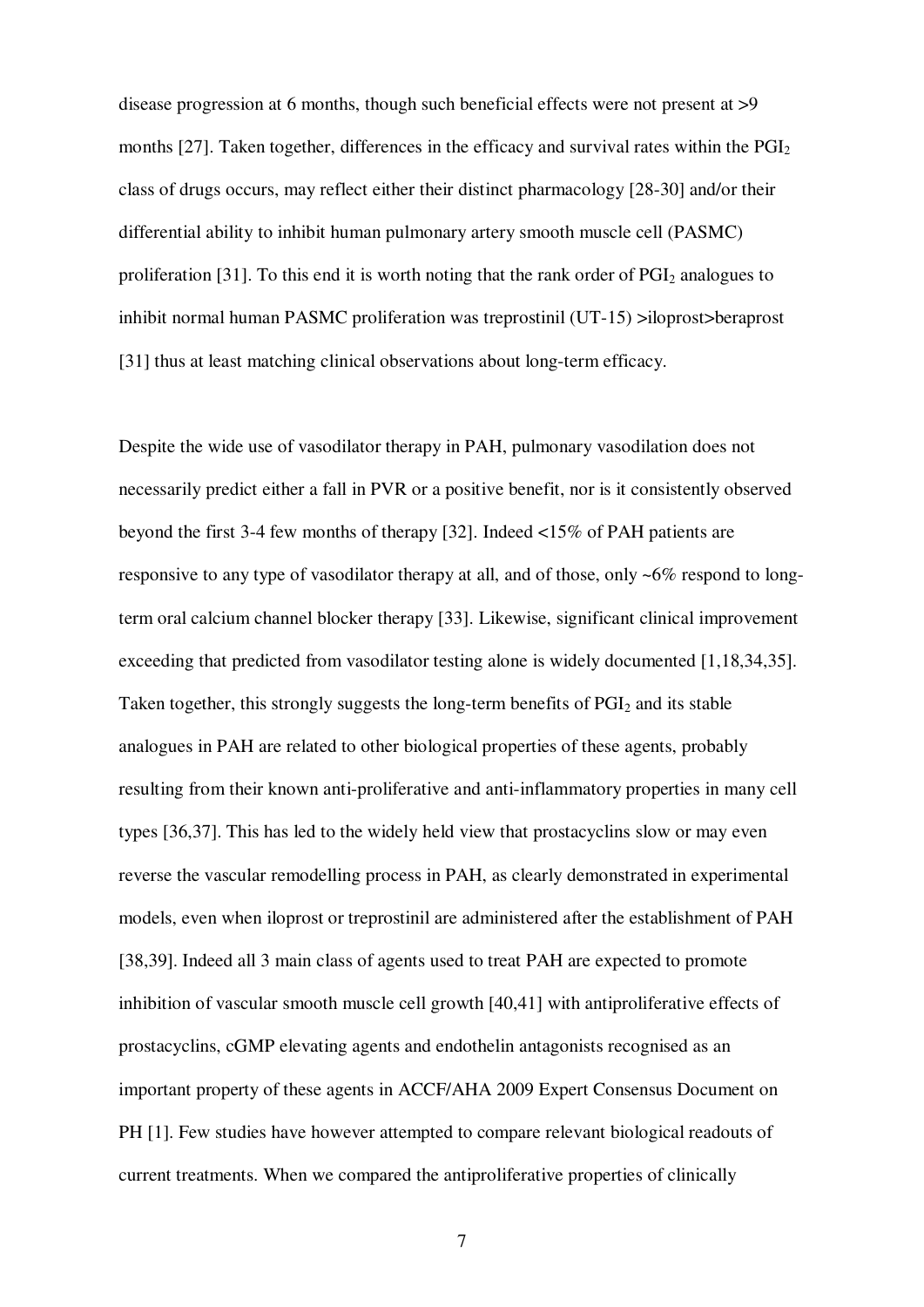disease progression at 6 months, though such beneficial effects were not present at >9 months [27]. Taken together, differences in the efficacy and survival rates within the $PGI_2$ class of drugs occurs, may reflect either their distinct pharmacology [28-30] and/or their differential ability to inhibit human pulmonary artery smooth muscle cell (PASMC) proliferation [31]. To this end it is worth noting that the rank order of $PGI_2$ analogues to inhibit normal human PASMC proliferation was treprostinil (UT-15) >iloprost>beraprost [31] thus at least matching clinical observations about long-term efficacy.

Despite the wide use of vasodilator therapy in PAH, pulmonary vasodilation does not necessarily predict either a fall in PVR or a positive benefit, nor is it consistently observed beyond the first 3-4 few months of therapy [32]. Indeed <15% of PAH patients are responsive to any type of vasodilator therapy at all, and of those, only ~6% respond to long-term oral calcium channel blocker therapy [33]. Likewise, significant clinical improvement exceeding that predicted from vasodilator testing alone is widely documented [1,18,34,35]. Taken together, this strongly suggests the long-term benefits of $PGI_2$ and its stable analogues in PAH are related to other biological properties of these agents, probably resulting from their known anti-proliferative and anti-inflammatory properties in many cell types [36,37]. This has led to the widely held view that prostacyclins slow or may even reverse the vascular remodelling process in PAH, as clearly demonstrated in experimental models, even when iloprost or treprostinil are administered after the establishment of PAH [38,39]. Indeed all 3 main class of agents used to treat PAH are expected to promote inhibition of vascular smooth muscle cell growth [40,41] with antiproliferative effects of prostacyclins, cGMP elevating agents and endothelin antagonists recognised as an important property of these agents in ACCF/AHA 2009 Expert Consensus Document on PH [1]. Few studies have however attempted to compare relevant biological readouts of current treatments. When we compared the antiproliferative properties of clinically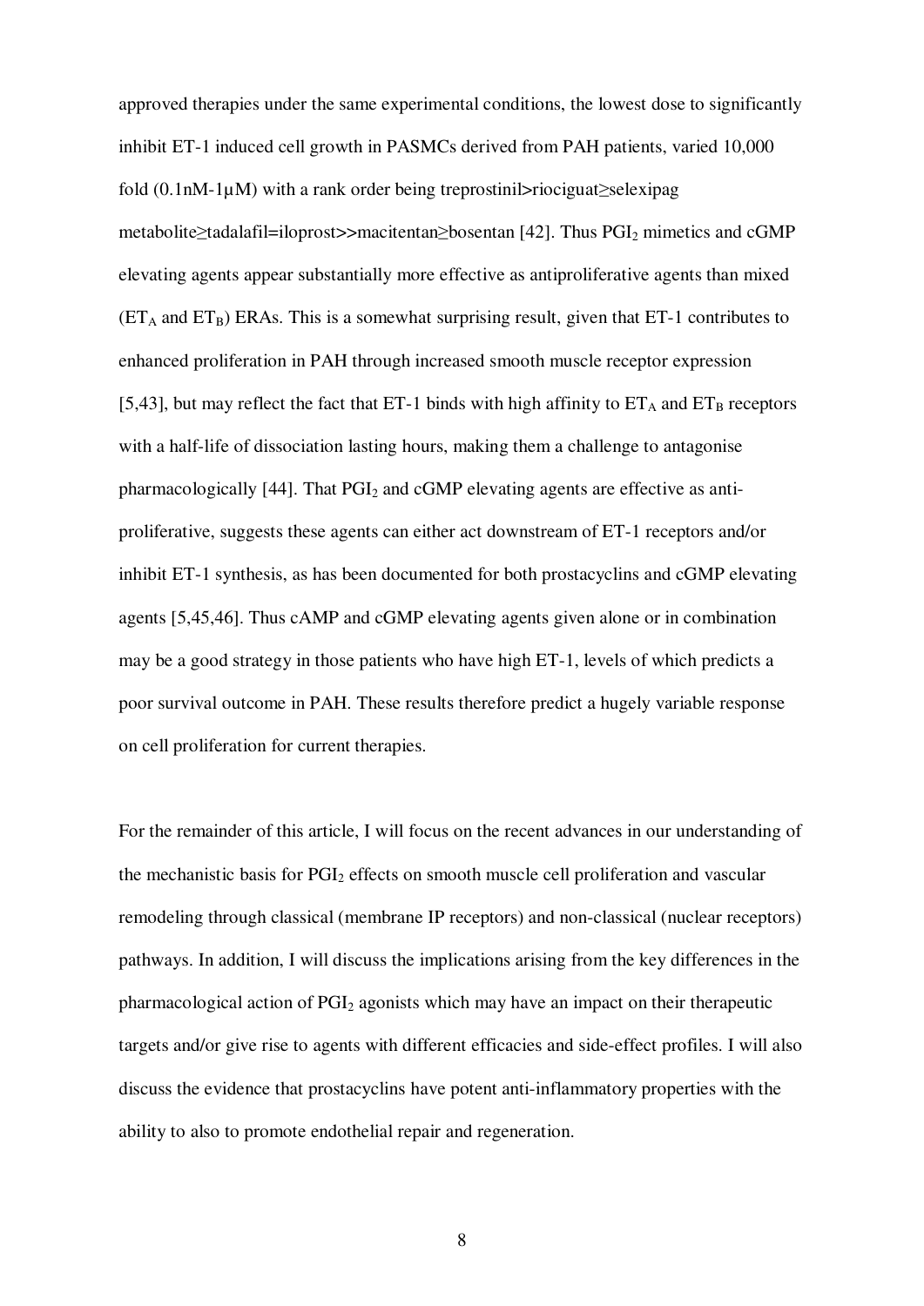approved therapies under the same experimental conditions, the lowest dose to significantly inhibit ET-1 induced cell growth in PASMCs derived from PAH patients, varied 10,000 fold (0.1nM-1μM) with a rank order being treprostinil>riociguat≥selexipag metabolite≥tadalafil=iloprost>>macitentan≥bosentan [42]. Thus $PGI_2$ mimetics and cGMP elevating agents appear substantially more effective as antiproliferative agents than mixed ($ET_A$ and $ET_B$) ERAs. This is a somewhat surprising result, given that ET-1 contributes to enhanced proliferation in PAH through increased smooth muscle receptor expression [5,43], but may reflect the fact that ET-1 binds with high affinity to $ET_A$ and $ET_B$ receptors with a half-life of dissociation lasting hours, making them a challenge to antagonise pharmacologically [44]. That $PGI_2$ and cGMP elevating agents are effective as anti-proliferative, suggests these agents can either act downstream of ET-1 receptors and/or inhibit ET-1 synthesis, as has been documented for both prostacyclins and cGMP elevating agents [5,45,46]. Thus cAMP and cGMP elevating agents given alone or in combination may be a good strategy in those patients who have high ET-1, levels of which predicts a poor survival outcome in PAH. These results therefore predict a hugely variable response on cell proliferation for current therapies.

For the remainder of this article, I will focus on the recent advances in our understanding of the mechanistic basis for $PGI_2$ effects on smooth muscle cell proliferation and vascular remodeling through classical (membrane IP receptors) and non-classical (nuclear receptors) pathways. In addition, I will discuss the implications arising from the key differences in the pharmacological action of $PGI_2$ agonists which may have an impact on their therapeutic targets and/or give rise to agents with different efficacies and side-effect profiles. I will also discuss the evidence that prostacyclins have potent anti-inflammatory properties with the ability to also to promote endothelial repair and regeneration.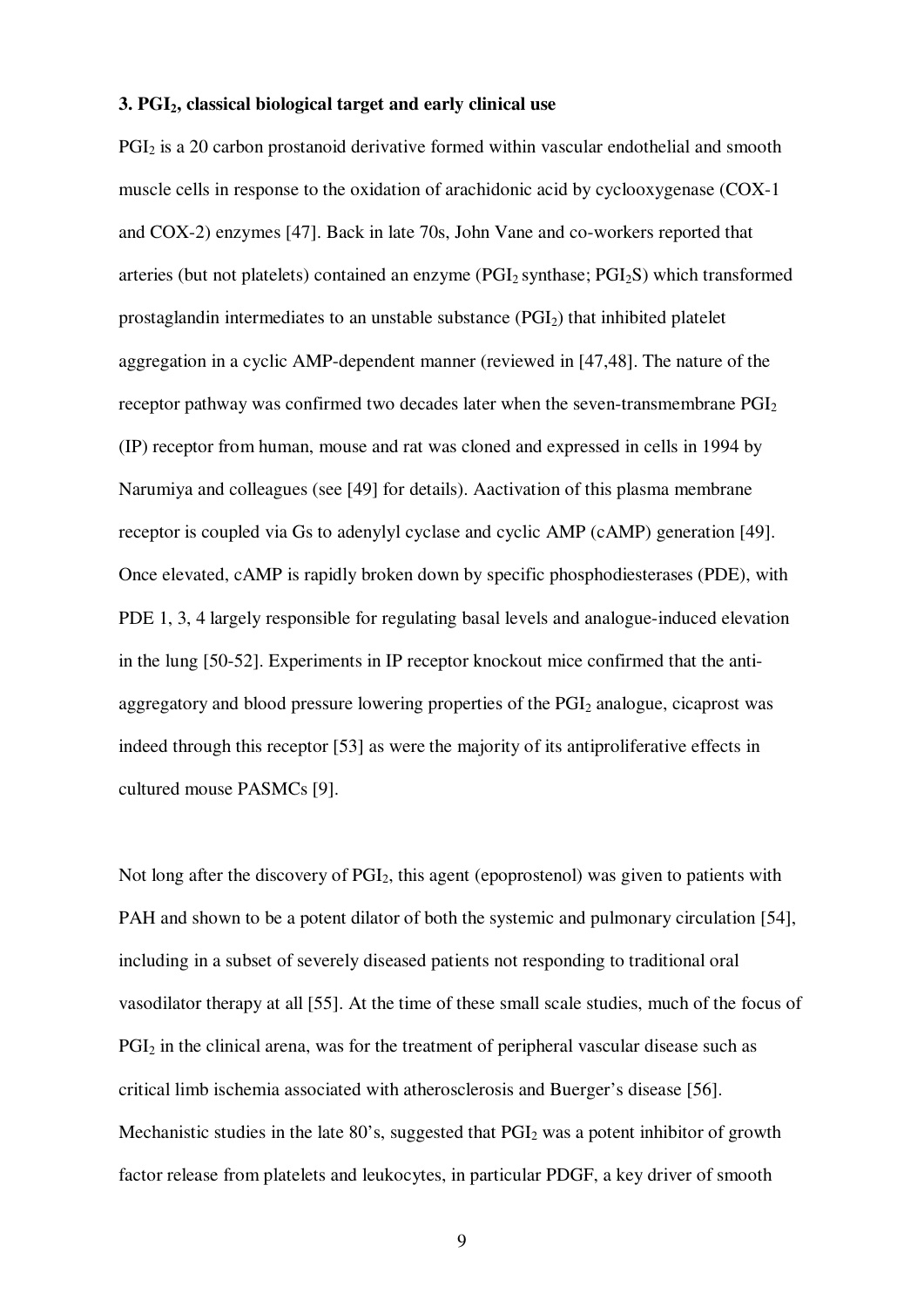### 3. $PGI_2$, classical biological target and early clinical use

$PGI_2$ is a 20 carbon prostanoid derivative formed within vascular endothelial and smooth muscle cells in response to the oxidation of arachidonic acid by cyclooxygenase (COX-1 and COX-2) enzymes [47]. Back in late 70s, John Vane and co-workers reported that arteries (but not platelets) contained an enzyme ($PGI_2$ synthase; $PGI_2S$) which transformed prostaglandin intermediates to an unstable substance ($PGI_2$) that inhibited platelet aggregation in a cyclic AMP-dependent manner (reviewed in [47,48]. The nature of the receptor pathway was confirmed two decades later when the seven-transmembrane $PGI_2$ (IP) receptor from human, mouse and rat was cloned and expressed in cells in 1994 by Narumiya and colleagues (see [49] for details). Aactivation of this plasma membrane receptor is coupled via Gs to adenylyl cyclase and cyclic AMP (cAMP) generation [49]. Once elevated, cAMP is rapidly broken down by specific phosphodiesterases (PDE), with PDE 1, 3, 4 largely responsible for regulating basal levels and analogue-induced elevation in the lung [50-52]. Experiments in IP receptor knockout mice confirmed that the anti-aggregatory and blood pressure lowering properties of the $PGI_2$ analogue, cicaprost was indeed through this receptor [53] as were the majority of its antiproliferative effects in cultured mouse PASMCs [9].

Not long after the discovery of $PGI_2$, this agent (epoprostenol) was given to patients with PAH and shown to be a potent dilator of both the systemic and pulmonary circulation [54], including in a subset of severely diseased patients not responding to traditional oral vasodilator therapy at all [55]. At the time of these small scale studies, much of the focus of $PGI_2$ in the clinical arena, was for the treatment of peripheral vascular disease such as critical limb ischemia associated with atherosclerosis and Buerger's disease [56]. Mechanistic studies in the late 80's, suggested that $PGI_2$ was a potent inhibitor of growth factor release from platelets and leukocytes, in particular PDGF, a key driver of smooth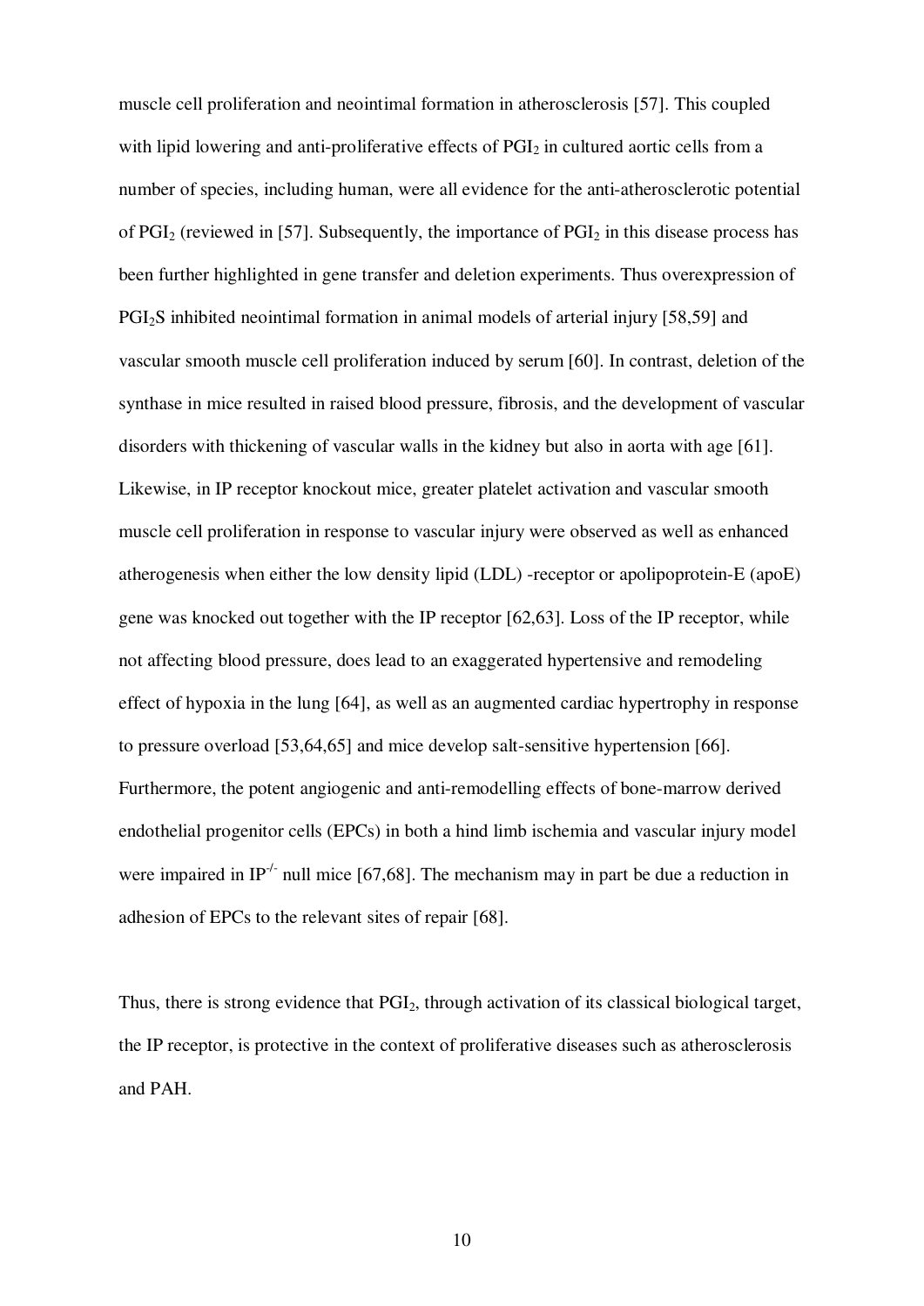muscle cell proliferation and neointimal formation in atherosclerosis [57]. This coupled with lipid lowering and anti-proliferative effects of $PGI_2$ in cultured aortic cells from a number of species, including human, were all evidence for the anti-atherosclerotic potential of $PGI_2$ (reviewed in [57]. Subsequently, the importance of $PGI_2$ in this disease process has been further highlighted in gene transfer and deletion experiments. Thus overexpression of $PGI_2S$ inhibited neointimal formation in animal models of arterial injury [58,59] and vascular smooth muscle cell proliferation induced by serum [60]. In contrast, deletion of the synthase in mice resulted in raised blood pressure, fibrosis, and the development of vascular disorders with thickening of vascular walls in the kidney but also in aorta with age [61]. Likewise, in IP receptor knockout mice, greater platelet activation and vascular smooth muscle cell proliferation in response to vascular injury were observed as well as enhanced atherogenesis when either the low density lipid (LDL) -receptor or apolipoprotein-E (apoE) gene was knocked out together with the IP receptor [62,63]. Loss of the IP receptor, while not affecting blood pressure, does lead to an exaggerated hypertensive and remodeling effect of hypoxia in the lung [64], as well as an augmented cardiac hypertrophy in response to pressure overload [53,64,65] and mice develop salt-sensitive hypertension [66]. Furthermore, the potent angiogenic and anti-remodelling effects of bone-marrow derived endothelial progenitor cells (EPCs) in both a hind limb ischemia and vascular injury model were impaired in $IP^{-/-}$ null mice [67,68]. The mechanism may in part be due a reduction in adhesion of EPCs to the relevant sites of repair [68].

Thus, there is strong evidence that $PGI_2$, through activation of its classical biological target, the IP receptor, is protective in the context of proliferative diseases such as atherosclerosis and PAH.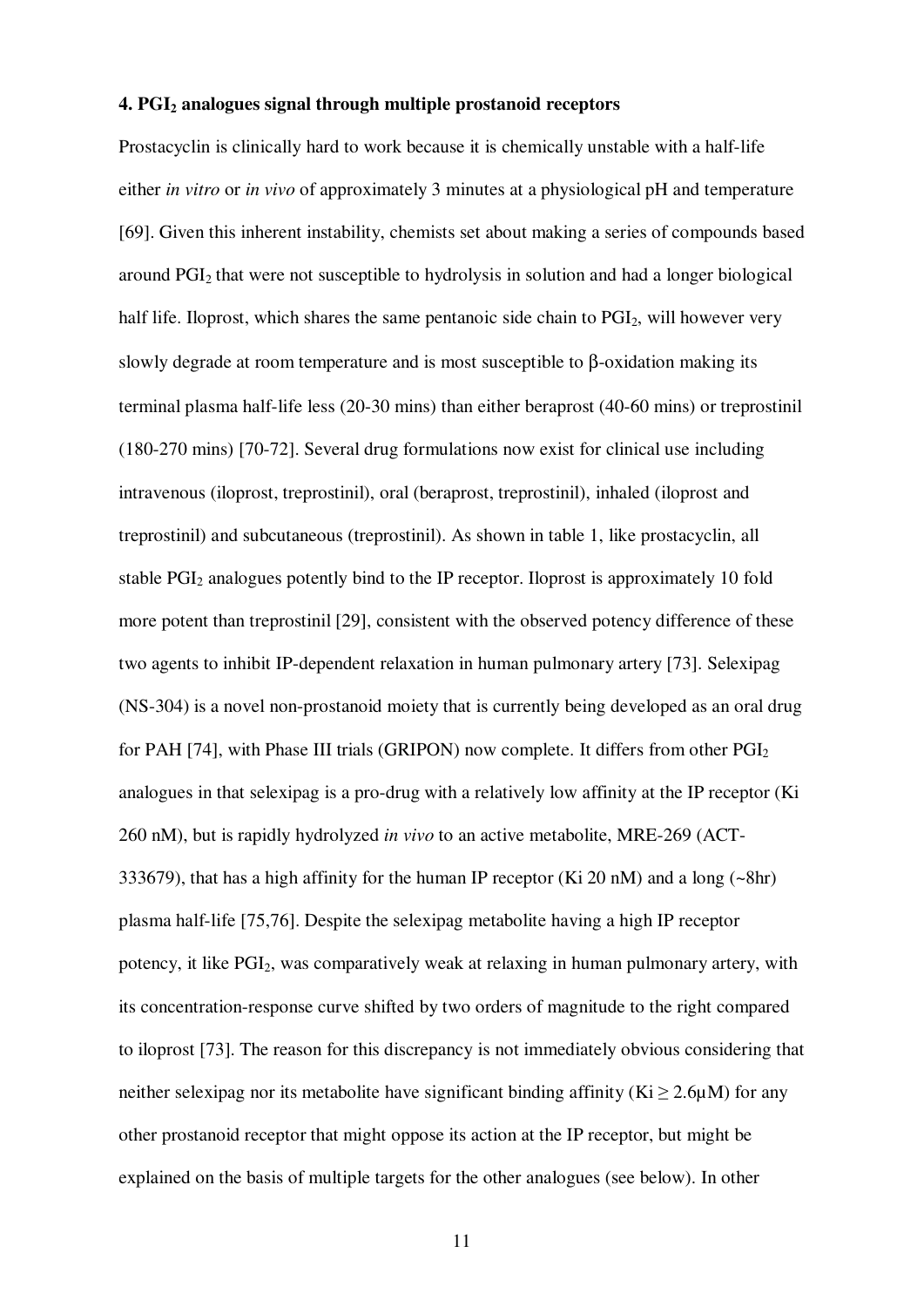### 4. $PGI_2$ analogues signal through multiple prostanoid receptors

Prostacyclin is clinically hard to work because it is chemically unstable with a half-life either *in vitro* or *in vivo* of approximately 3 minutes at a physiological pH and temperature [69]. Given this inherent instability, chemists set about making a series of compounds based around $PGI_2$ that were not susceptible to hydrolysis in solution and had a longer biological half life. Iloprost, which shares the same pentanoic side chain to $PGI_2$, will however very slowly degrade at room temperature and is most susceptible to β-oxidation making its terminal plasma half-life less (20-30 mins) than either beraprost (40-60 mins) or treprostinil (180-270 mins) [70-72]. Several drug formulations now exist for clinical use including intravenous (iloprost, treprostinil), oral (beraprost, treprostinil), inhaled (iloprost and treprostinil) and subcutaneous (treprostinil). As shown in table 1, like prostacyclin, all stable $PGI_2$ analogues potently bind to the IP receptor. Iloprost is approximately 10 fold more potent than treprostinil [29], consistent with the observed potency difference of these two agents to inhibit IP-dependent relaxation in human pulmonary artery [73]. Selexipag (NS-304) is a novel non-prostanoid moiety that is currently being developed as an oral drug for PAH [74], with Phase III trials (GRIPON) now complete. It differs from other $PGI_2$ analogues in that selexipag is a pro-drug with a relatively low affinity at the IP receptor (Ki 260 nM), but is rapidly hydrolyzed *in vivo* to an active metabolite, MRE-269 (ACT-333679), that has a high affinity for the human IP receptor (Ki 20 nM) and a long (~8hr) plasma half-life [75,76]. Despite the selexipag metabolite having a high IP receptor potency, it like $PGI_2$, was comparatively weak at relaxing in human pulmonary artery, with its concentration-response curve shifted by two orders of magnitude to the right compared to iloprost [73]. The reason for this discrepancy is not immediately obvious considering that neither selexipag nor its metabolite have significant binding affinity (Ki ≥ 2.6μM) for any other prostanoid receptor that might oppose its action at the IP receptor, but might be explained on the basis of multiple targets for the other analogues (see below). In other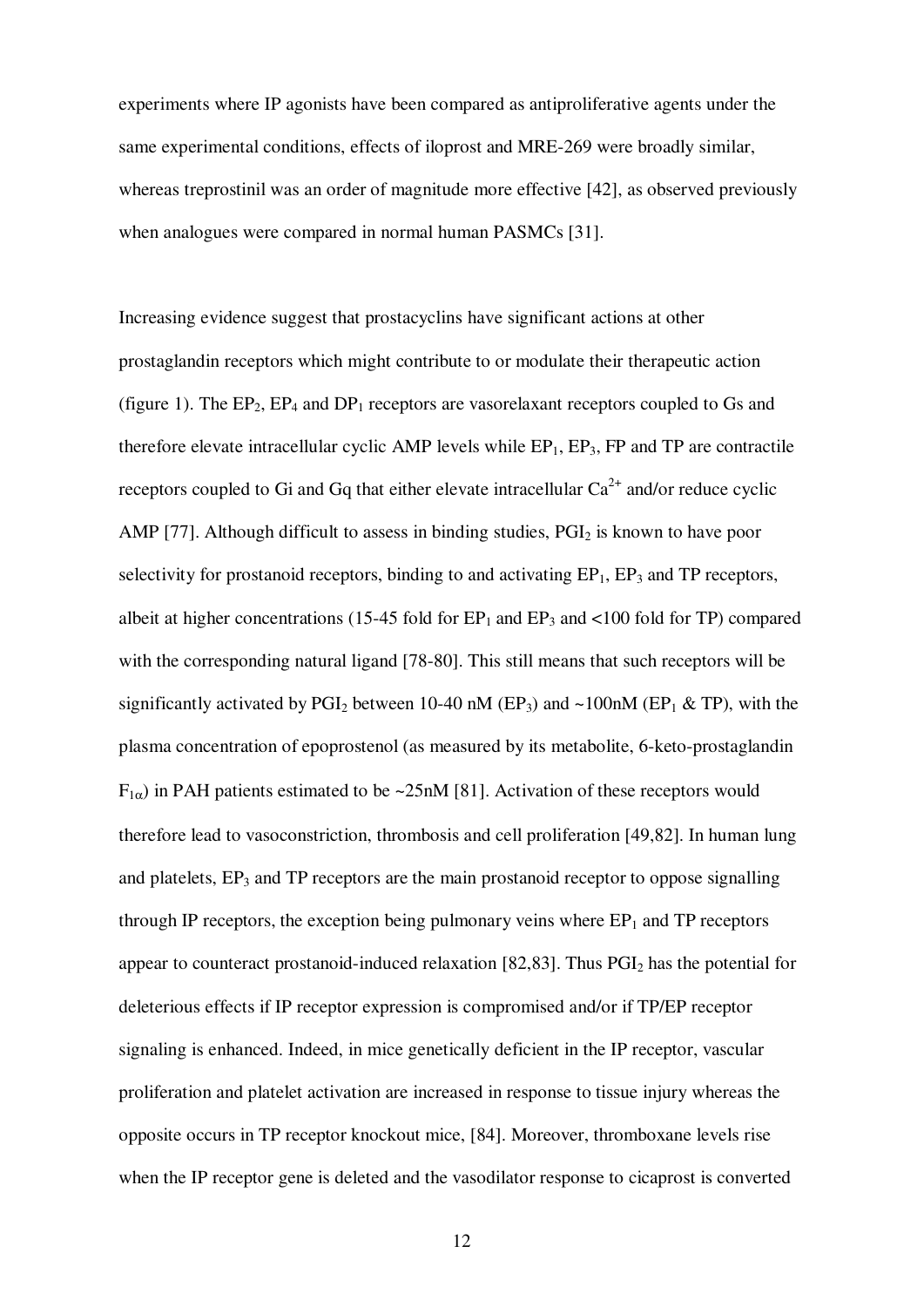experiments where IP agonists have been compared as antiproliferative agents under the same experimental conditions, effects of iloprost and MRE-269 were broadly similar, whereas treprostinil was an order of magnitude more effective [42], as observed previously when analogues were compared in normal human PASMCs [31].

Increasing evidence suggest that prostacyclins have significant actions at other prostaglandin receptors which might contribute to or modulate their therapeutic action (figure 1). The $EP_2$, $EP_4$ and $DP_1$ receptors are vasorelaxant receptors coupled to Gs and therefore elevate intracellular cyclic AMP levels while $EP_1$, $EP_3$, FP and TP are contractile receptors coupled to Gi and Gq that either elevate intracellular $Ca^{2+}$ and/or reduce cyclic AMP [77]. Although difficult to assess in binding studies, $PGI_2$ is known to have poor selectivity for prostanoid receptors, binding to and activating $EP_1$, $EP_3$ and TP receptors, albeit at higher concentrations (15-45 fold for $EP_1$ and $EP_3$ and <100 fold for TP) compared with the corresponding natural ligand [78-80]. This still means that such receptors will be significantly activated by $PGI_2$ between 10-40 nM ($EP_3$) and ~100nM ($EP_1$ & TP), with the plasma concentration of epoprostenol (as measured by its metabolite, 6-keto-prostaglandin $F_{1\alpha}$) in PAH patients estimated to be ~25nM [81]. Activation of these receptors would therefore lead to vasoconstriction, thrombosis and cell proliferation [49,82]. In human lung and platelets, $EP_3$ and TP receptors are the main prostanoid receptor to oppose signalling through IP receptors, the exception being pulmonary veins where $EP_1$ and TP receptors appear to counteract prostanoid-induced relaxation [82,83]. Thus $PGI_2$ has the potential for deleterious effects if IP receptor expression is compromised and/or if TP/EP receptor signaling is enhanced. Indeed, in mice genetically deficient in the IP receptor, vascular proliferation and platelet activation are increased in response to tissue injury whereas the opposite occurs in TP receptor knockout mice, [84]. Moreover, thromboxane levels rise when the IP receptor gene is deleted and the vasodilator response to cicaprost is converted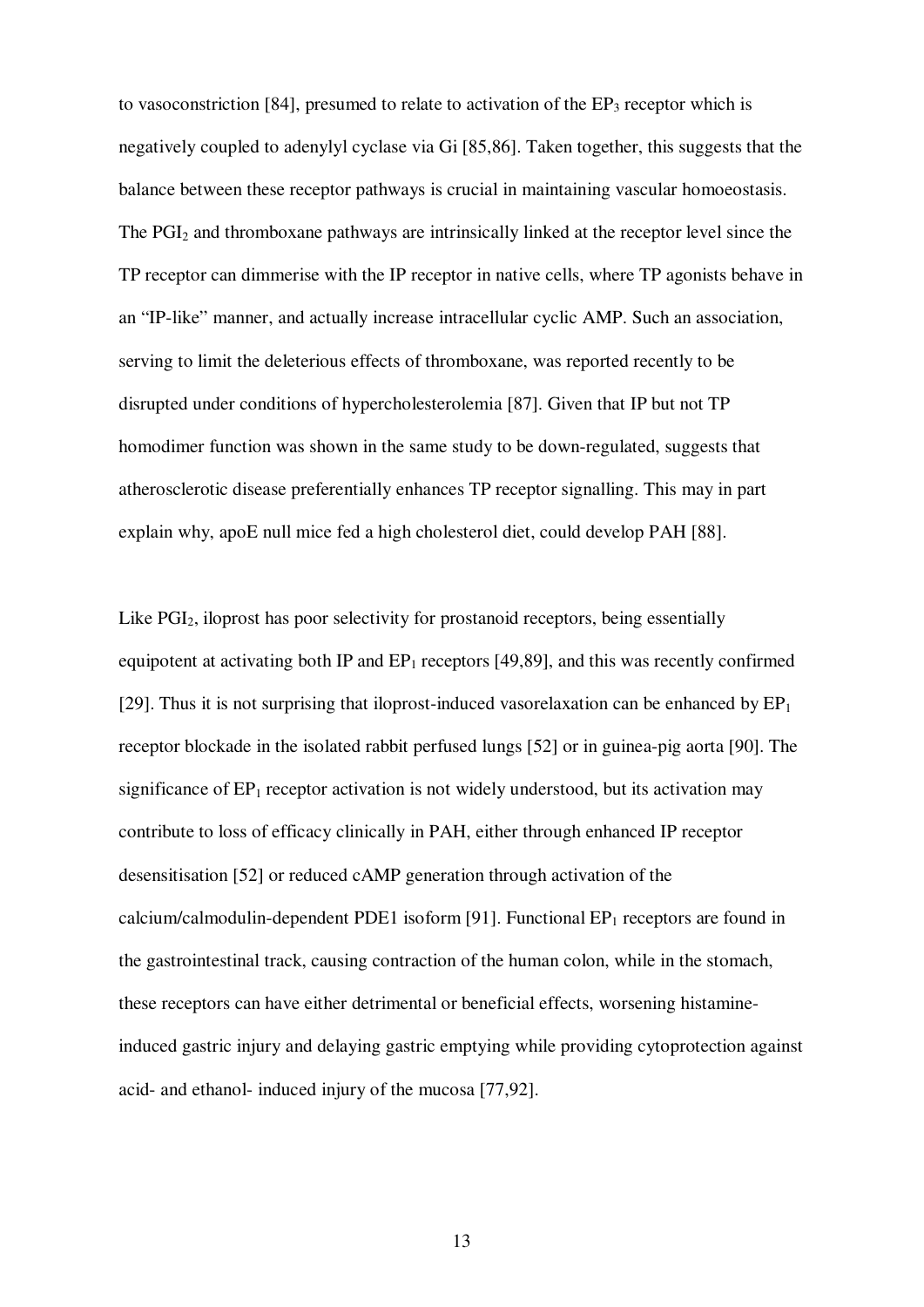to vasoconstriction [84], presumed to relate to activation of the $EP_3$ receptor which is negatively coupled to adenylyl cyclase via Gi [85,86]. Taken together, this suggests that the balance between these receptor pathways is crucial in maintaining vascular homoeostasis. The $PGI_2$ and thromboxane pathways are intrinsically linked at the receptor level since the TP receptor can dimmerise with the IP receptor in native cells, where TP agonists behave in an "IP-like" manner, and actually increase intracellular cyclic AMP. Such an association, serving to limit the deleterious effects of thromboxane, was reported recently to be disrupted under conditions of hypercholesterolemia [87]. Given that IP but not TP homodimer function was shown in the same study to be down-regulated, suggests that atherosclerotic disease preferentially enhances TP receptor signalling. This may in part explain why, apoE null mice fed a high cholesterol diet, could develop PAH [88].

Like $PGI_2$, iloprost has poor selectivity for prostanoid receptors, being essentially equipotent at activating both IP and $EP_1$ receptors [49,89], and this was recently confirmed [29]. Thus it is not surprising that iloprost-induced vasorelaxation can be enhanced by $EP_1$ receptor blockade in the isolated rabbit perfused lungs [52] or in guinea-pig aorta [90]. The significance of $EP_1$ receptor activation is not widely understood, but its activation may contribute to loss of efficacy clinically in PAH, either through enhanced IP receptor desensitisation [52] or reduced cAMP generation through activation of the calcium/calmodulin-dependent PDE1 isoform [91]. Functional $EP_1$ receptors are found in the gastrointestinal track, causing contraction of the human colon, while in the stomach, these receptors can have either detrimental or beneficial effects, worsening histamine-induced gastric injury and delaying gastric emptying while providing cytoprotection against acid- and ethanol- induced injury of the mucosa [77,92].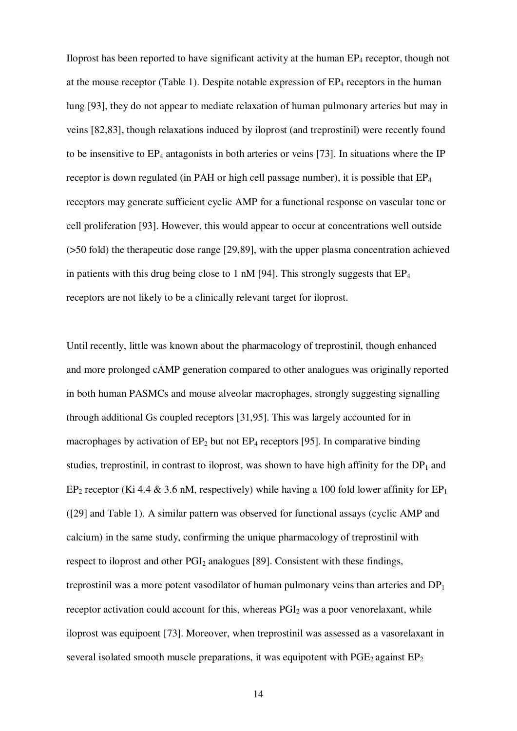Iloprost has been reported to have significant activity at the human $EP_4$ receptor, though not at the mouse receptor (Table 1). Despite notable expression of $EP_4$ receptors in the human lung [93], they do not appear to mediate relaxation of human pulmonary arteries but may in veins [82,83], though relaxations induced by iloprost (and treprostinil) were recently found to be insensitive to $EP_4$ antagonists in both arteries or veins [73]. In situations where the IP receptor is down regulated (in PAH or high cell passage number), it is possible that $EP_4$ receptors may generate sufficient cyclic AMP for a functional response on vascular tone or cell proliferation [93]. However, this would appear to occur at concentrations well outside (>50 fold) the therapeutic dose range [29,89], with the upper plasma concentration achieved in patients with this drug being close to 1 nM [94]. This strongly suggests that $EP_4$ receptors are not likely to be a clinically relevant target for iloprost.

Until recently, little was known about the pharmacology of treprostinil, though enhanced and more prolonged cAMP generation compared to other analogues was originally reported in both human PASMCs and mouse alveolar macrophages, strongly suggesting signalling through additional Gs coupled receptors [31,95]. This was largely accounted for in macrophages by activation of $EP_2$ but not $EP_4$ receptors [95]. In comparative binding studies, treprostinil, in contrast to iloprost, was shown to have high affinity for the $DP_1$ and $EP_2$ receptor (Ki 4.4 & 3.6 nM, respectively) while having a 100 fold lower affinity for $EP_1$ ([29] and Table 1). A similar pattern was observed for functional assays (cyclic AMP and calcium) in the same study, confirming the unique pharmacology of treprostinil with respect to iloprost and other $PGI_2$ analogues [89]. Consistent with these findings, treprostinil was a more potent vasodilator of human pulmonary veins than arteries and $DP_1$ receptor activation could account for this, whereas $PGI_2$ was a poor venorelaxant, while iloprost was equipoent [73]. Moreover, when treprostinil was assessed as a vasorelaxant in several isolated smooth muscle preparations, it was equipotent with $PGE_2$ against $EP_2$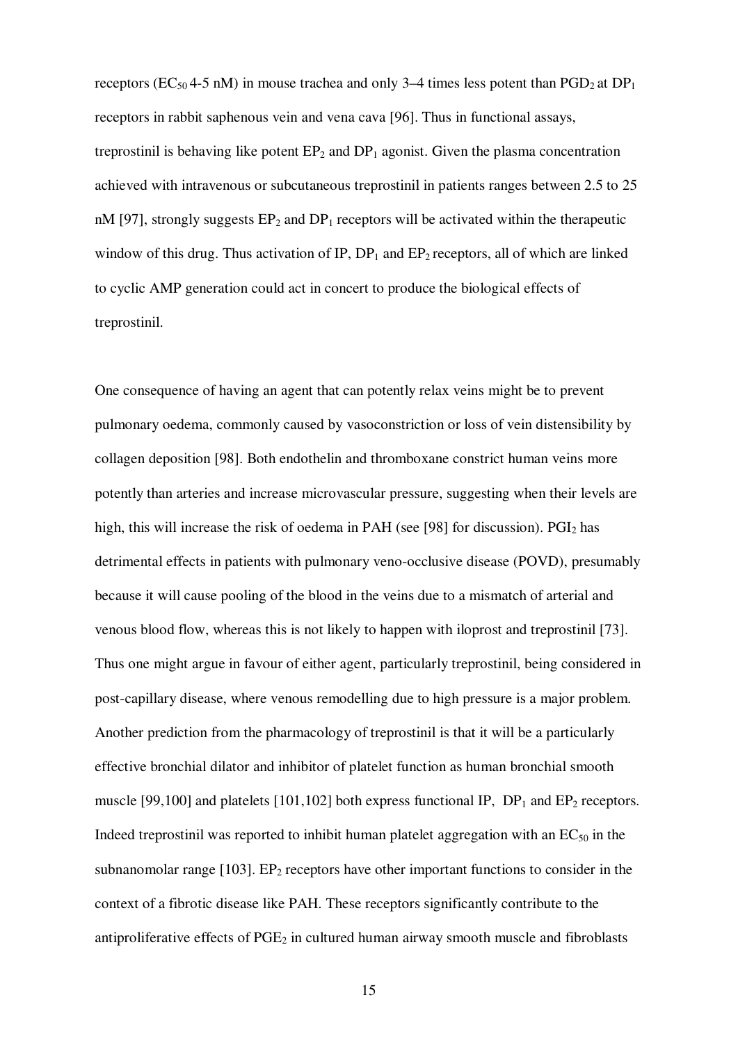receptors ($EC_{50}$ 4-5 nM) in mouse trachea and only 3–4 times less potent than $PGD_2$ at $DP_1$ receptors in rabbit saphenous vein and vena cava [96]. Thus in functional assays, treprostinil is behaving like potent $EP_2$ and $DP_1$ agonist. Given the plasma concentration achieved with intravenous or subcutaneous treprostinil in patients ranges between 2.5 to 25 nM [97], strongly suggests $EP_2$ and $DP_1$ receptors will be activated within the therapeutic window of this drug. Thus activation of IP, $DP_1$ and $EP_2$ receptors, all of which are linked to cyclic AMP generation could act in concert to produce the biological effects of treprostinil.

One consequence of having an agent that can potently relax veins might be to prevent pulmonary oedema, commonly caused by vasoconstriction or loss of vein distensibility by collagen deposition [98]. Both endothelin and thromboxane constrict human veins more potently than arteries and increase microvascular pressure, suggesting when their levels are high, this will increase the risk of oedema in PAH (see [98] for discussion). $PGI_2$ has detrimental effects in patients with pulmonary veno-occlusive disease (POVD), presumably because it will cause pooling of the blood in the veins due to a mismatch of arterial and venous blood flow, whereas this is not likely to happen with iloprost and treprostinil [73]. Thus one might argue in favour of either agent, particularly treprostinil, being considered in post-capillary disease, where venous remodelling due to high pressure is a major problem. Another prediction from the pharmacology of treprostinil is that it will be a particularly effective bronchial dilator and inhibitor of platelet function as human bronchial smooth muscle [99,100] and platelets [101,102] both express functional IP, $DP_1$ and $EP_2$ receptors. Indeed treprostinil was reported to inhibit human platelet aggregation with an $EC_{50}$ in the subnanomolar range [103]. $EP_2$ receptors have other important functions to consider in the context of a fibrotic disease like PAH. These receptors significantly contribute to the antiproliferative effects of $PGE_2$ in cultured human airway smooth muscle and fibroblasts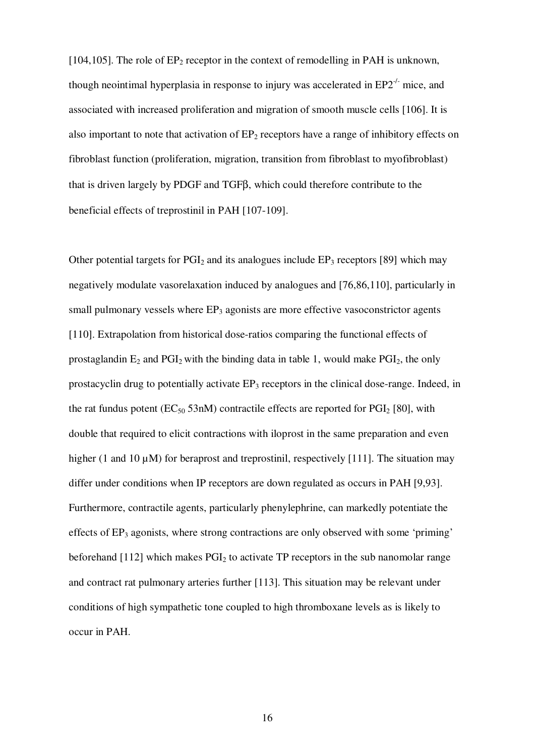[104,105]. The role of $EP_2$ receptor in the context of remodelling in PAH is unknown, though neointimal hyperplasia in response to injury was accelerated in $EP2^{-/-}$ mice, and associated with increased proliferation and migration of smooth muscle cells [106]. It is also important to note that activation of $EP_2$ receptors have a range of inhibitory effects on fibroblast function (proliferation, migration, transition from fibroblast to myofibroblast) that is driven largely by PDGF and TGFβ, which could therefore contribute to the beneficial effects of treprostinil in PAH [107-109].

Other potential targets for $PGI_2$ and its analogues include $EP_3$ receptors [89] which may negatively modulate vasorelaxation induced by analogues and [76,86,110], particularly in small pulmonary vessels where $EP_3$ agonists are more effective vasoconstrictor agents [110]. Extrapolation from historical dose-ratios comparing the functional effects of prostaglandin $E_2$ and $PGI_2$ with the binding data in table 1, would make $PGI_2$, the only prostacyclin drug to potentially activate $EP_3$ receptors in the clinical dose-range. Indeed, in the rat fundus potent ($EC_{50}$ 53nM) contractile effects are reported for $PGI_2$ [80], with double that required to elicit contractions with iloprost in the same preparation and even higher (1 and 10 µM) for beraprost and treprostinil, respectively [111]. The situation may differ under conditions when IP receptors are down regulated as occurs in PAH [9,93]. Furthermore, contractile agents, particularly phenylephrine, can markedly potentiate the effects of $EP_3$ agonists, where strong contractions are only observed with some 'priming' beforehand [112] which makes $PGI_2$ to activate TP receptors in the sub nanomolar range and contract rat pulmonary arteries further [113]. This situation may be relevant under conditions of high sympathetic tone coupled to high thromboxane levels as is likely to occur in PAH.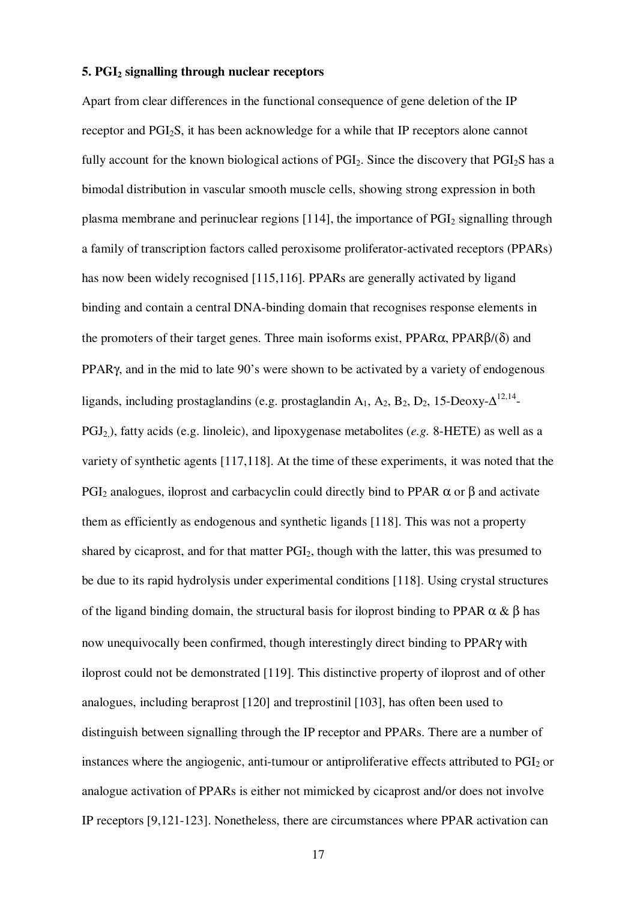### 5. $PGI_2$ signalling through nuclear receptors

Apart from clear differences in the functional consequence of gene deletion of the IP receptor and $PGI_2S$, it has been acknowledge for a while that IP receptors alone cannot fully account for the known biological actions of $PGI_2$. Since the discovery that $PGI_2S$ has a bimodal distribution in vascular smooth muscle cells, showing strong expression in both plasma membrane and perinuclear regions [114], the importance of $PGI_2$ signalling through a family of transcription factors called peroxisome proliferator-activated receptors (PPARs) has now been widely recognised [115,116]. PPARs are generally activated by ligand binding and contain a central DNA-binding domain that recognises response elements in the promoters of their target genes. Three main isoforms exist, PPARα, PPARβ/(δ) and PPARγ, and in the mid to late 90's were shown to be activated by a variety of endogenous ligands, including prostaglandins (e.g. prostaglandin $A_1$, $A_2$, $B_2$, $D_2$, 15-Deoxy-$\Delta^{12,14}$-$PGJ_2$), fatty acids (e.g. linoleic), and lipoxygenase metabolites (*e.g.* 8-HETE) as well as a variety of synthetic agents [117,118]. At the time of these experiments, it was noted that the $PGI_2$ analogues, iloprost and carbacyclin could directly bind to PPAR α or β and activate them as efficiently as endogenous and synthetic ligands [118]. This was not a property shared by cicaprost, and for that matter $PGI_2$, though with the latter, this was presumed to be due to its rapid hydrolysis under experimental conditions [118]. Using crystal structures of the ligand binding domain, the structural basis for iloprost binding to PPAR α & β has now unequivocally been confirmed, though interestingly direct binding to PPARγ with iloprost could not be demonstrated [119]. This distinctive property of iloprost and of other analogues, including beraprost [120] and treprostinil [103], has often been used to distinguish between signalling through the IP receptor and PPARs. There are a number of instances where the angiogenic, anti-tumour or antiproliferative effects attributed to $PGI_2$ or analogue activation of PPARs is either not mimicked by cicaprost and/or does not involve IP receptors [9,121-123]. Nonetheless, there are circumstances where PPAR activation can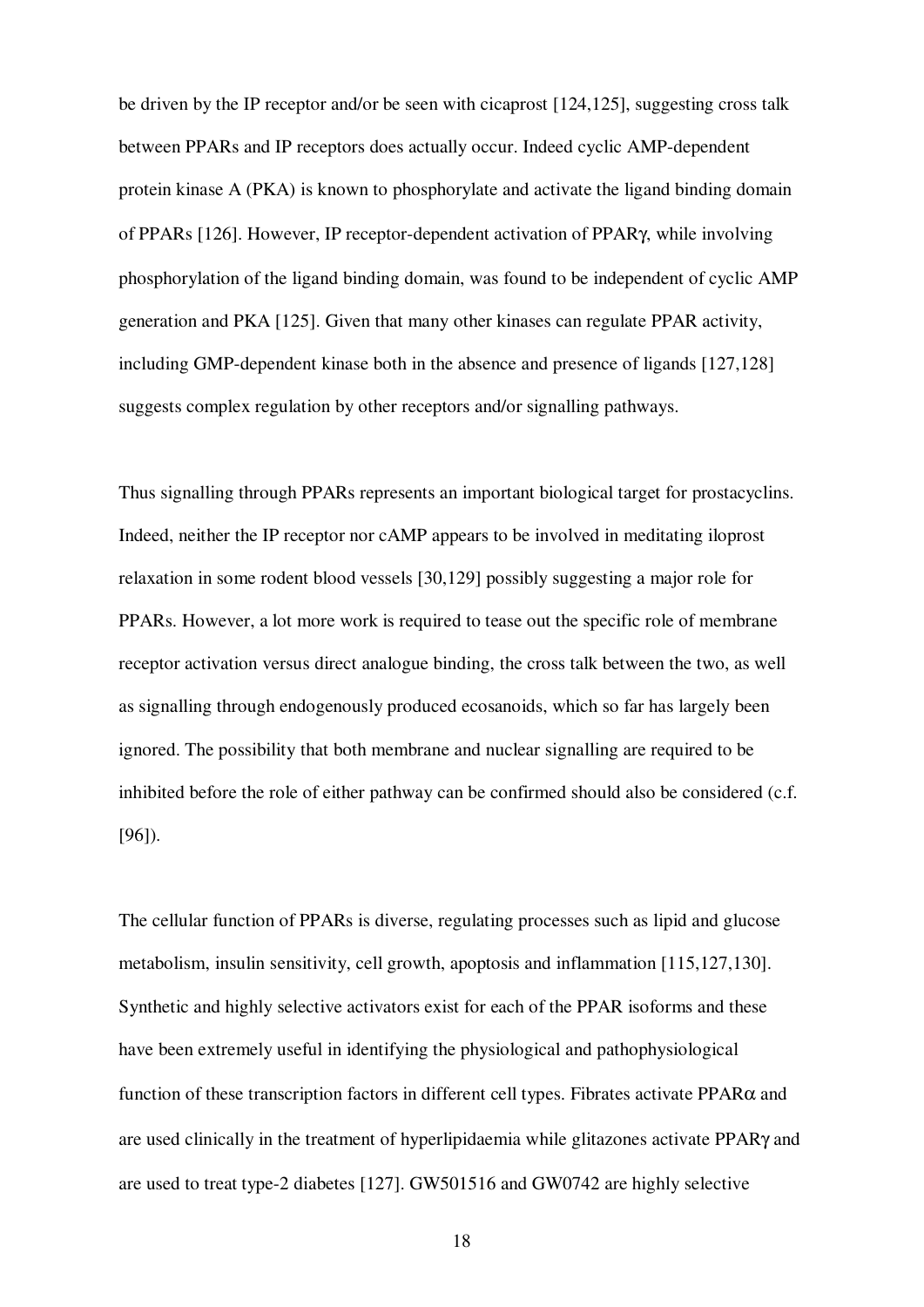be driven by the IP receptor and/or be seen with cicaprost [124,125], suggesting cross talk between PPARs and IP receptors does actually occur. Indeed cyclic AMP-dependent protein kinase A (PKA) is known to phosphorylate and activate the ligand binding domain of PPARs [126]. However, IP receptor-dependent activation of PPARγ, while involving phosphorylation of the ligand binding domain, was found to be independent of cyclic AMP generation and PKA [125]. Given that many other kinases can regulate PPAR activity, including GMP-dependent kinase both in the absence and presence of ligands [127,128] suggests complex regulation by other receptors and/or signalling pathways.

Thus signalling through PPARs represents an important biological target for prostacyclins. Indeed, neither the IP receptor nor cAMP appears to be involved in meditating iloprost relaxation in some rodent blood vessels [30,129] possibly suggesting a major role for PPARs. However, a lot more work is required to tease out the specific role of membrane receptor activation versus direct analogue binding, the cross talk between the two, as well as signalling through endogenously produced ecosanoids, which so far has largely been ignored. The possibility that both membrane and nuclear signalling are required to be inhibited before the role of either pathway can be confirmed should also be considered (c.f. [96]).

The cellular function of PPARs is diverse, regulating processes such as lipid and glucose metabolism, insulin sensitivity, cell growth, apoptosis and inflammation [115,127,130]. Synthetic and highly selective activators exist for each of the PPAR isoforms and these have been extremely useful in identifying the physiological and pathophysiological function of these transcription factors in different cell types. Fibrates activate PPARα and are used clinically in the treatment of hyperlipidaemia while glitazones activate PPARγ and are used to treat type-2 diabetes [127]. GW501516 and GW0742 are highly selective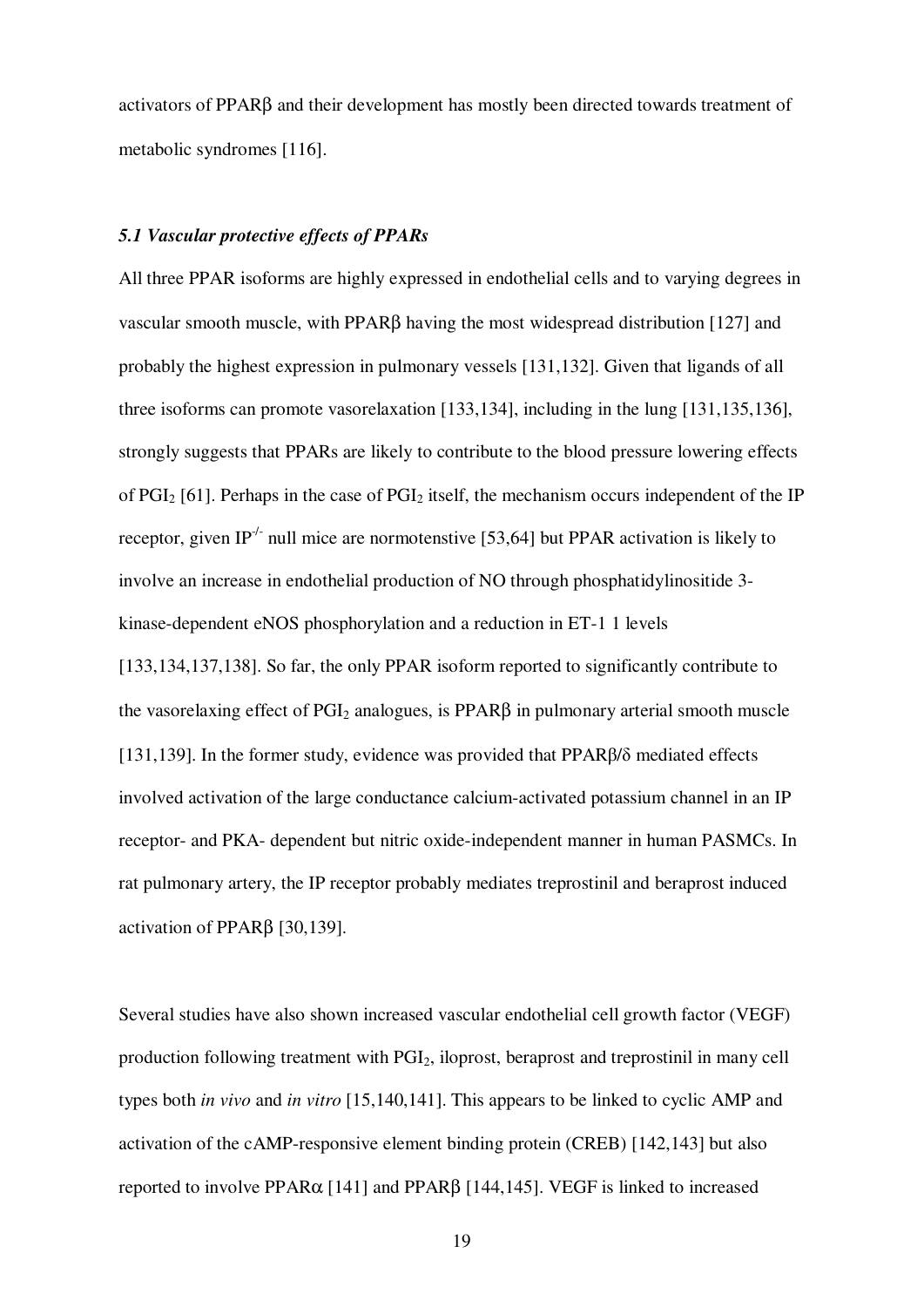activators of PPARβ and their development has mostly been directed towards treatment of metabolic syndromes [116].

### *5.1 Vascular protective effects of PPARs*

All three PPAR isoforms are highly expressed in endothelial cells and to varying degrees in vascular smooth muscle, with PPARβ having the most widespread distribution [127] and probably the highest expression in pulmonary vessels [131,132]. Given that ligands of all three isoforms can promote vasorelaxation [133,134], including in the lung [131,135,136], strongly suggests that PPARs are likely to contribute to the blood pressure lowering effects of $PGI_2$ [61]. Perhaps in the case of $PGI_2$ itself, the mechanism occurs independent of the IP receptor, given $IP^{-/-}$ null mice are normotenstive [53,64] but PPAR activation is likely to involve an increase in endothelial production of NO through phosphatidylinositide 3-kinase-dependent eNOS phosphorylation and a reduction in ET-1 1 levels [133,134,137,138]. So far, the only PPAR isoform reported to significantly contribute to the vasorelaxing effect of $PGI_2$ analogues, is PPARβ in pulmonary arterial smooth muscle [131,139]. In the former study, evidence was provided that PPARβ/δ mediated effects involved activation of the large conductance calcium-activated potassium channel in an IP receptor- and PKA- dependent but nitric oxide-independent manner in human PASMCs. In rat pulmonary artery, the IP receptor probably mediates treprostinil and beraprost induced activation of PPARβ [30,139].

Several studies have also shown increased vascular endothelial cell growth factor (VEGF) production following treatment with $PGI_2$, iloprost, beraprost and treprostinil in many cell types both *in vivo* and *in vitro* [15,140,141]. This appears to be linked to cyclic AMP and activation of the cAMP-responsive element binding protein (CREB) [142,143] but also reported to involve PPARα [141] and PPARβ [144,145]. VEGF is linked to increased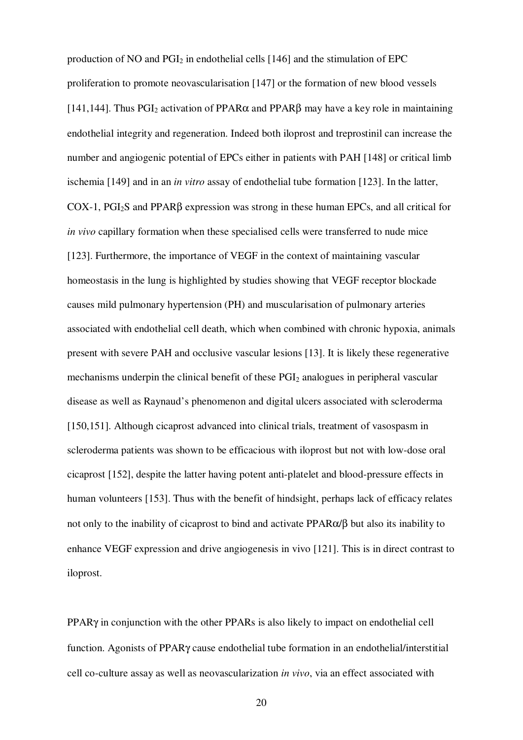production of NO and $PGI_2$ in endothelial cells [146] and the stimulation of EPC proliferation to promote neovascularisation [147] or the formation of new blood vessels [141,144]. Thus $PGI_2$ activation of PPARα and PPARβ may have a key role in maintaining endothelial integrity and regeneration. Indeed both iloprost and treprostinil can increase the number and angiogenic potential of EPCs either in patients with PAH [148] or critical limb ischemia [149] and in an *in vitro* assay of endothelial tube formation [123]. In the latter, COX-1, $PGI_2S$ and PPARβ expression was strong in these human EPCs, and all critical for *in vivo* capillary formation when these specialised cells were transferred to nude mice [123]. Furthermore, the importance of VEGF in the context of maintaining vascular homeostasis in the lung is highlighted by studies showing that VEGF receptor blockade causes mild pulmonary hypertension (PH) and muscularisation of pulmonary arteries associated with endothelial cell death, which when combined with chronic hypoxia, animals present with severe PAH and occlusive vascular lesions [13]. It is likely these regenerative mechanisms underpin the clinical benefit of these $PGI_2$ analogues in peripheral vascular disease as well as Raynaud's phenomenon and digital ulcers associated with scleroderma [150,151]. Although cicaprost advanced into clinical trials, treatment of vasospasm in scleroderma patients was shown to be efficacious with iloprost but not with low-dose oral cicaprost [152], despite the latter having potent anti-platelet and blood-pressure effects in human volunteers [153]. Thus with the benefit of hindsight, perhaps lack of efficacy relates not only to the inability of cicaprost to bind and activate PPARα/β but also its inability to enhance VEGF expression and drive angiogenesis in vivo [121]. This is in direct contrast to iloprost.

PPARγ in conjunction with the other PPARs is also likely to impact on endothelial cell function. Agonists of PPARγ cause endothelial tube formation in an endothelial/interstitial cell co-culture assay as well as neovascularization *in vivo*, via an effect associated with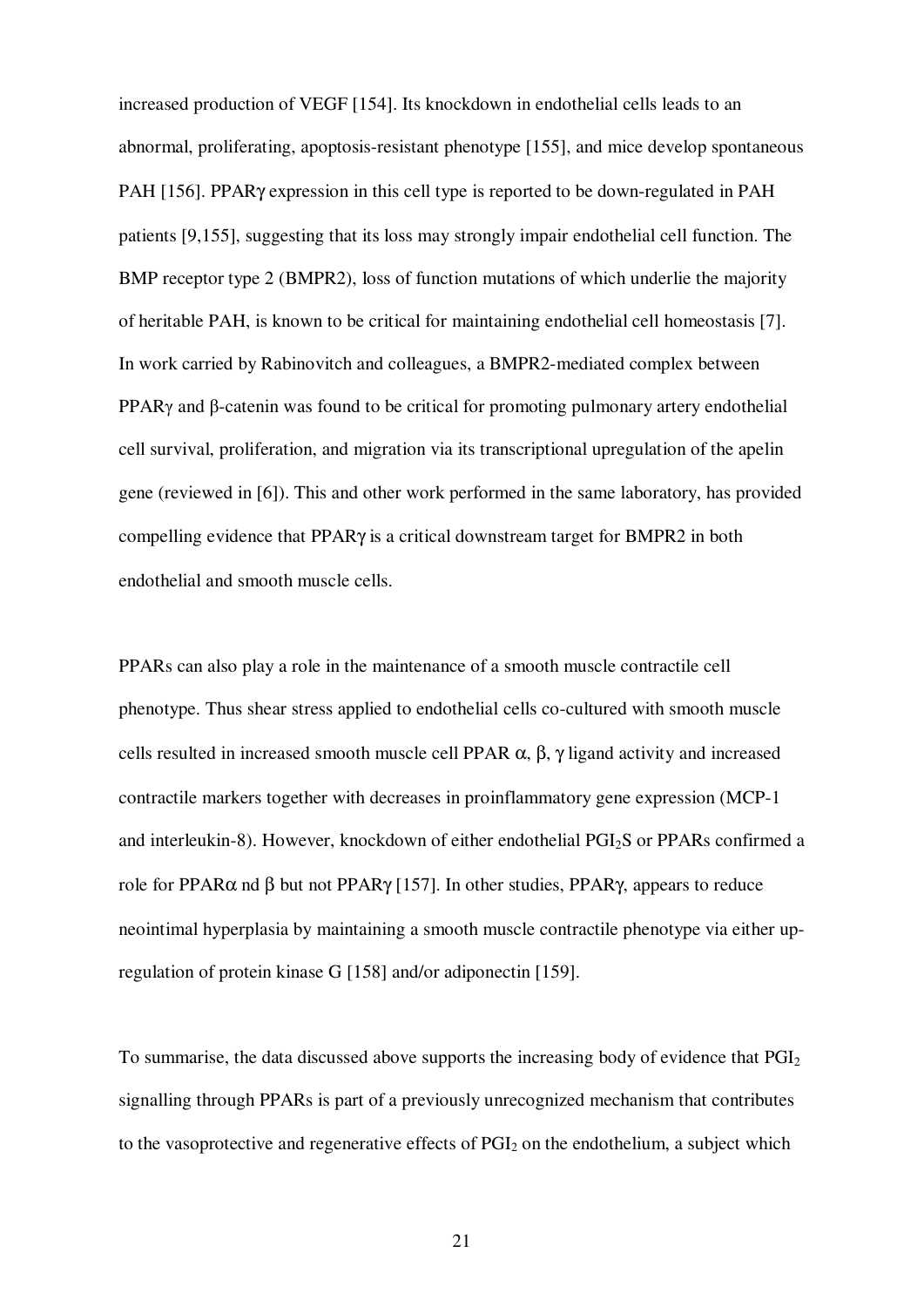increased production of VEGF [154]. Its knockdown in endothelial cells leads to an abnormal, proliferating, apoptosis-resistant phenotype [155], and mice develop spontaneous PAH [156]. PPARγ expression in this cell type is reported to be down-regulated in PAH patients [9,155], suggesting that its loss may strongly impair endothelial cell function. The BMP receptor type 2 (BMPR2), loss of function mutations of which underlie the majority of heritable PAH, is known to be critical for maintaining endothelial cell homeostasis [7]. In work carried by Rabinovitch and colleagues, a BMPR2-mediated complex between PPARγ and β-catenin was found to be critical for promoting pulmonary artery endothelial cell survival, proliferation, and migration via its transcriptional upregulation of the apelin gene (reviewed in [6]). This and other work performed in the same laboratory, has provided compelling evidence that PPARγ is a critical downstream target for BMPR2 in both endothelial and smooth muscle cells.

PPARs can also play a role in the maintenance of a smooth muscle contractile cell phenotype. Thus shear stress applied to endothelial cells co-cultured with smooth muscle cells resulted in increased smooth muscle cell PPAR α, β, γ ligand activity and increased contractile markers together with decreases in proinflammatory gene expression (MCP-1 and interleukin-8). However, knockdown of either endothelial $PGI_2S$ or PPARs confirmed a role for PPARα nd β but not PPARγ [157]. In other studies, PPARγ, appears to reduce neointimal hyperplasia by maintaining a smooth muscle contractile phenotype via either up-regulation of protein kinase G [158] and/or adiponectin [159].

To summarise, the data discussed above supports the increasing body of evidence that $PGI_2$ signalling through PPARs is part of a previously unrecognized mechanism that contributes to the vasoprotective and regenerative effects of $PGI_2$ on the endothelium, a subject which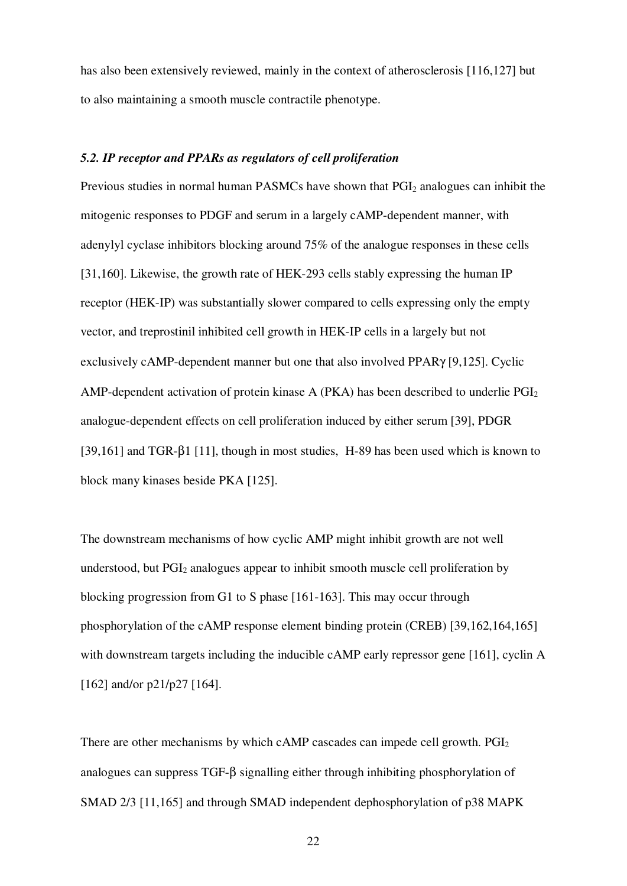has also been extensively reviewed, mainly in the context of atherosclerosis [116,127] but to also maintaining a smooth muscle contractile phenotype.

### *5.2. IP receptor and PPARs as regulators of cell proliferation*

Previous studies in normal human PASMCs have shown that $PGI_2$ analogues can inhibit the mitogenic responses to PDGF and serum in a largely cAMP-dependent manner, with adenylyl cyclase inhibitors blocking around 75% of the analogue responses in these cells [31,160]. Likewise, the growth rate of HEK-293 cells stably expressing the human IP receptor (HEK-IP) was substantially slower compared to cells expressing only the empty vector, and treprostinil inhibited cell growth in HEK-IP cells in a largely but not exclusively cAMP-dependent manner but one that also involved PPARγ [9,125]. Cyclic AMP-dependent activation of protein kinase A (PKA) has been described to underlie $PGI_2$ analogue-dependent effects on cell proliferation induced by either serum [39], PDGR [39,161] and TGR-β1 [11], though in most studies, H-89 has been used which is known to block many kinases beside PKA [125].

The downstream mechanisms of how cyclic AMP might inhibit growth are not well understood, but $PGI_2$ analogues appear to inhibit smooth muscle cell proliferation by blocking progression from G1 to S phase [161-163]. This may occur through phosphorylation of the cAMP response element binding protein (CREB) [39,162,164,165] with downstream targets including the inducible cAMP early repressor gene [161], cyclin A [162] and/or p21/p27 [164].

There are other mechanisms by which cAMP cascades can impede cell growth. $PGI_2$ analogues can suppress TGF-β signalling either through inhibiting phosphorylation of SMAD 2/3 [11,165] and through SMAD independent dephosphorylation of p38 MAPK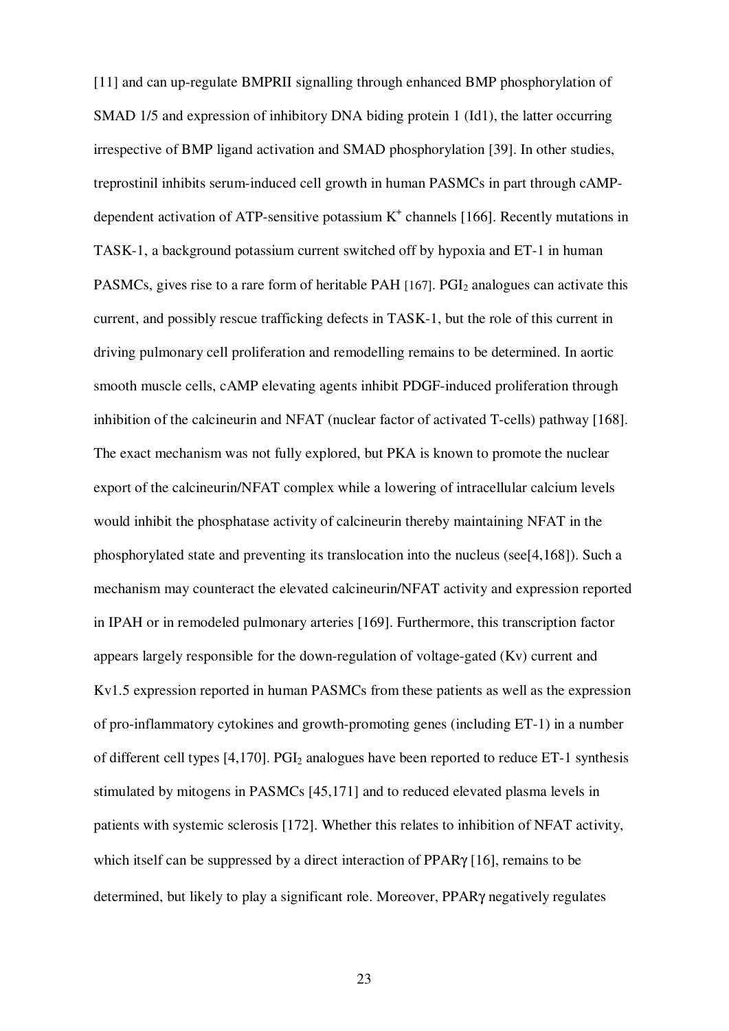[11] and can up-regulate BMPRII signalling through enhanced BMP phosphorylation of SMAD 1/5 and expression of inhibitory DNA biding protein 1 (Id1), the latter occurring irrespective of BMP ligand activation and SMAD phosphorylation [39]. In other studies, treprostinil inhibits serum-induced cell growth in human PASMCs in part through cAMP-dependent activation of ATP-sensitive potassium $K^+$ channels [166]. Recently mutations in TASK-1, a background potassium current switched off by hypoxia and ET-1 in human PASMCs, gives rise to a rare form of heritable PAH [167]. $PGI_2$ analogues can activate this current, and possibly rescue trafficking defects in TASK-1, but the role of this current in driving pulmonary cell proliferation and remodelling remains to be determined. In aortic smooth muscle cells, cAMP elevating agents inhibit PDGF-induced proliferation through inhibition of the calcineurin and NFAT (nuclear factor of activated T-cells) pathway [168]. The exact mechanism was not fully explored, but PKA is known to promote the nuclear export of the calcineurin/NFAT complex while a lowering of intracellular calcium levels would inhibit the phosphatase activity of calcineurin thereby maintaining NFAT in the phosphorylated state and preventing its translocation into the nucleus (see[4,168]). Such a mechanism may counteract the elevated calcineurin/NFAT activity and expression reported in IPAH or in remodeled pulmonary arteries [169]. Furthermore, this transcription factor appears largely responsible for the down-regulation of voltage-gated (Kv) current and Kv1.5 expression reported in human PASMCs from these patients as well as the expression of pro-inflammatory cytokines and growth-promoting genes (including ET-1) in a number of different cell types [4,170]. $PGI_2$ analogues have been reported to reduce ET-1 synthesis stimulated by mitogens in PASMCs [45,171] and to reduced elevated plasma levels in patients with systemic sclerosis [172]. Whether this relates to inhibition of NFAT activity, which itself can be suppressed by a direct interaction of PPARγ [16], remains to be determined, but likely to play a significant role. Moreover, PPARγ negatively regulates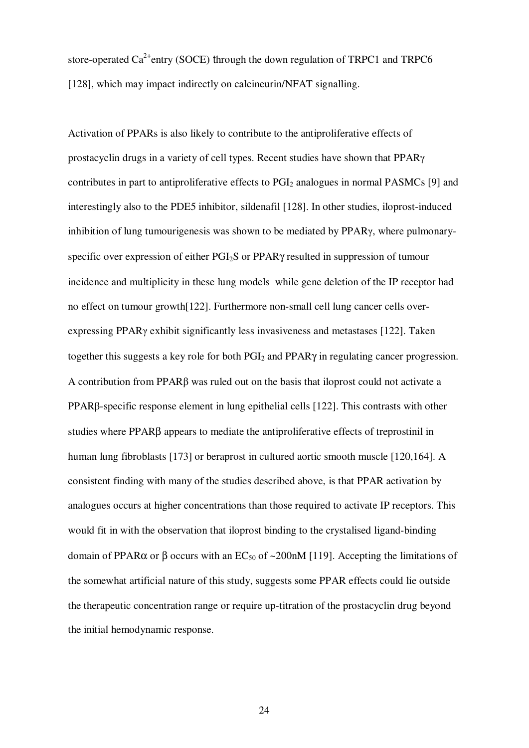store-operated $Ca^{2+}$entry (SOCE) through the down regulation of TRPC1 and TRPC6 [128], which may impact indirectly on calcineurin/NFAT signalling.

Activation of PPARs is also likely to contribute to the antiproliferative effects of prostacyclin drugs in a variety of cell types. Recent studies have shown that PPARγ contributes in part to antiproliferative effects to $PGI_2$ analogues in normal PASMCs [9] and interestingly also to the PDE5 inhibitor, sildenafil [128]. In other studies, iloprost-induced inhibition of lung tumourigenesis was shown to be mediated by PPARγ, where pulmonary-specific over expression of either $PGI_2S$ or PPARγ resulted in suppression of tumour incidence and multiplicity in these lung models while gene deletion of the IP receptor had no effect on tumour growth[122]. Furthermore non-small cell lung cancer cells over-expressing PPARγ exhibit significantly less invasiveness and metastases [122]. Taken together this suggests a key role for both $PGI_2$ and PPARγ in regulating cancer progression. A contribution from PPARβ was ruled out on the basis that iloprost could not activate a PPARβ-specific response element in lung epithelial cells [122]. This contrasts with other studies where PPARβ appears to mediate the antiproliferative effects of treprostinil in human lung fibroblasts [173] or beraprost in cultured aortic smooth muscle [120,164]. A consistent finding with many of the studies described above, is that PPAR activation by analogues occurs at higher concentrations than those required to activate IP receptors. This would fit in with the observation that iloprost binding to the crystalised ligand-binding domain of PPARα or β occurs with an $EC_{50}$ of ~200nM [119]. Accepting the limitations of the somewhat artificial nature of this study, suggests some PPAR effects could lie outside the therapeutic concentration range or require up-titration of the prostacyclin drug beyond the initial hemodynamic response.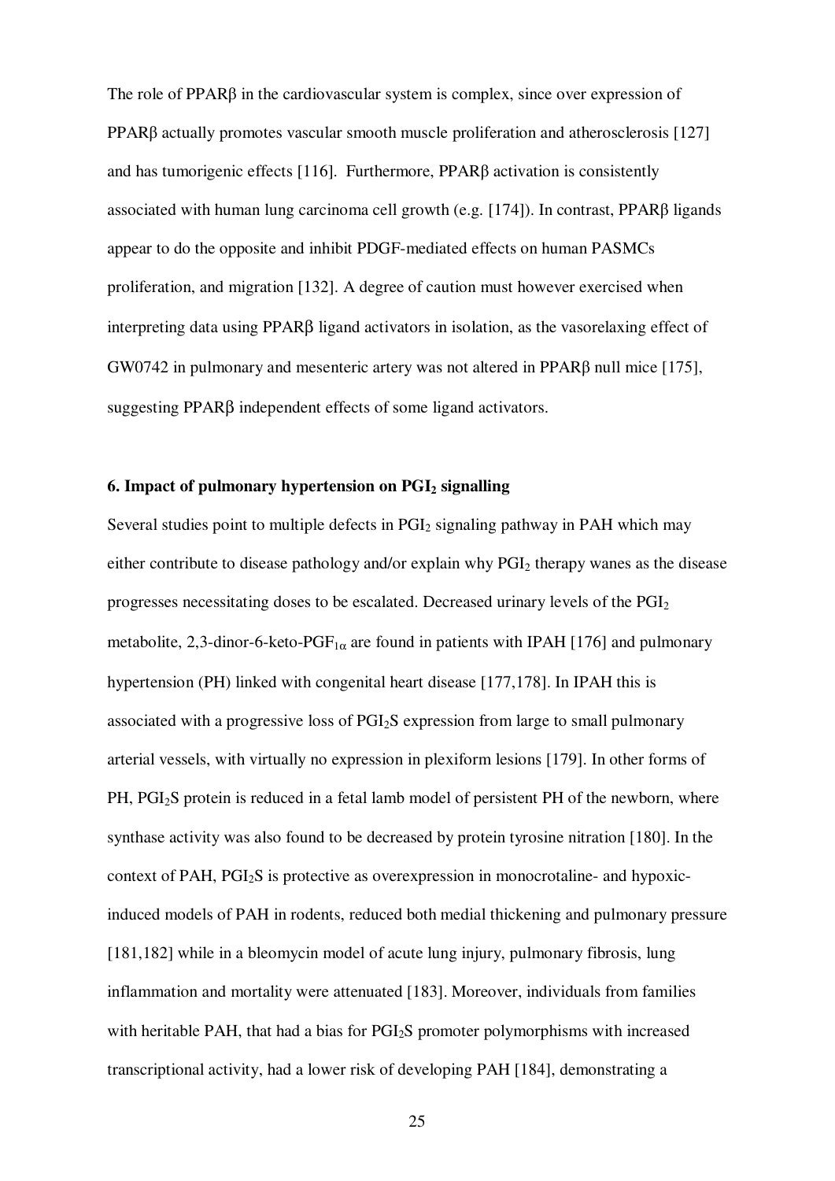The role of PPARβ in the cardiovascular system is complex, since over expression of PPARβ actually promotes vascular smooth muscle proliferation and atherosclerosis [127] and has tumorigenic effects [116]. Furthermore, PPARβ activation is consistently associated with human lung carcinoma cell growth (e.g. [174]). In contrast, PPARβ ligands appear to do the opposite and inhibit PDGF-mediated effects on human PASMCs proliferation, and migration [132]. A degree of caution must however exercised when interpreting data using PPARβ ligand activators in isolation, as the vasorelaxing effect of GW0742 in pulmonary and mesenteric artery was not altered in PPARβ null mice [175], suggesting PPARβ independent effects of some ligand activators.

### 6. Impact of pulmonary hypertension on $PGI_2$ signalling

Several studies point to multiple defects in $PGI_2$ signaling pathway in PAH which may either contribute to disease pathology and/or explain why $PGI_2$ therapy wanes as the disease progresses necessitating doses to be escalated. Decreased urinary levels of the $PGI_2$ metabolite, 2,3-dinor-6-keto-$PGF_{1\alpha}$ are found in patients with IPAH [176] and pulmonary hypertension (PH) linked with congenital heart disease [177,178]. In IPAH this is associated with a progressive loss of $PGI_2S$ expression from large to small pulmonary arterial vessels, with virtually no expression in plexiform lesions [179]. In other forms of PH, $PGI_2S$ protein is reduced in a fetal lamb model of persistent PH of the newborn, where synthase activity was also found to be decreased by protein tyrosine nitration [180]. In the context of PAH, $PGI_2S$ is protective as overexpression in monocrotaline- and hypoxic-induced models of PAH in rodents, reduced both medial thickening and pulmonary pressure [181,182] while in a bleomycin model of acute lung injury, pulmonary fibrosis, lung inflammation and mortality were attenuated [183]. Moreover, individuals from families with heritable PAH, that had a bias for $PGI_2S$ promoter polymorphisms with increased transcriptional activity, had a lower risk of developing PAH [184], demonstrating a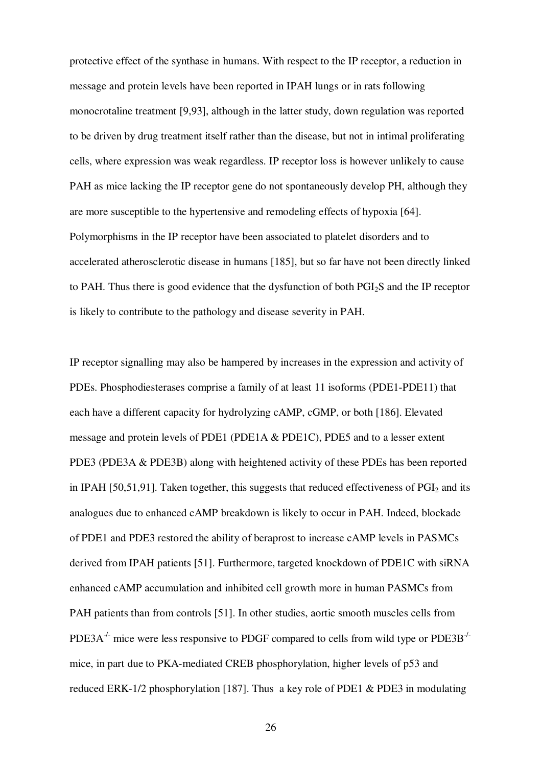protective effect of the synthase in humans. With respect to the IP receptor, a reduction in message and protein levels have been reported in IPAH lungs or in rats following monocrotaline treatment [9,93], although in the latter study, down regulation was reported to be driven by drug treatment itself rather than the disease, but not in intimal proliferating cells, where expression was weak regardless. IP receptor loss is however unlikely to cause PAH as mice lacking the IP receptor gene do not spontaneously develop PH, although they are more susceptible to the hypertensive and remodeling effects of hypoxia [64]. Polymorphisms in the IP receptor have been associated to platelet disorders and to accelerated atherosclerotic disease in humans [185], but so far have not been directly linked to PAH. Thus there is good evidence that the dysfunction of both $PGI_2S$ and the IP receptor is likely to contribute to the pathology and disease severity in PAH.

IP receptor signalling may also be hampered by increases in the expression and activity of PDEs. Phosphodiesterases comprise a family of at least 11 isoforms (PDE1-PDE11) that each have a different capacity for hydrolyzing cAMP, cGMP, or both [186]. Elevated message and protein levels of PDE1 (PDE1A & PDE1C), PDE5 and to a lesser extent PDE3 (PDE3A & PDE3B) along with heightened activity of these PDEs has been reported in IPAH [50,51,91]. Taken together, this suggests that reduced effectiveness of $PGI_2$ and its analogues due to enhanced cAMP breakdown is likely to occur in PAH. Indeed, blockade of PDE1 and PDE3 restored the ability of beraprost to increase cAMP levels in PASMCs derived from IPAH patients [51]. Furthermore, targeted knockdown of PDE1C with siRNA enhanced cAMP accumulation and inhibited cell growth more in human PASMCs from PAH patients than from controls [51]. In other studies, aortic smooth muscles cells from $PDE3A^{-/-}$ mice were less responsive to PDGF compared to cells from wild type or $PDE3B^{-/-}$ mice, in part due to PKA-mediated CREB phosphorylation, higher levels of p53 and reduced ERK-1/2 phosphorylation [187]. Thus a key role of PDE1 & PDE3 in modulating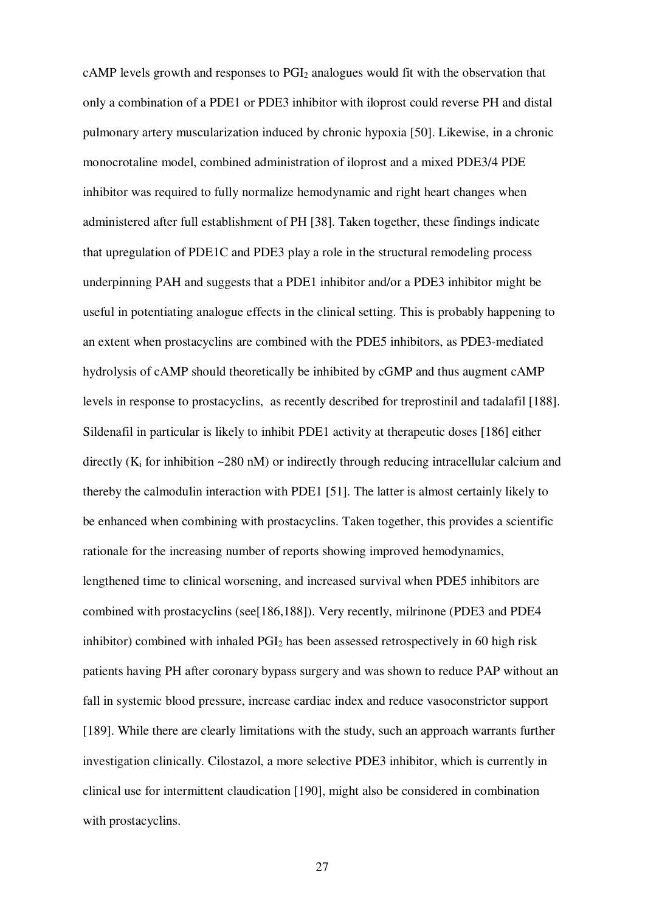cAMP levels growth and responses to $PGI_2$ analogues would fit with the observation that only a combination of a PDE1 or PDE3 inhibitor with iloprost could reverse PH and distal pulmonary artery muscularization induced by chronic hypoxia [50]. Likewise, in a chronic monocrotaline model, combined administration of iloprost and a mixed PDE3/4 PDE inhibitor was required to fully normalize hemodynamic and right heart changes when administered after full establishment of PH [38]. Taken together, these findings indicate that upregulation of PDE1C and PDE3 play a role in the structural remodeling process underpinning PAH and suggests that a PDE1 inhibitor and/or a PDE3 inhibitor might be useful in potentiating analogue effects in the clinical setting. This is probably happening to an extent when prostacyclins are combined with the PDE5 inhibitors, as PDE3-mediated hydrolysis of cAMP should theoretically be inhibited by cGMP and thus augment cAMP levels in response to prostacyclins, as recently described for treprostinil and tadalafil [188]. Sildenafil in particular is likely to inhibit PDE1 activity at therapeutic doses [186] either directly ($K_i$ for inhibition ~280 nM) or indirectly through reducing intracellular calcium and thereby the calmodulin interaction with PDE1 [51]. The latter is almost certainly likely to be enhanced when combining with prostacyclins. Taken together, this provides a scientific rationale for the increasing number of reports showing improved hemodynamics, lengthened time to clinical worsening, and increased survival when PDE5 inhibitors are combined with prostacyclins (see[186,188]). Very recently, milrinone (PDE3 and PDE4 inhibitor) combined with inhaled $PGI_2$ has been assessed retrospectively in 60 high risk patients having PH after coronary bypass surgery and was shown to reduce PAP without an fall in systemic blood pressure, increase cardiac index and reduce vasoconstrictor support [189]. While there are clearly limitations with the study, such an approach warrants further investigation clinically. Cilostazol, a more selective PDE3 inhibitor, which is currently in clinical use for intermittent claudication [190], might also be considered in combination with prostacyclins.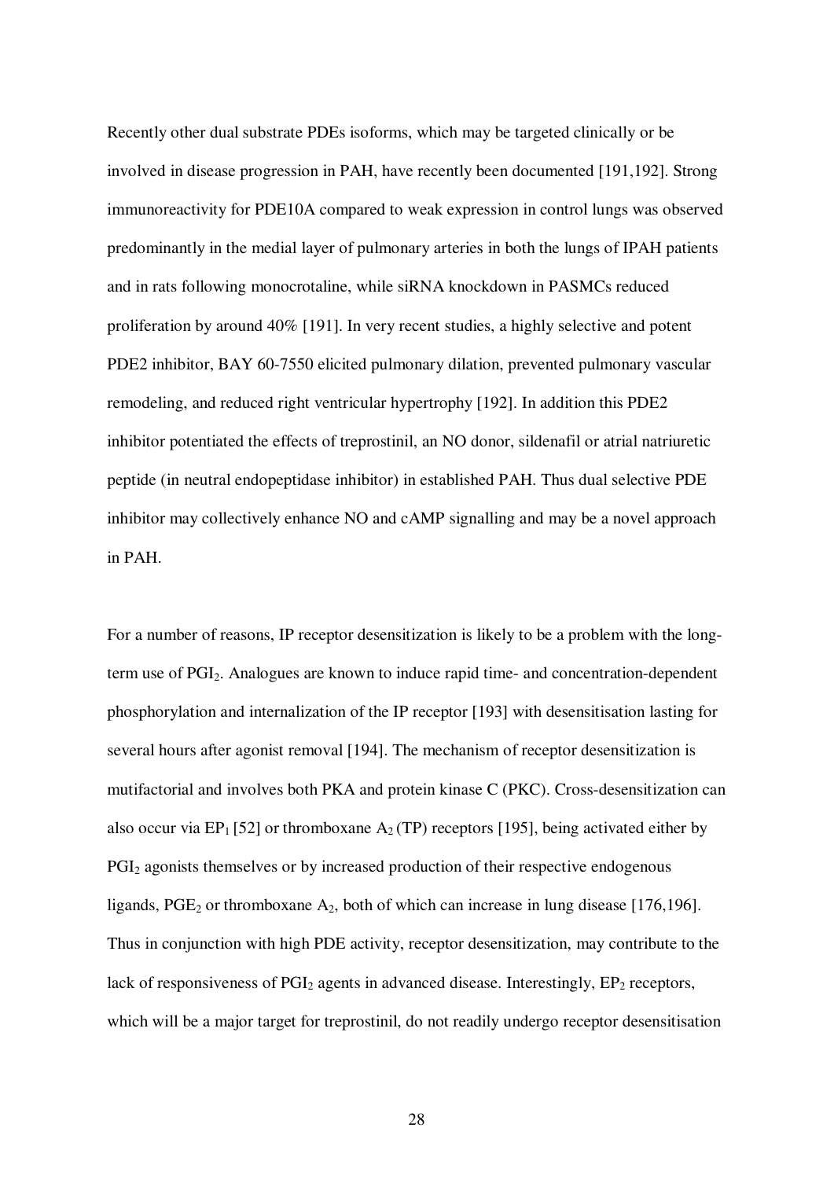Recently other dual substrate PDEs isoforms, which may be targeted clinically or be involved in disease progression in PAH, have recently been documented [191,192]. Strong immunoreactivity for PDE10A compared to weak expression in control lungs was observed predominantly in the medial layer of pulmonary arteries in both the lungs of IPAH patients and in rats following monocrotaline, while siRNA knockdown in PASMCs reduced proliferation by around 40% [191]. In very recent studies, a highly selective and potent PDE2 inhibitor, BAY 60-7550 elicited pulmonary dilation, prevented pulmonary vascular remodeling, and reduced right ventricular hypertrophy [192]. In addition this PDE2 inhibitor potentiated the effects of treprostinil, an NO donor, sildenafil or atrial natriuretic peptide (in neutral endopeptidase inhibitor) in established PAH. Thus dual selective PDE inhibitor may collectively enhance NO and cAMP signalling and may be a novel approach in PAH.

For a number of reasons, IP receptor desensitization is likely to be a problem with the long-term use of $PGI_2$. Analogues are known to induce rapid time- and concentration-dependent phosphorylation and internalization of the IP receptor [193] with desensitisation lasting for several hours after agonist removal [194]. The mechanism of receptor desensitization is mutifactorial and involves both PKA and protein kinase C (PKC). Cross-desensitization can also occur via $EP_1$ [52] or thromboxane $A_2$ (TP) receptors [195], being activated either by $PGI_2$ agonists themselves or by increased production of their respective endogenous ligands, $PGE_2$ or thromboxane $A_2$, both of which can increase in lung disease [176,196]. Thus in conjunction with high PDE activity, receptor desensitization, may contribute to the lack of responsiveness of $PGI_2$ agents in advanced disease. Interestingly, $EP_2$ receptors, which will be a major target for treprostinil, do not readily undergo receptor desensitisation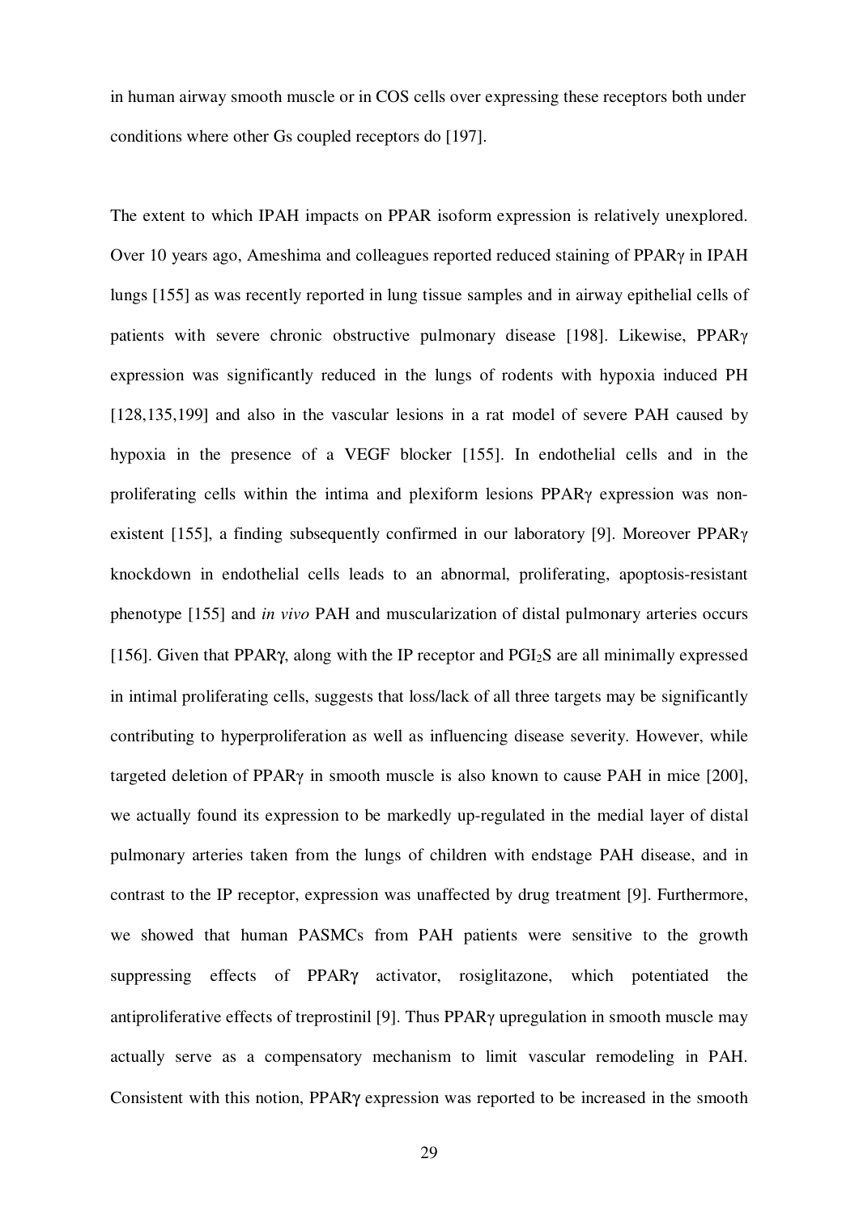in human airway smooth muscle or in COS cells over expressing these receptors both under conditions where other Gs coupled receptors do [197].

The extent to which IPAH impacts on PPAR isoform expression is relatively unexplored. Over 10 years ago, Ameshima and colleagues reported reduced staining of PPARγ in IPAH lungs [155] as was recently reported in lung tissue samples and in airway epithelial cells of patients with severe chronic obstructive pulmonary disease [198]. Likewise, PPARγ expression was significantly reduced in the lungs of rodents with hypoxia induced PH [128,135,199] and also in the vascular lesions in a rat model of severe PAH caused by hypoxia in the presence of a VEGF blocker [155]. In endothelial cells and in the proliferating cells within the intima and plexiform lesions PPARγ expression was non-existent [155], a finding subsequently confirmed in our laboratory [9]. Moreover PPARγ knockdown in endothelial cells leads to an abnormal, proliferating, apoptosis-resistant phenotype [155] and *in vivo* PAH and muscularization of distal pulmonary arteries occurs [156]. Given that PPARγ, along with the IP receptor and $PGI_2S$ are all minimally expressed in intimal proliferating cells, suggests that loss/lack of all three targets may be significantly contributing to hyperproliferation as well as influencing disease severity. However, while targeted deletion of PPARγ in smooth muscle is also known to cause PAH in mice [200], we actually found its expression to be markedly up-regulated in the medial layer of distal pulmonary arteries taken from the lungs of children with endstage PAH disease, and in contrast to the IP receptor, expression was unaffected by drug treatment [9]. Furthermore, we showed that human PASMCs from PAH patients were sensitive to the growth suppressing effects of PPARγ activator, rosiglitazone, which potentiated the antiproliferative effects of treprostinil [9]. Thus PPARγ upregulation in smooth muscle may actually serve as a compensatory mechanism to limit vascular remodeling in PAH. Consistent with this notion, PPARγ expression was reported to be increased in the smooth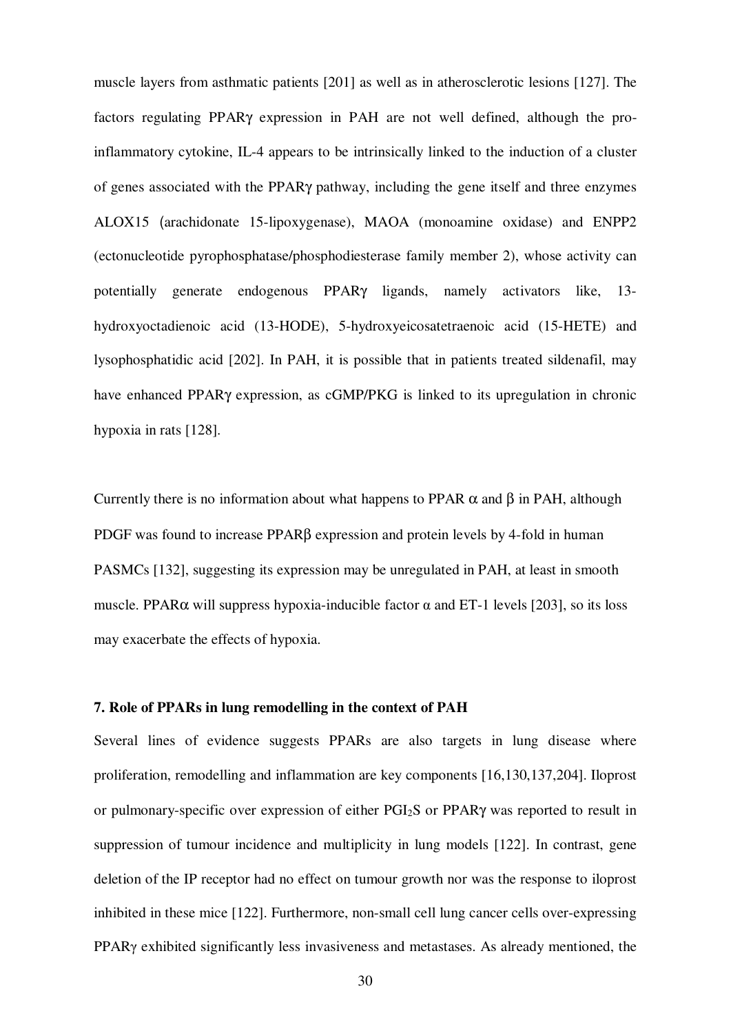muscle layers from asthmatic patients [201] as well as in atherosclerotic lesions [127]. The factors regulating PPARγ expression in PAH are not well defined, although the pro-inflammatory cytokine, IL-4 appears to be intrinsically linked to the induction of a cluster of genes associated with the PPARγ pathway, including the gene itself and three enzymes ALOX15 (arachidonate 15-lipoxygenase), MAOA (monoamine oxidase) and ENPP2 (ectonucleotide pyrophosphatase/phosphodiesterase family member 2), whose activity can potentially generate endogenous PPARγ ligands, namely activators like, 13-hydroxyoctadienoic acid (13-HODE), 5-hydroxyeicosatetraenoic acid (15-HETE) and lysophosphatidic acid [202]. In PAH, it is possible that in patients treated sildenafil, may have enhanced PPARγ expression, as cGMP/PKG is linked to its upregulation in chronic hypoxia in rats [128].

Currently there is no information about what happens to PPAR α and β in PAH, although PDGF was found to increase PPARβ expression and protein levels by 4-fold in human PASMCs [132], suggesting its expression may be unregulated in PAH, at least in smooth muscle. PPARα will suppress hypoxia-inducible factor α and ET-1 levels [203], so its loss may exacerbate the effects of hypoxia.

### 7. Role of PPARs in lung remodelling in the context of PAH

Several lines of evidence suggests PPARs are also targets in lung disease where proliferation, remodelling and inflammation are key components [16,130,137,204]. Iloprost or pulmonary-specific over expression of either $PGI_2S$ or PPARγ was reported to result in suppression of tumour incidence and multiplicity in lung models [122]. In contrast, gene deletion of the IP receptor had no effect on tumour growth nor was the response to iloprost inhibited in these mice [122]. Furthermore, non-small cell lung cancer cells over-expressing PPARγ exhibited significantly less invasiveness and metastases. As already mentioned, the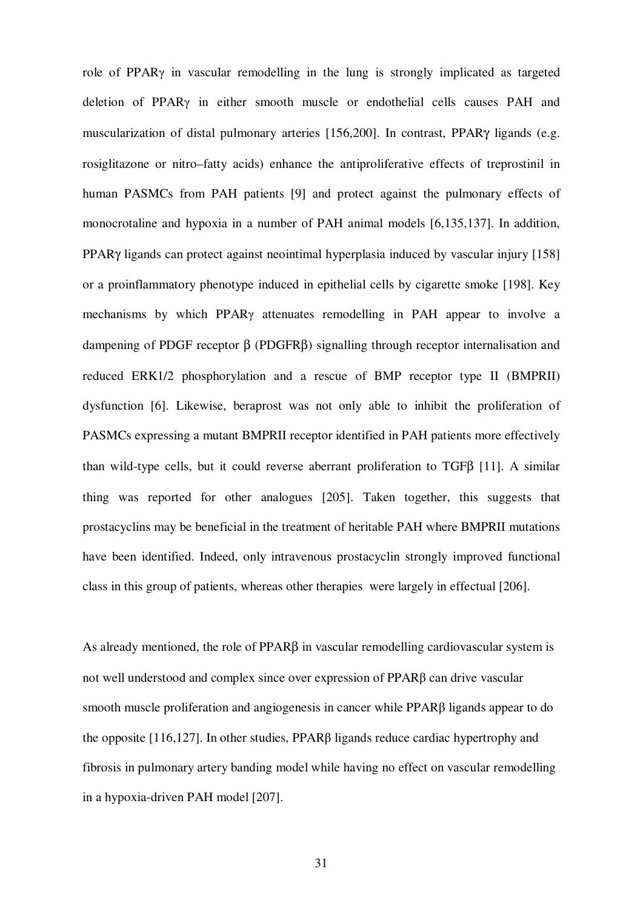role of PPARγ in vascular remodelling in the lung is strongly implicated as targeted deletion of PPARγ in either smooth muscle or endothelial cells causes PAH and muscularization of distal pulmonary arteries [156,200]. In contrast, PPARγ ligands (e.g. rosiglitazone or nitro–fatty acids) enhance the antiproliferative effects of treprostinil in human PASMCs from PAH patients [9] and protect against the pulmonary effects of monocrotaline and hypoxia in a number of PAH animal models [6,135,137]. In addition, PPARγ ligands can protect against neointimal hyperplasia induced by vascular injury [158] or a proinflammatory phenotype induced in epithelial cells by cigarette smoke [198]. Key mechanisms by which PPARγ attenuates remodelling in PAH appear to involve a dampening of PDGF receptor β (PDGFRβ) signalling through receptor internalisation and reduced ERK1/2 phosphorylation and a rescue of BMP receptor type II (BMPRII) dysfunction [6]. Likewise, beraprost was not only able to inhibit the proliferation of PASMCs expressing a mutant BMPRII receptor identified in PAH patients more effectively than wild-type cells, but it could reverse aberrant proliferation to TGFβ [11]. A similar thing was reported for other analogues [205]. Taken together, this suggests that prostacyclins may be beneficial in the treatment of heritable PAH where BMPRII mutations have been identified. Indeed, only intravenous prostacyclin strongly improved functional class in this group of patients, whereas other therapies were largely in effectual [206].

As already mentioned, the role of PPARβ in vascular remodelling cardiovascular system is not well understood and complex since over expression of PPARβ can drive vascular smooth muscle proliferation and angiogenesis in cancer while PPARβ ligands appear to do the opposite [116,127]. In other studies, PPARβ ligands reduce cardiac hypertrophy and fibrosis in pulmonary artery banding model while having no effect on vascular remodelling in a hypoxia-driven PAH model [207].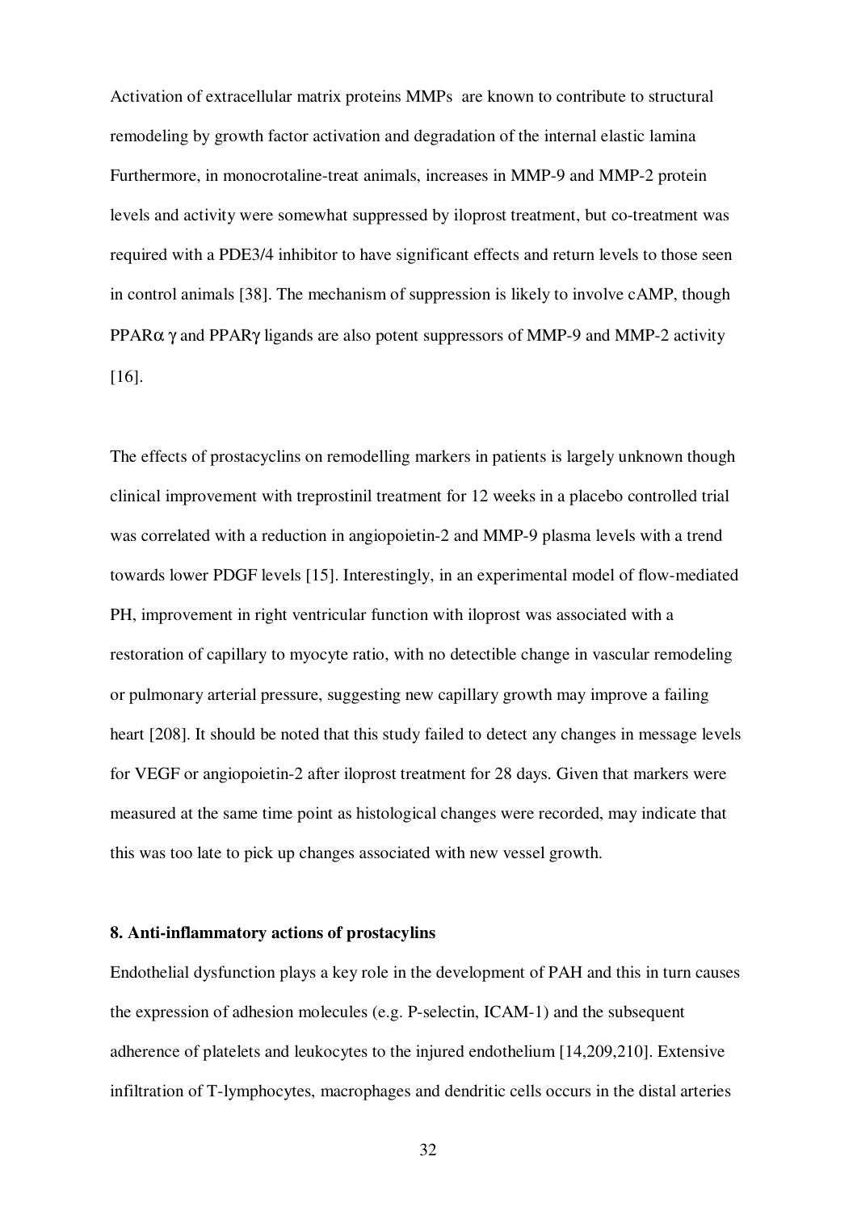Activation of extracellular matrix proteins MMPs  are known to contribute to structural remodeling by growth factor activation and degradation of the internal elastic lamina Furthermore, in monocrotaline-treat animals, increases in MMP-9 and MMP-2 protein levels and activity were somewhat suppressed by iloprost treatment, but co-treatment was required with a PDE3/4 inhibitor to have significant effects and return levels to those seen in control animals [38]. The mechanism of suppression is likely to involve cAMP, though PPARα γ and PPARγ ligands are also potent suppressors of MMP-9 and MMP-2 activity [16].

The effects of prostacyclins on remodelling markers in patients is largely unknown though clinical improvement with treprostinil treatment for 12 weeks in a placebo controlled trial was correlated with a reduction in angiopoietin-2 and MMP-9 plasma levels with a trend towards lower PDGF levels [15]. Interestingly, in an experimental model of flow-mediated PH, improvement in right ventricular function with iloprost was associated with a restoration of capillary to myocyte ratio, with no detectible change in vascular remodeling or pulmonary arterial pressure, suggesting new capillary growth may improve a failing heart [208]. It should be noted that this study failed to detect any changes in message levels for VEGF or angiopoietin-2 after iloprost treatment for 28 days. Given that markers were measured at the same time point as histological changes were recorded, may indicate that this was too late to pick up changes associated with new vessel growth.

## 8. Anti-inflammatory actions of prostacylins

Endothelial dysfunction plays a key role in the development of PAH and this in turn causes the expression of adhesion molecules (e.g. P-selectin, ICAM-1) and the subsequent adherence of platelets and leukocytes to the injured endothelium [14,209,210]. Extensive infiltration of T-lymphocytes, macrophages and dendritic cells occurs in the distal arteries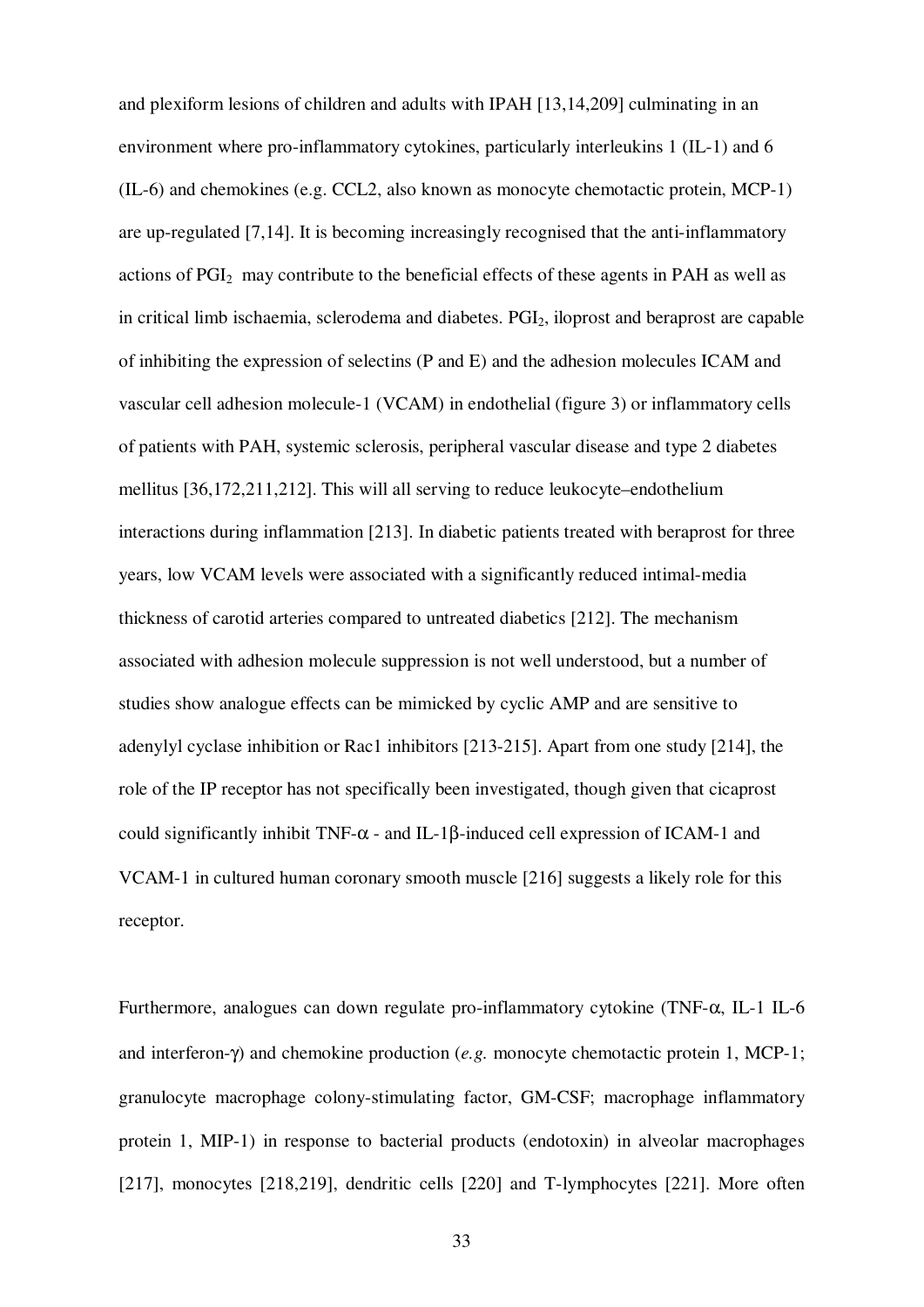and plexiform lesions of children and adults with IPAH [13,14,209] culminating in an environment where pro-inflammatory cytokines, particularly interleukins 1 (IL-1) and 6 (IL-6) and chemokines (e.g. CCL2, also known as monocyte chemotactic protein, MCP-1) are up-regulated [7,14]. It is becoming increasingly recognised that the anti-inflammatory actions of $PGI_2$ may contribute to the beneficial effects of these agents in PAH as well as in critical limb ischaemia, sclerodema and diabetes. $PGI_2$, iloprost and beraprost are capable of inhibiting the expression of selectins (P and E) and the adhesion molecules ICAM and vascular cell adhesion molecule-1 (VCAM) in endothelial (figure 3) or inflammatory cells of patients with PAH, systemic sclerosis, peripheral vascular disease and type 2 diabetes mellitus [36,172,211,212]. This will all serving to reduce leukocyte–endothelium interactions during inflammation [213]. In diabetic patients treated with beraprost for three years, low VCAM levels were associated with a significantly reduced intimal-media thickness of carotid arteries compared to untreated diabetics [212]. The mechanism associated with adhesion molecule suppression is not well understood, but a number of studies show analogue effects can be mimicked by cyclic AMP and are sensitive to adenylyl cyclase inhibition or Rac1 inhibitors [213-215]. Apart from one study [214], the role of the IP receptor has not specifically been investigated, though given that cicaprost could significantly inhibit TNF-$\alpha$ - and IL-1$\beta$-induced cell expression of ICAM-1 and VCAM-1 in cultured human coronary smooth muscle [216] suggests a likely role for this receptor.

Furthermore, analogues can down regulate pro-inflammatory cytokine (TNF-$\alpha$, IL-1 IL-6 and interferon-$\gamma$) and chemokine production (*e.g.* monocyte chemotactic protein 1, MCP-1; granulocyte macrophage colony-stimulating factor, GM-CSF; macrophage inflammatory protein 1, MIP-1) in response to bacterial products (endotoxin) in alveolar macrophages [217], monocytes [218,219], dendritic cells [220] and T-lymphocytes [221]. More often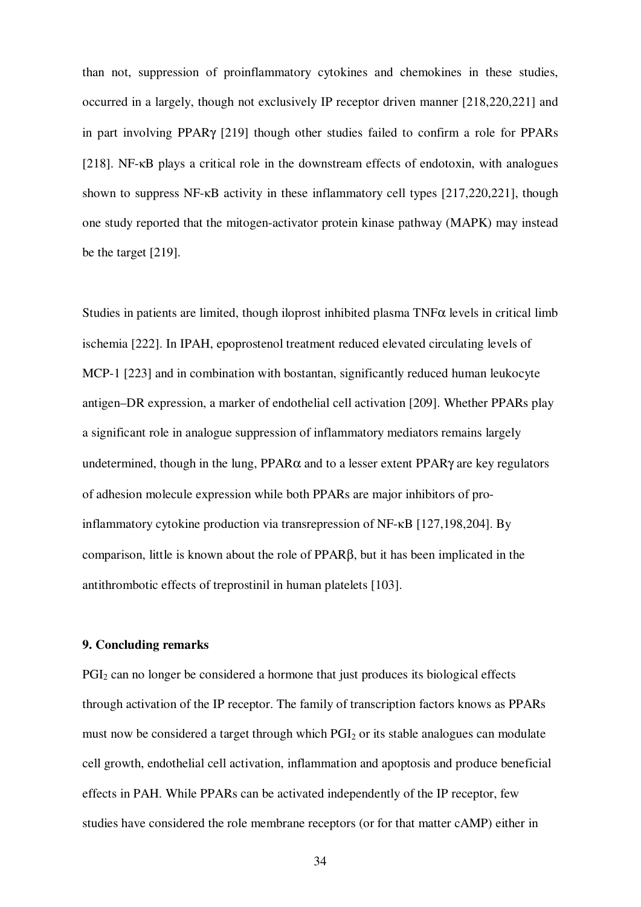than not, suppression of proinflammatory cytokines and chemokines in these studies, occurred in a largely, though not exclusively IP receptor driven manner [218,220,221] and in part involving PPARγ [219] though other studies failed to confirm a role for PPARs [218]. NF-κB plays a critical role in the downstream effects of endotoxin, with analogues shown to suppress NF-κB activity in these inflammatory cell types [217,220,221], though one study reported that the mitogen-activator protein kinase pathway (MAPK) may instead be the target [219].

Studies in patients are limited, though iloprost inhibited plasma TNFα levels in critical limb ischemia [222]. In IPAH, epoprostenol treatment reduced elevated circulating levels of MCP-1 [223] and in combination with bostantan, significantly reduced human leukocyte antigen–DR expression, a marker of endothelial cell activation [209]. Whether PPARs play a significant role in analogue suppression of inflammatory mediators remains largely undetermined, though in the lung, PPARα and to a lesser extent PPARγ are key regulators of adhesion molecule expression while both PPARs are major inhibitors of pro-inflammatory cytokine production via transrepression of NF-κB [127,198,204]. By comparison, little is known about the role of PPARβ, but it has been implicated in the antithrombotic effects of treprostinil in human platelets [103].

### 9. Concluding remarks

$PGI_2$ can no longer be considered a hormone that just produces its biological effects through activation of the IP receptor. The family of transcription factors knows as PPARs must now be considered a target through which $PGI_2$ or its stable analogues can modulate cell growth, endothelial cell activation, inflammation and apoptosis and produce beneficial effects in PAH. While PPARs can be activated independently of the IP receptor, few studies have considered the role membrane receptors (or for that matter cAMP) either in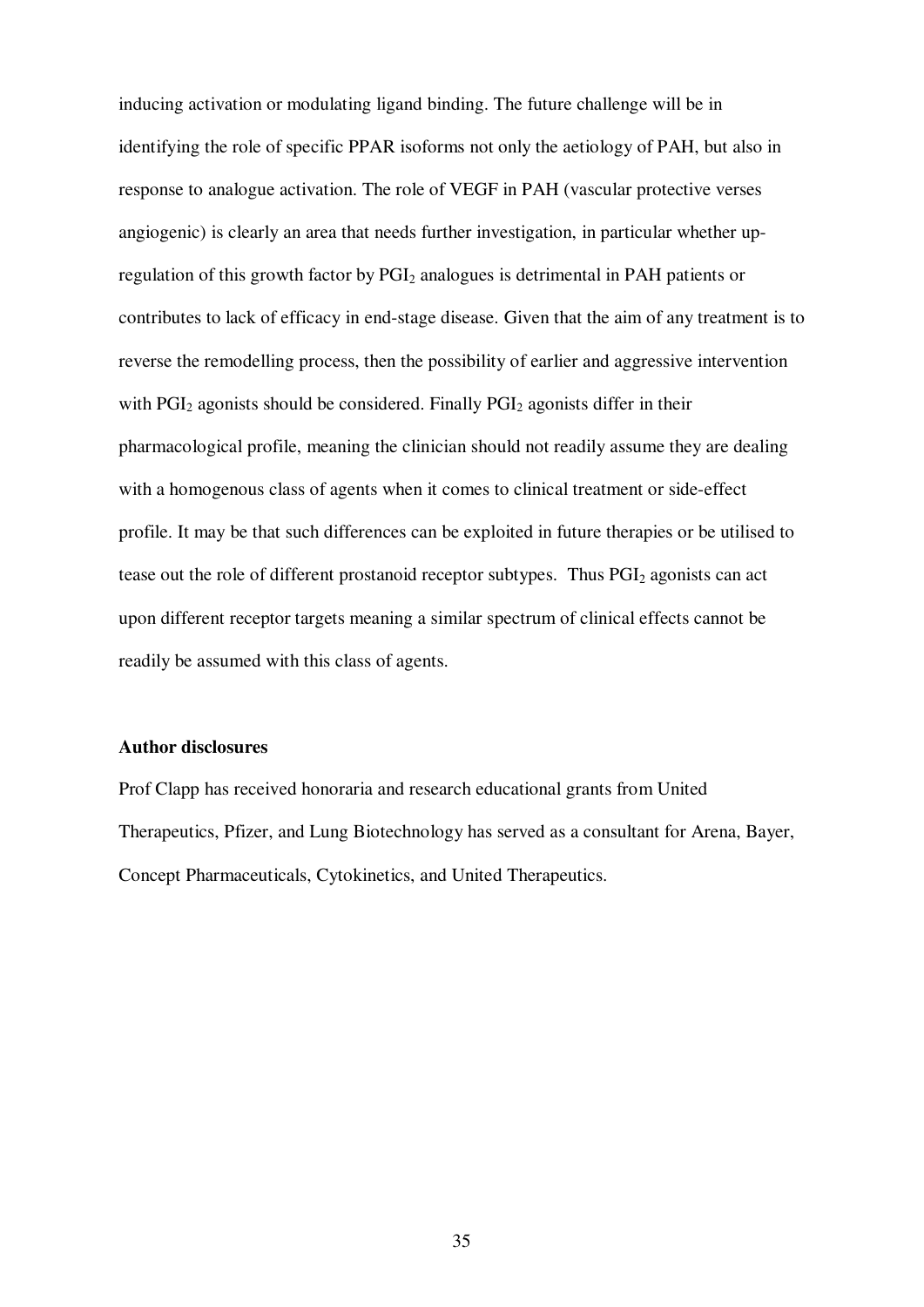inducing activation or modulating ligand binding. The future challenge will be in identifying the role of specific PPAR isoforms not only the aetiology of PAH, but also in response to analogue activation. The role of VEGF in PAH (vascular protective verses angiogenic) is clearly an area that needs further investigation, in particular whether up-regulation of this growth factor by $PGI_2$ analogues is detrimental in PAH patients or contributes to lack of efficacy in end-stage disease. Given that the aim of any treatment is to reverse the remodelling process, then the possibility of earlier and aggressive intervention with $PGI_2$ agonists should be considered. Finally $PGI_2$ agonists differ in their pharmacological profile, meaning the clinician should not readily assume they are dealing with a homogenous class of agents when it comes to clinical treatment or side-effect profile. It may be that such differences can be exploited in future therapies or be utilised to tease out the role of different prostanoid receptor subtypes. Thus $PGI_2$ agonists can act upon different receptor targets meaning a similar spectrum of clinical effects cannot be readily be assumed with this class of agents.

**Author disclosures**

Prof Clapp has received honoraria and research educational grants from United Therapeutics, Pfizer, and Lung Biotechnology has served as a consultant for Arena, Bayer, Concept Pharmaceuticals, Cytokinetics, and United Therapeutics.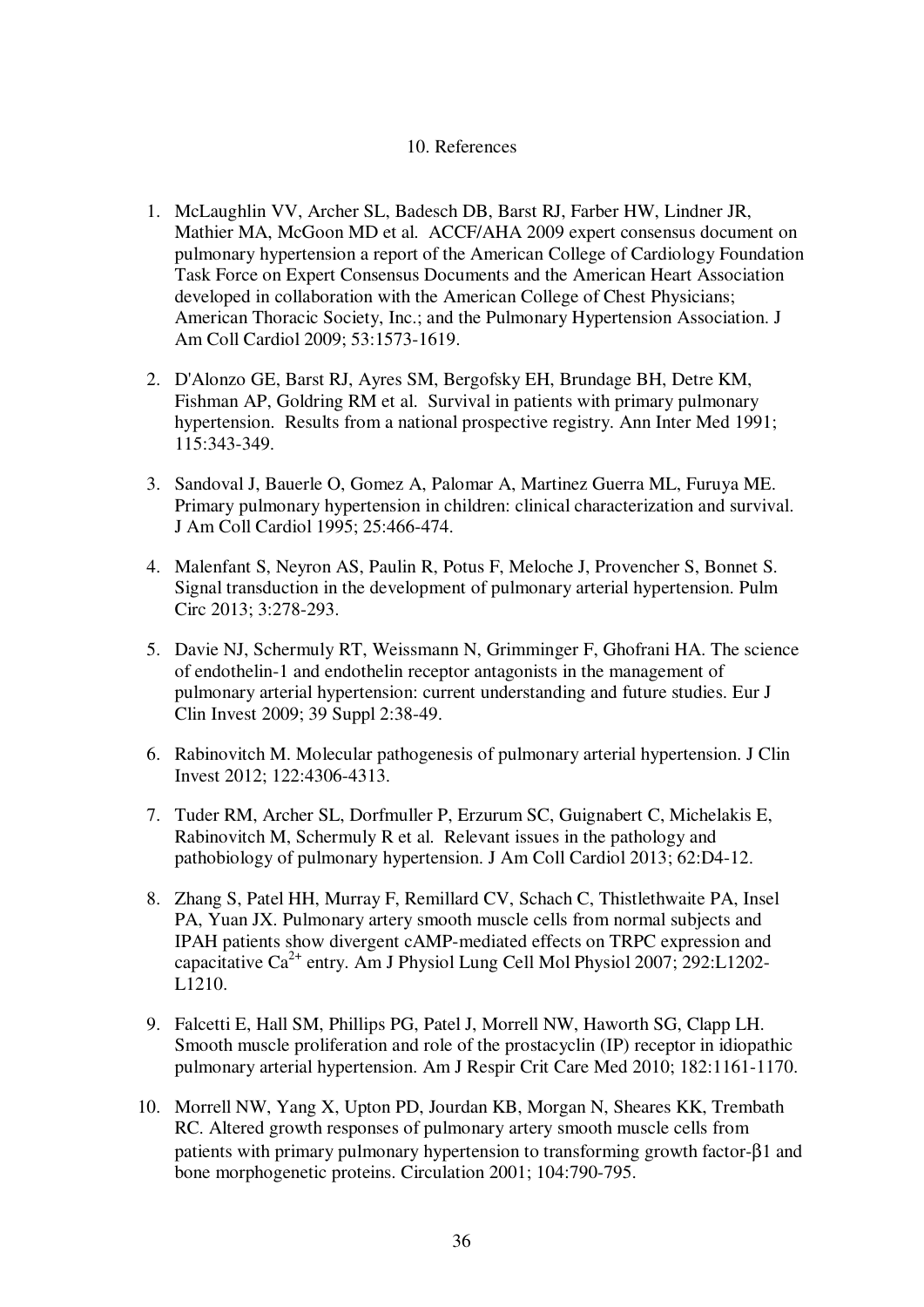# 10. References

1. McLaughlin VV, Archer SL, Badesch DB, Barst RJ, Farber HW, Lindner JR, Mathier MA, McGoon MD et al. ACCF/AHA 2009 expert consensus document on pulmonary hypertension a report of the American College of Cardiology Foundation Task Force on Expert Consensus Documents and the American Heart Association developed in collaboration with the American College of Chest Physicians; American Thoracic Society, Inc.; and the Pulmonary Hypertension Association. J Am Coll Cardiol 2009; 53:1573-1619.

2. D'Alonzo GE, Barst RJ, Ayres SM, Bergofsky EH, Brundage BH, Detre KM, Fishman AP, Goldring RM et al. Survival in patients with primary pulmonary hypertension. Results from a national prospective registry. Ann Inter Med 1991; 115:343-349.

3. Sandoval J, Bauerle O, Gomez A, Palomar A, Martinez Guerra ML, Furuya ME. Primary pulmonary hypertension in children: clinical characterization and survival. J Am Coll Cardiol 1995; 25:466-474.

4. Malenfant S, Neyron AS, Paulin R, Potus F, Meloche J, Provencher S, Bonnet S. Signal transduction in the development of pulmonary arterial hypertension. Pulm Circ 2013; 3:278-293.

5. Davie NJ, Schermuly RT, Weissmann N, Grimminger F, Ghofrani HA. The science of endothelin-1 and endothelin receptor antagonists in the management of pulmonary arterial hypertension: current understanding and future studies. Eur J Clin Invest 2009; 39 Suppl 2:38-49.

6. Rabinovitch M. Molecular pathogenesis of pulmonary arterial hypertension. J Clin Invest 2012; 122:4306-4313.

7. Tuder RM, Archer SL, Dorfmuller P, Erzurum SC, Guignabert C, Michelakis E, Rabinovitch M, Schermuly R et al. Relevant issues in the pathology and pathobiology of pulmonary hypertension. J Am Coll Cardiol 2013; 62:D4-12.

8. Zhang S, Patel HH, Murray F, Remillard CV, Schach C, Thistlethwaite PA, Insel PA, Yuan JX. Pulmonary artery smooth muscle cells from normal subjects and IPAH patients show divergent cAMP-mediated effects on TRPC expression and capacitative $Ca^{2+}$ entry. Am J Physiol Lung Cell Mol Physiol 2007; 292:L1202-L1210.

9. Falcetti E, Hall SM, Phillips PG, Patel J, Morrell NW, Haworth SG, Clapp LH. Smooth muscle proliferation and role of the prostacyclin (IP) receptor in idiopathic pulmonary arterial hypertension. Am J Respir Crit Care Med 2010; 182:1161-1170.

10. Morrell NW, Yang X, Upton PD, Jourdan KB, Morgan N, Sheares KK, Trembath RC. Altered growth responses of pulmonary artery smooth muscle cells from patients with primary pulmonary hypertension to transforming growth factor-β1 and bone morphogenetic proteins. Circulation 2001; 104:790-795.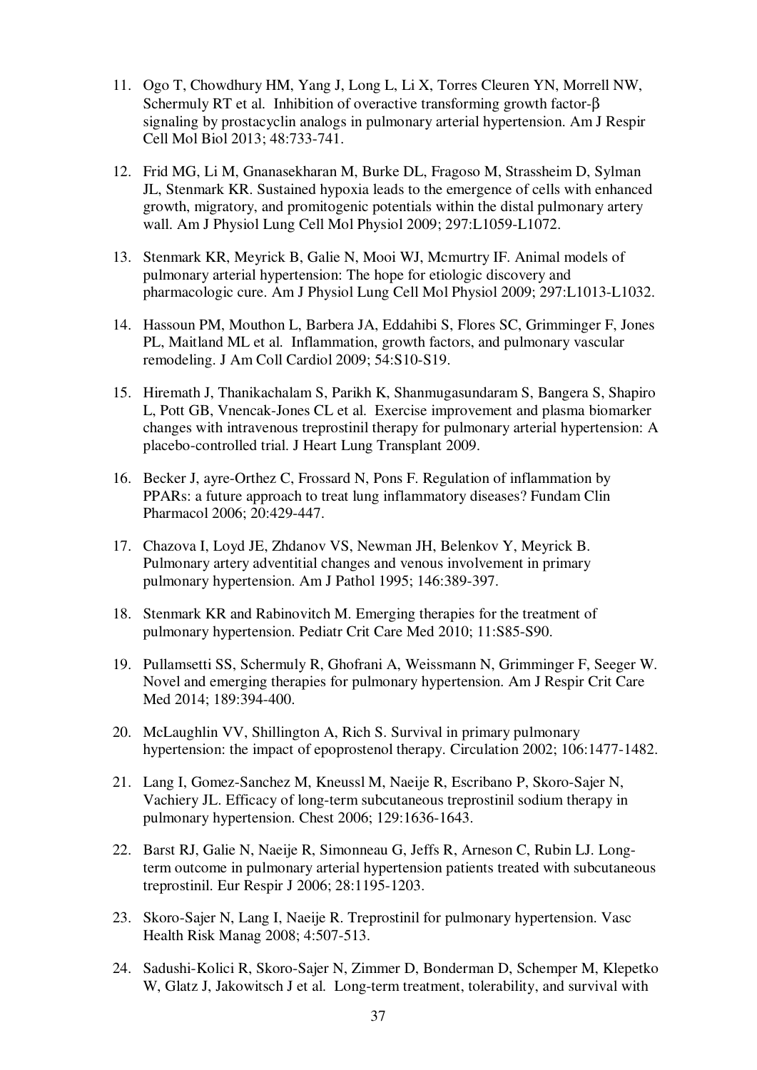11. Ogo T, Chowdhury HM, Yang J, Long L, Li X, Torres Cleuren YN, Morrell NW, Schermuly RT et al. Inhibition of overactive transforming growth factor-β signaling by prostacyclin analogs in pulmonary arterial hypertension. Am J Respir Cell Mol Biol 2013; 48:733-741.

12. Frid MG, Li M, Gnanasekharan M, Burke DL, Fragoso M, Strassheim D, Sylman JL, Stenmark KR. Sustained hypoxia leads to the emergence of cells with enhanced growth, migratory, and promitogenic potentials within the distal pulmonary artery wall. Am J Physiol Lung Cell Mol Physiol 2009; 297:L1059-L1072.

13. Stenmark KR, Meyrick B, Galie N, Mooi WJ, Mcmurtry IF. Animal models of pulmonary arterial hypertension: The hope for etiologic discovery and pharmacologic cure. Am J Physiol Lung Cell Mol Physiol 2009; 297:L1013-L1032.

14. Hassoun PM, Mouthon L, Barbera JA, Eddahibi S, Flores SC, Grimminger F, Jones PL, Maitland ML et al. Inflammation, growth factors, and pulmonary vascular remodeling. J Am Coll Cardiol 2009; 54:S10-S19.

15. Hiremath J, Thanikachalam S, Parikh K, Shanmugasundaram S, Bangera S, Shapiro L, Pott GB, Vnencak-Jones CL et al. Exercise improvement and plasma biomarker changes with intravenous treprostinil therapy for pulmonary arterial hypertension: A placebo-controlled trial. J Heart Lung Transplant 2009.

16. Becker J, ayre-Orthez C, Frossard N, Pons F. Regulation of inflammation by PPARs: a future approach to treat lung inflammatory diseases? Fundam Clin Pharmacol 2006; 20:429-447.

17. Chazova I, Loyd JE, Zhdanov VS, Newman JH, Belenkov Y, Meyrick B. Pulmonary artery adventitial changes and venous involvement in primary pulmonary hypertension. Am J Pathol 1995; 146:389-397.

18. Stenmark KR and Rabinovitch M. Emerging therapies for the treatment of pulmonary hypertension. Pediatr Crit Care Med 2010; 11:S85-S90.

19. Pullamsetti SS, Schermuly R, Ghofrani A, Weissmann N, Grimminger F, Seeger W. Novel and emerging therapies for pulmonary hypertension. Am J Respir Crit Care Med 2014; 189:394-400.

20. McLaughlin VV, Shillington A, Rich S. Survival in primary pulmonary hypertension: the impact of epoprostenol therapy. Circulation 2002; 106:1477-1482.

21. Lang I, Gomez-Sanchez M, Kneussl M, Naeije R, Escribano P, Skoro-Sajer N, Vachiery JL. Efficacy of long-term subcutaneous treprostinil sodium therapy in pulmonary hypertension. Chest 2006; 129:1636-1643.

22. Barst RJ, Galie N, Naeije R, Simonneau G, Jeffs R, Arneson C, Rubin LJ. Long-term outcome in pulmonary arterial hypertension patients treated with subcutaneous treprostinil. Eur Respir J 2006; 28:1195-1203.

23. Skoro-Sajer N, Lang I, Naeije R. Treprostinil for pulmonary hypertension. Vasc Health Risk Manag 2008; 4:507-513.

24. Sadushi-Kolici R, Skoro-Sajer N, Zimmer D, Bonderman D, Schemper M, Klepetko W, Glatz J, Jakowitsch J et al. Long-term treatment, tolerability, and survival with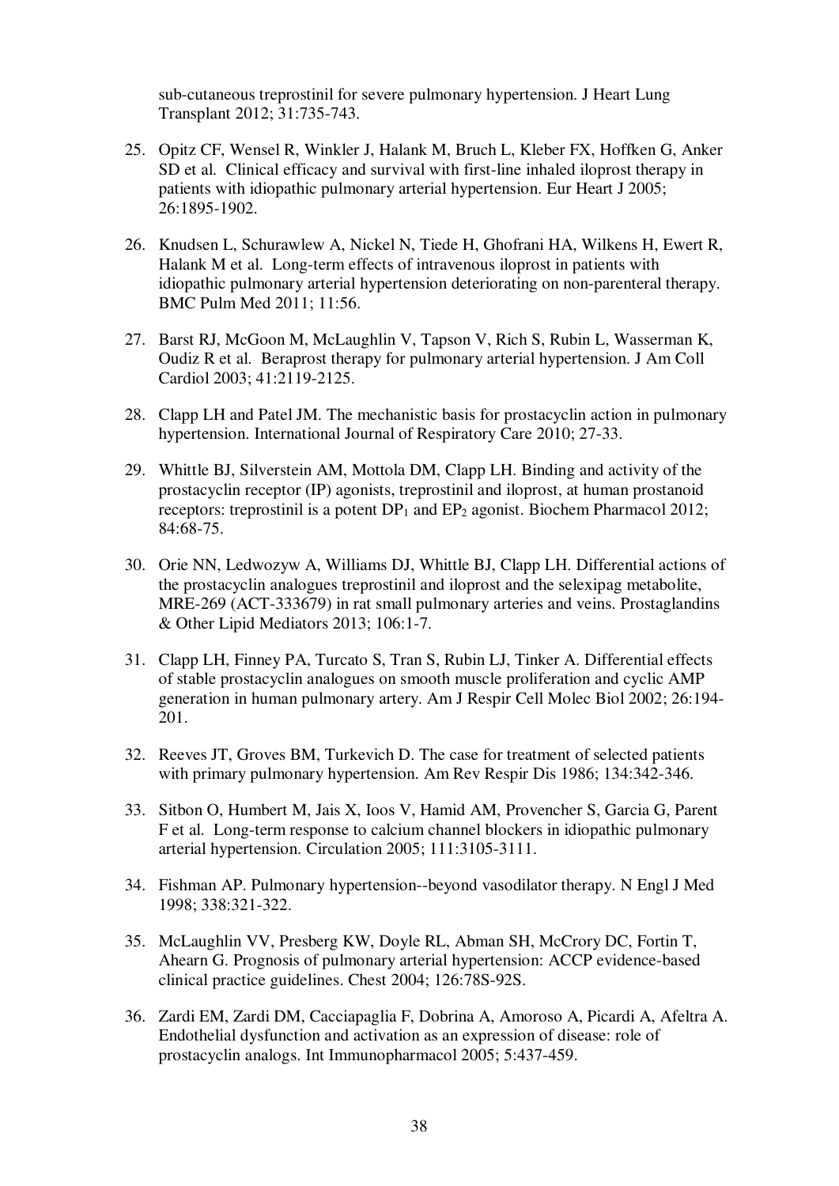sub-cutaneous treprostinil for severe pulmonary hypertension. J Heart Lung Transplant 2012; 31:735-743.

25. Opitz CF, Wensel R, Winkler J, Halank M, Bruch L, Kleber FX, Hoffken G, Anker SD et al. Clinical efficacy and survival with first-line inhaled iloprost therapy in patients with idiopathic pulmonary arterial hypertension. Eur Heart J 2005; 26:1895-1902.

26. Knudsen L, Schurawlew A, Nickel N, Tiede H, Ghofrani HA, Wilkens H, Ewert R, Halank M et al. Long-term effects of intravenous iloprost in patients with idiopathic pulmonary arterial hypertension deteriorating on non-parenteral therapy. BMC Pulm Med 2011; 11:56.

27. Barst RJ, McGoon M, McLaughlin V, Tapson V, Rich S, Rubin L, Wasserman K, Oudiz R et al. Beraprost therapy for pulmonary arterial hypertension. J Am Coll Cardiol 2003; 41:2119-2125.

28. Clapp LH and Patel JM. The mechanistic basis for prostacyclin action in pulmonary hypertension. International Journal of Respiratory Care 2010; 27-33.

29. Whittle BJ, Silverstein AM, Mottola DM, Clapp LH. Binding and activity of the prostacyclin receptor (IP) agonists, treprostinil and iloprost, at human prostanoid receptors: treprostinil is a potent $DP_1$ and $EP_2$ agonist. Biochem Pharmacol 2012; 84:68-75.

30. Orie NN, Ledwozyw A, Williams DJ, Whittle BJ, Clapp LH. Differential actions of the prostacyclin analogues treprostinil and iloprost and the selexipag metabolite, MRE-269 (ACT-333679) in rat small pulmonary arteries and veins. Prostaglandins & Other Lipid Mediators 2013; 106:1-7.

31. Clapp LH, Finney PA, Turcato S, Tran S, Rubin LJ, Tinker A. Differential effects of stable prostacyclin analogues on smooth muscle proliferation and cyclic AMP generation in human pulmonary artery. Am J Respir Cell Molec Biol 2002; 26:194-201.

32. Reeves JT, Groves BM, Turkevich D. The case for treatment of selected patients with primary pulmonary hypertension. Am Rev Respir Dis 1986; 134:342-346.

33. Sitbon O, Humbert M, Jais X, Ioos V, Hamid AM, Provencher S, Garcia G, Parent F et al. Long-term response to calcium channel blockers in idiopathic pulmonary arterial hypertension. Circulation 2005; 111:3105-3111.

34. Fishman AP. Pulmonary hypertension--beyond vasodilator therapy. N Engl J Med 1998; 338:321-322.

35. McLaughlin VV, Presberg KW, Doyle RL, Abman SH, McCrory DC, Fortin T, Ahearn G. Prognosis of pulmonary arterial hypertension: ACCP evidence-based clinical practice guidelines. Chest 2004; 126:78S-92S.

36. Zardi EM, Zardi DM, Cacciapaglia F, Dobrina A, Amoroso A, Picardi A, Afeltra A. Endothelial dysfunction and activation as an expression of disease: role of prostacyclin analogs. Int Immunopharmacol 2005; 5:437-459.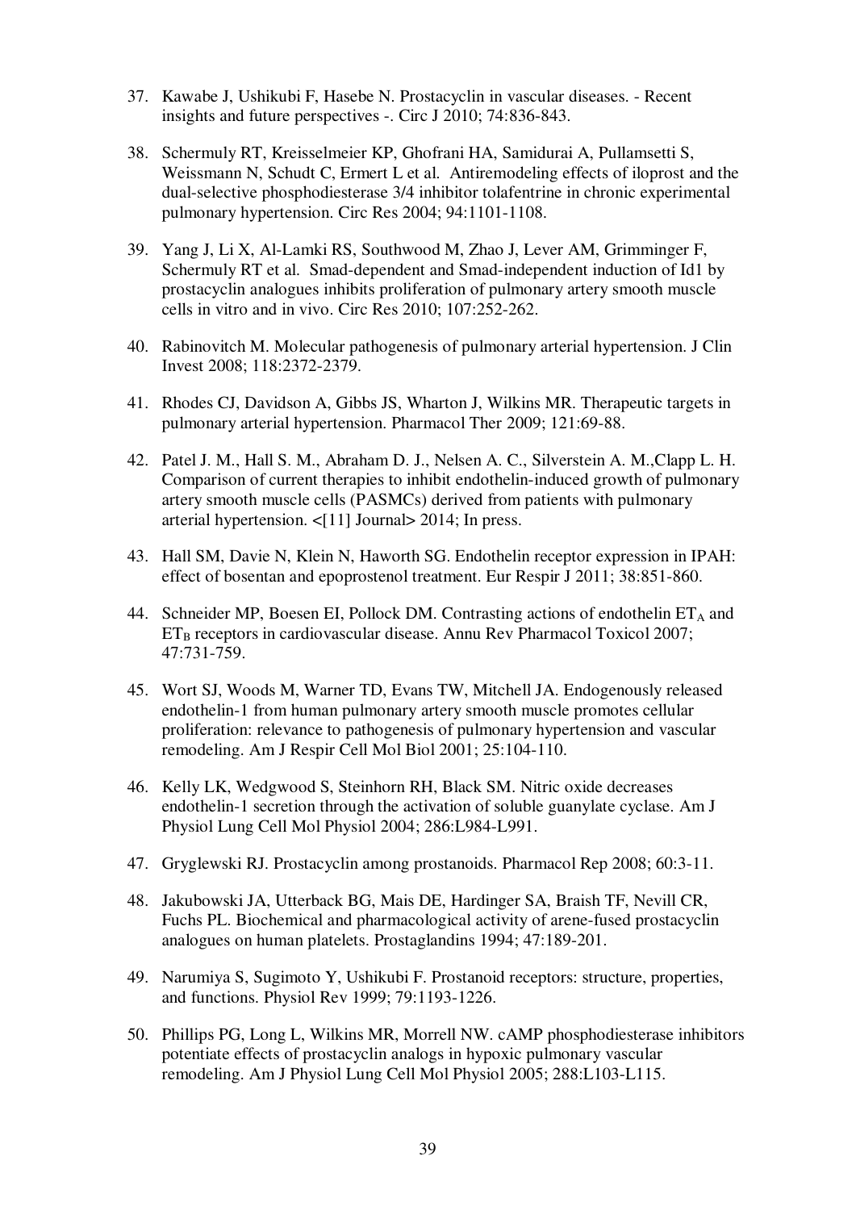37. Kawabe J, Ushikubi F, Hasebe N. Prostacyclin in vascular diseases. - Recent insights and future perspectives -. Circ J 2010; 74:836-843.

38. Schermuly RT, Kreisselmeier KP, Ghofrani HA, Samidurai A, Pullamsetti S, Weissmann N, Schudt C, Ermert L et al. Antiremodeling effects of iloprost and the dual-selective phosphodiesterase 3/4 inhibitor tolafentrine in chronic experimental pulmonary hypertension. Circ Res 2004; 94:1101-1108.

39. Yang J, Li X, Al-Lamki RS, Southwood M, Zhao J, Lever AM, Grimminger F, Schermuly RT et al. Smad-dependent and Smad-independent induction of Id1 by prostacyclin analogues inhibits proliferation of pulmonary artery smooth muscle cells in vitro and in vivo. Circ Res 2010; 107:252-262.

40. Rabinovitch M. Molecular pathogenesis of pulmonary arterial hypertension. J Clin Invest 2008; 118:2372-2379.

41. Rhodes CJ, Davidson A, Gibbs JS, Wharton J, Wilkins MR. Therapeutic targets in pulmonary arterial hypertension. Pharmacol Ther 2009; 121:69-88.

42. Patel J. M., Hall S. M., Abraham D. J., Nelsen A. C., Silverstein A. M.,Clapp L. H. Comparison of current therapies to inhibit endothelin-induced growth of pulmonary artery smooth muscle cells (PASMCs) derived from patients with pulmonary arterial hypertension. <[11] Journal> 2014; In press.

43. Hall SM, Davie N, Klein N, Haworth SG. Endothelin receptor expression in IPAH: effect of bosentan and epoprostenol treatment. Eur Respir J 2011; 38:851-860.

44. Schneider MP, Boesen EI, Pollock DM. Contrasting actions of endothelin $ET_A$ and $ET_B$ receptors in cardiovascular disease. Annu Rev Pharmacol Toxicol 2007; 47:731-759.

45. Wort SJ, Woods M, Warner TD, Evans TW, Mitchell JA. Endogenously released endothelin-1 from human pulmonary artery smooth muscle promotes cellular proliferation: relevance to pathogenesis of pulmonary hypertension and vascular remodeling. Am J Respir Cell Mol Biol 2001; 25:104-110.

46. Kelly LK, Wedgwood S, Steinhorn RH, Black SM. Nitric oxide decreases endothelin-1 secretion through the activation of soluble guanylate cyclase. Am J Physiol Lung Cell Mol Physiol 2004; 286:L984-L991.

47. Gryglewski RJ. Prostacyclin among prostanoids. Pharmacol Rep 2008; 60:3-11.

48. Jakubowski JA, Utterback BG, Mais DE, Hardinger SA, Braish TF, Nevill CR, Fuchs PL. Biochemical and pharmacological activity of arene-fused prostacyclin analogues on human platelets. Prostaglandins 1994; 47:189-201.

49. Narumiya S, Sugimoto Y, Ushikubi F. Prostanoid receptors: structure, properties, and functions. Physiol Rev 1999; 79:1193-1226.

50. Phillips PG, Long L, Wilkins MR, Morrell NW. cAMP phosphodiesterase inhibitors potentiate effects of prostacyclin analogs in hypoxic pulmonary vascular remodeling. Am J Physiol Lung Cell Mol Physiol 2005; 288:L103-L115.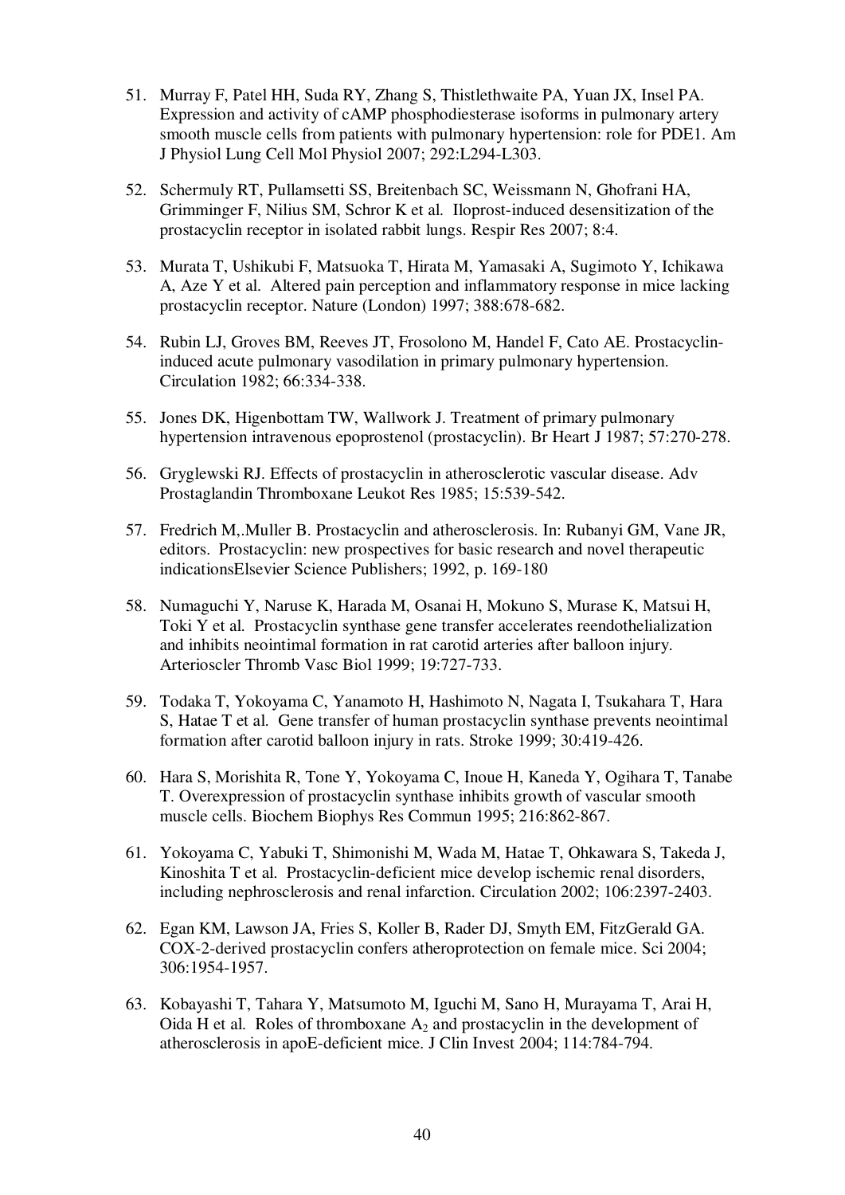51. Murray F, Patel HH, Suda RY, Zhang S, Thistlethwaite PA, Yuan JX, Insel PA. Expression and activity of cAMP phosphodiesterase isoforms in pulmonary artery smooth muscle cells from patients with pulmonary hypertension: role for PDE1. Am J Physiol Lung Cell Mol Physiol 2007; 292:L294-L303.

52. Schermuly RT, Pullamsetti SS, Breitenbach SC, Weissmann N, Ghofrani HA, Grimminger F, Nilius SM, Schror K et al. Iloprost-induced desensitization of the prostacyclin receptor in isolated rabbit lungs. Respir Res 2007; 8:4.

53. Murata T, Ushikubi F, Matsuoka T, Hirata M, Yamasaki A, Sugimoto Y, Ichikawa A, Aze Y et al. Altered pain perception and inflammatory response in mice lacking prostacyclin receptor. Nature (London) 1997; 388:678-682.

54. Rubin LJ, Groves BM, Reeves JT, Frosolono M, Handel F, Cato AE. Prostacyclin-induced acute pulmonary vasodilation in primary pulmonary hypertension. Circulation 1982; 66:334-338.

55. Jones DK, Higenbottam TW, Wallwork J. Treatment of primary pulmonary hypertension intravenous epoprostenol (prostacyclin). Br Heart J 1987; 57:270-278.

56. Gryglewski RJ. Effects of prostacyclin in atherosclerotic vascular disease. Adv Prostaglandin Thromboxane Leukot Res 1985; 15:539-542.

57. Fredrich M,.Muller B. Prostacyclin and atherosclerosis. In: Rubanyi GM, Vane JR, editors. Prostacyclin: new prospectives for basic research and novel therapeutic indicationsElsevier Science Publishers; 1992, p. 169-180

58. Numaguchi Y, Naruse K, Harada M, Osanai H, Mokuno S, Murase K, Matsui H, Toki Y et al. Prostacyclin synthase gene transfer accelerates reendothelialization and inhibits neointimal formation in rat carotid arteries after balloon injury. Arterioscler Thromb Vasc Biol 1999; 19:727-733.

59. Todaka T, Yokoyama C, Yanamoto H, Hashimoto N, Nagata I, Tsukahara T, Hara S, Hatae T et al. Gene transfer of human prostacyclin synthase prevents neointimal formation after carotid balloon injury in rats. Stroke 1999; 30:419-426.

60. Hara S, Morishita R, Tone Y, Yokoyama C, Inoue H, Kaneda Y, Ogihara T, Tanabe T. Overexpression of prostacyclin synthase inhibits growth of vascular smooth muscle cells. Biochem Biophys Res Commun 1995; 216:862-867.

61. Yokoyama C, Yabuki T, Shimonishi M, Wada M, Hatae T, Ohkawara S, Takeda J, Kinoshita T et al. Prostacyclin-deficient mice develop ischemic renal disorders, including nephrosclerosis and renal infarction. Circulation 2002; 106:2397-2403.

62. Egan KM, Lawson JA, Fries S, Koller B, Rader DJ, Smyth EM, FitzGerald GA. COX-2-derived prostacyclin confers atheroprotection on female mice. Sci 2004; 306:1954-1957.

63. Kobayashi T, Tahara Y, Matsumoto M, Iguchi M, Sano H, Murayama T, Arai H, Oida H et al. Roles of thromboxane $A_2$ and prostacyclin in the development of atherosclerosis in apoE-deficient mice. J Clin Invest 2004; 114:784-794.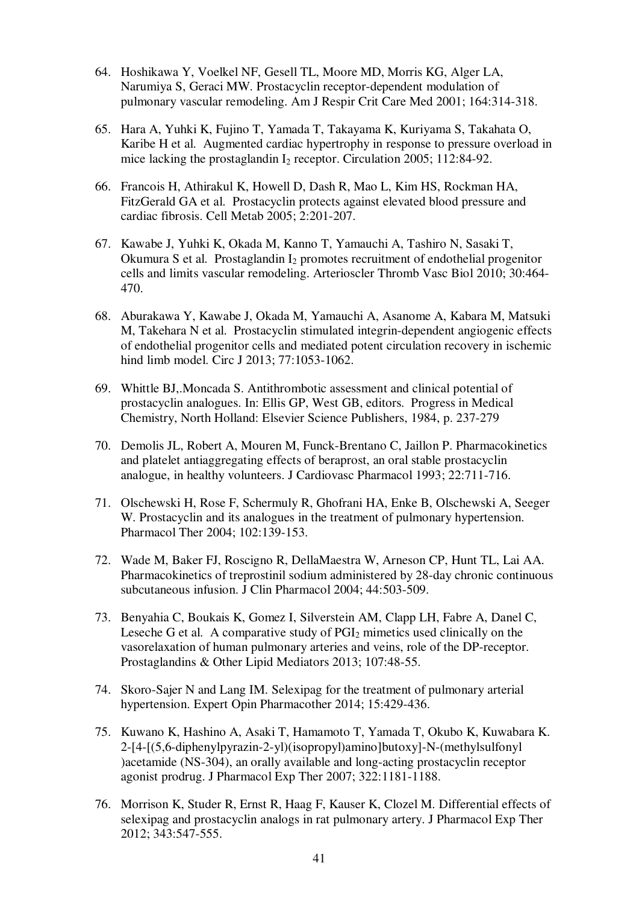64. Hoshikawa Y, Voelkel NF, Gesell TL, Moore MD, Morris KG, Alger LA, Narumiya S, Geraci MW. Prostacyclin receptor-dependent modulation of pulmonary vascular remodeling. Am J Respir Crit Care Med 2001; 164:314-318.

65. Hara A, Yuhki K, Fujino T, Yamada T, Takayama K, Kuriyama S, Takahata O, Karibe H et al. Augmented cardiac hypertrophy in response to pressure overload in mice lacking the prostaglandin $I_2$ receptor. Circulation 2005; 112:84-92.

66. Francois H, Athirakul K, Howell D, Dash R, Mao L, Kim HS, Rockman HA, FitzGerald GA et al. Prostacyclin protects against elevated blood pressure and cardiac fibrosis. Cell Metab 2005; 2:201-207.

67. Kawabe J, Yuhki K, Okada M, Kanno T, Yamauchi A, Tashiro N, Sasaki T, Okumura S et al. Prostaglandin $I_2$ promotes recruitment of endothelial progenitor cells and limits vascular remodeling. Arterioscler Thromb Vasc Biol 2010; 30:464-470.

68. Aburakawa Y, Kawabe J, Okada M, Yamauchi A, Asanome A, Kabara M, Matsuki M, Takehara N et al. Prostacyclin stimulated integrin-dependent angiogenic effects of endothelial progenitor cells and mediated potent circulation recovery in ischemic hind limb model. Circ J 2013; 77:1053-1062.

69. Whittle BJ,.Moncada S. Antithrombotic assessment and clinical potential of prostacyclin analogues. In: Ellis GP, West GB, editors. Progress in Medical Chemistry, North Holland: Elsevier Science Publishers, 1984, p. 237-279

70. Demolis JL, Robert A, Mouren M, Funck-Brentano C, Jaillon P. Pharmacokinetics and platelet antiaggregating effects of beraprost, an oral stable prostacyclin analogue, in healthy volunteers. J Cardiovasc Pharmacol 1993; 22:711-716.

71. Olschewski H, Rose F, Schermuly R, Ghofrani HA, Enke B, Olschewski A, Seeger W. Prostacyclin and its analogues in the treatment of pulmonary hypertension. Pharmacol Ther 2004; 102:139-153.

72. Wade M, Baker FJ, Roscigno R, DellaMaestra W, Arneson CP, Hunt TL, Lai AA. Pharmacokinetics of treprostinil sodium administered by 28-day chronic continuous subcutaneous infusion. J Clin Pharmacol 2004; 44:503-509.

73. Benyahia C, Boukais K, Gomez I, Silverstein AM, Clapp LH, Fabre A, Danel C, Leseche G et al. A comparative study of $PGI_2$ mimetics used clinically on the vasorelaxation of human pulmonary arteries and veins, role of the DP-receptor. Prostaglandins & Other Lipid Mediators 2013; 107:48-55.

74. Skoro-Sajer N and Lang IM. Selexipag for the treatment of pulmonary arterial hypertension. Expert Opin Pharmacother 2014; 15:429-436.

75. Kuwano K, Hashino A, Asaki T, Hamamoto T, Yamada T, Okubo K, Kuwabara K. 2-[4-[(5,6-diphenylpyrazin-2-yl)(isopropyl)amino]butoxy]-N-(methylsulfonyl)acetamide (NS-304), an orally available and long-acting prostacyclin receptor agonist prodrug. J Pharmacol Exp Ther 2007; 322:1181-1188.

76. Morrison K, Studer R, Ernst R, Haag F, Kauser K, Clozel M. Differential effects of selexipag and prostacyclin analogs in rat pulmonary artery. J Pharmacol Exp Ther 2012; 343:547-555.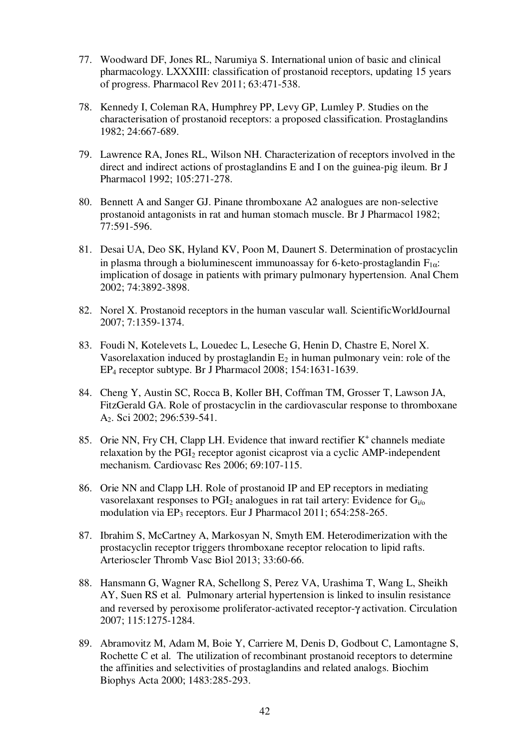77. Woodward DF, Jones RL, Narumiya S. International union of basic and clinical pharmacology. LXXXIII: classification of prostanoid receptors, updating 15 years of progress. Pharmacol Rev 2011; 63:471-538.

78. Kennedy I, Coleman RA, Humphrey PP, Levy GP, Lumley P. Studies on the characterisation of prostanoid receptors: a proposed classification. Prostaglandins 1982; 24:667-689.

79. Lawrence RA, Jones RL, Wilson NH. Characterization of receptors involved in the direct and indirect actions of prostaglandins E and I on the guinea-pig ileum. Br J Pharmacol 1992; 105:271-278.

80. Bennett A and Sanger GJ. Pinane thromboxane A2 analogues are non-selective prostanoid antagonists in rat and human stomach muscle. Br J Pharmacol 1982; 77:591-596.

81. Desai UA, Deo SK, Hyland KV, Poon M, Daunert S. Determination of prostacyclin in plasma through a bioluminescent immunoassay for 6-keto-prostaglandin $F_{1\alpha}$: implication of dosage in patients with primary pulmonary hypertension. Anal Chem 2002; 74:3892-3898.

82. Norel X. Prostanoid receptors in the human vascular wall. ScientificWorldJournal 2007; 7:1359-1374.

83. Foudi N, Kotelevets L, Louedec L, Leseche G, Henin D, Chastre E, Norel X. Vasorelaxation induced by prostaglandin $E_2$ in human pulmonary vein: role of the $EP_4$ receptor subtype. Br J Pharmacol 2008; 154:1631-1639.

84. Cheng Y, Austin SC, Rocca B, Koller BH, Coffman TM, Grosser T, Lawson JA, FitzGerald GA. Role of prostacyclin in the cardiovascular response to thromboxane $A_2$. Sci 2002; 296:539-541.

85. Orie NN, Fry CH, Clapp LH. Evidence that inward rectifier $K^+$ channels mediate relaxation by the $PGI_2$ receptor agonist cicaprost via a cyclic AMP-independent mechanism. Cardiovasc Res 2006; 69:107-115.

86. Orie NN and Clapp LH. Role of prostanoid IP and EP receptors in mediating vasorelaxant responses to $PGI_2$ analogues in rat tail artery: Evidence for $G_{i/o}$ modulation via $EP_3$ receptors. Eur J Pharmacol 2011; 654:258-265.

87. Ibrahim S, McCartney A, Markosyan N, Smyth EM. Heterodimerization with the prostacyclin receptor triggers thromboxane receptor relocation to lipid rafts. Arterioscler Thromb Vasc Biol 2013; 33:60-66.

88. Hansmann G, Wagner RA, Schellong S, Perez VA, Urashima T, Wang L, Sheikh AY, Suen RS et al. Pulmonary arterial hypertension is linked to insulin resistance and reversed by peroxisome proliferator-activated receptor-γ activation. Circulation 2007; 115:1275-1284.

89. Abramovitz M, Adam M, Boie Y, Carriere M, Denis D, Godbout C, Lamontagne S, Rochette C et al. The utilization of recombinant prostanoid receptors to determine the affinities and selectivities of prostaglandins and related analogs. Biochim Biophys Acta 2000; 1483:285-293.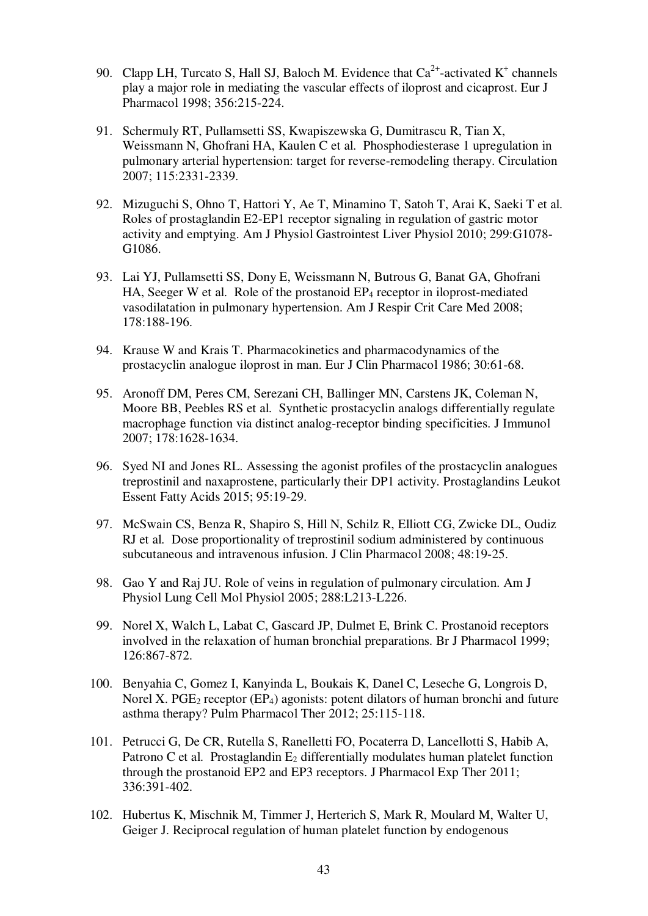90. Clapp LH, Turcato S, Hall SJ, Baloch M. Evidence that $Ca^{2+}$-activated $K^+$ channels play a major role in mediating the vascular effects of iloprost and cicaprost. Eur J Pharmacol 1998; 356:215-224.

91. Schermuly RT, Pullamsetti SS, Kwapiszewska G, Dumitrascu R, Tian X, Weissmann N, Ghofrani HA, Kaulen C et al. Phosphodiesterase 1 upregulation in pulmonary arterial hypertension: target for reverse-remodeling therapy. Circulation 2007; 115:2331-2339.

92. Mizuguchi S, Ohno T, Hattori Y, Ae T, Minamino T, Satoh T, Arai K, Saeki T et al. Roles of prostaglandin E2-EP1 receptor signaling in regulation of gastric motor activity and emptying. Am J Physiol Gastrointest Liver Physiol 2010; 299:G1078-G1086.

93. Lai YJ, Pullamsetti SS, Dony E, Weissmann N, Butrous G, Banat GA, Ghofrani HA, Seeger W et al. Role of the prostanoid $EP_4$ receptor in iloprost-mediated vasodilatation in pulmonary hypertension. Am J Respir Crit Care Med 2008; 178:188-196.

94. Krause W and Krais T. Pharmacokinetics and pharmacodynamics of the prostacyclin analogue iloprost in man. Eur J Clin Pharmacol 1986; 30:61-68.

95. Aronoff DM, Peres CM, Serezani CH, Ballinger MN, Carstens JK, Coleman N, Moore BB, Peebles RS et al. Synthetic prostacyclin analogs differentially regulate macrophage function via distinct analog-receptor binding specificities. J Immunol 2007; 178:1628-1634.

96. Syed NI and Jones RL. Assessing the agonist profiles of the prostacyclin analogues treprostinil and naxaprostene, particularly their DP1 activity. Prostaglandins Leukot Essent Fatty Acids 2015; 95:19-29.

97. McSwain CS, Benza R, Shapiro S, Hill N, Schilz R, Elliott CG, Zwicke DL, Oudiz RJ et al. Dose proportionality of treprostinil sodium administered by continuous subcutaneous and intravenous infusion. J Clin Pharmacol 2008; 48:19-25.

98. Gao Y and Raj JU. Role of veins in regulation of pulmonary circulation. Am J Physiol Lung Cell Mol Physiol 2005; 288:L213-L226.

99. Norel X, Walch L, Labat C, Gascard JP, Dulmet E, Brink C. Prostanoid receptors involved in the relaxation of human bronchial preparations. Br J Pharmacol 1999; 126:867-872.

100. Benyahia C, Gomez I, Kanyinda L, Boukais K, Danel C, Leseche G, Longrois D, Norel X. $PGE_2$ receptor ($EP_4$) agonists: potent dilators of human bronchi and future asthma therapy? Pulm Pharmacol Ther 2012; 25:115-118.

101. Petrucci G, De CR, Rutella S, Ranelletti FO, Pocaterra D, Lancellotti S, Habib A, Patrono C et al. Prostaglandin $E_2$ differentially modulates human platelet function through the prostanoid EP2 and EP3 receptors. J Pharmacol Exp Ther 2011; 336:391-402.

102. Hubertus K, Mischnik M, Timmer J, Herterich S, Mark R, Moulard M, Walter U, Geiger J. Reciprocal regulation of human platelet function by endogenous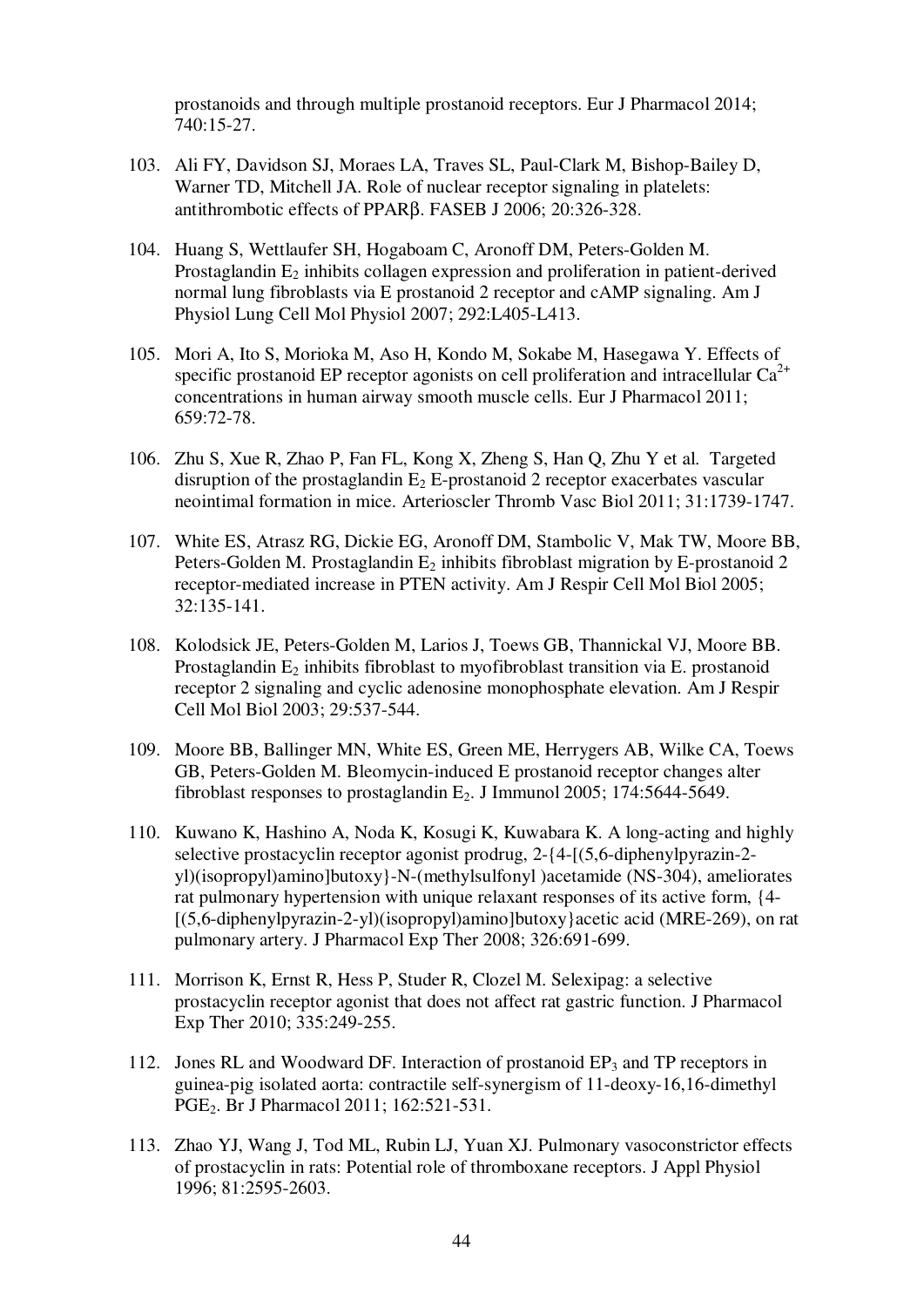prostanoids and through multiple prostanoid receptors. Eur J Pharmacol 2014; 740:15-27.

103. Ali FY, Davidson SJ, Moraes LA, Traves SL, Paul-Clark M, Bishop-Bailey D, Warner TD, Mitchell JA. Role of nuclear receptor signaling in platelets: antithrombotic effects of PPARβ. FASEB J 2006; 20:326-328.

104. Huang S, Wettlaufer SH, Hogaboam C, Aronoff DM, Peters-Golden M. Prostaglandin $E_2$ inhibits collagen expression and proliferation in patient-derived normal lung fibroblasts via E prostanoid 2 receptor and cAMP signaling. Am J Physiol Lung Cell Mol Physiol 2007; 292:L405-L413.

105. Mori A, Ito S, Morioka M, Aso H, Kondo M, Sokabe M, Hasegawa Y. Effects of specific prostanoid EP receptor agonists on cell proliferation and intracellular $Ca^{2+}$ concentrations in human airway smooth muscle cells. Eur J Pharmacol 2011; 659:72-78.

106. Zhu S, Xue R, Zhao P, Fan FL, Kong X, Zheng S, Han Q, Zhu Y et al. Targeted disruption of the prostaglandin $E_2$ E-prostanoid 2 receptor exacerbates vascular neointimal formation in mice. Arterioscler Thromb Vasc Biol 2011; 31:1739-1747.

107. White ES, Atrasz RG, Dickie EG, Aronoff DM, Stambolic V, Mak TW, Moore BB, Peters-Golden M. Prostaglandin $E_2$ inhibits fibroblast migration by E-prostanoid 2 receptor-mediated increase in PTEN activity. Am J Respir Cell Mol Biol 2005; 32:135-141.

108. Kolodsick JE, Peters-Golden M, Larios J, Toews GB, Thannickal VJ, Moore BB. Prostaglandin $E_2$ inhibits fibroblast to myofibroblast transition via E. prostanoid receptor 2 signaling and cyclic adenosine monophosphate elevation. Am J Respir Cell Mol Biol 2003; 29:537-544.

109. Moore BB, Ballinger MN, White ES, Green ME, Herrygers AB, Wilke CA, Toews GB, Peters-Golden M. Bleomycin-induced E prostanoid receptor changes alter fibroblast responses to prostaglandin $E_2$. J Immunol 2005; 174:5644-5649.

110. Kuwano K, Hashino A, Noda K, Kosugi K, Kuwabara K. A long-acting and highly selective prostacyclin receptor agonist prodrug, 2-{4-[(5,6-diphenylpyrazin-2-yl)(isopropyl)amino]butoxy}-N-(methylsulfonyl )acetamide (NS-304), ameliorates rat pulmonary hypertension with unique relaxant responses of its active form, {4-[(5,6-diphenylpyrazin-2-yl)(isopropyl)amino]butoxy}acetic acid (MRE-269), on rat pulmonary artery. J Pharmacol Exp Ther 2008; 326:691-699.

111. Morrison K, Ernst R, Hess P, Studer R, Clozel M. Selexipag: a selective prostacyclin receptor agonist that does not affect rat gastric function. J Pharmacol Exp Ther 2010; 335:249-255.

112. Jones RL and Woodward DF. Interaction of prostanoid $EP_3$ and TP receptors in guinea-pig isolated aorta: contractile self-synergism of 11-deoxy-16,16-dimethyl $PGE_2$. Br J Pharmacol 2011; 162:521-531.

113. Zhao YJ, Wang J, Tod ML, Rubin LJ, Yuan XJ. Pulmonary vasoconstrictor effects of prostacyclin in rats: Potential role of thromboxane receptors. J Appl Physiol 1996; 81:2595-2603.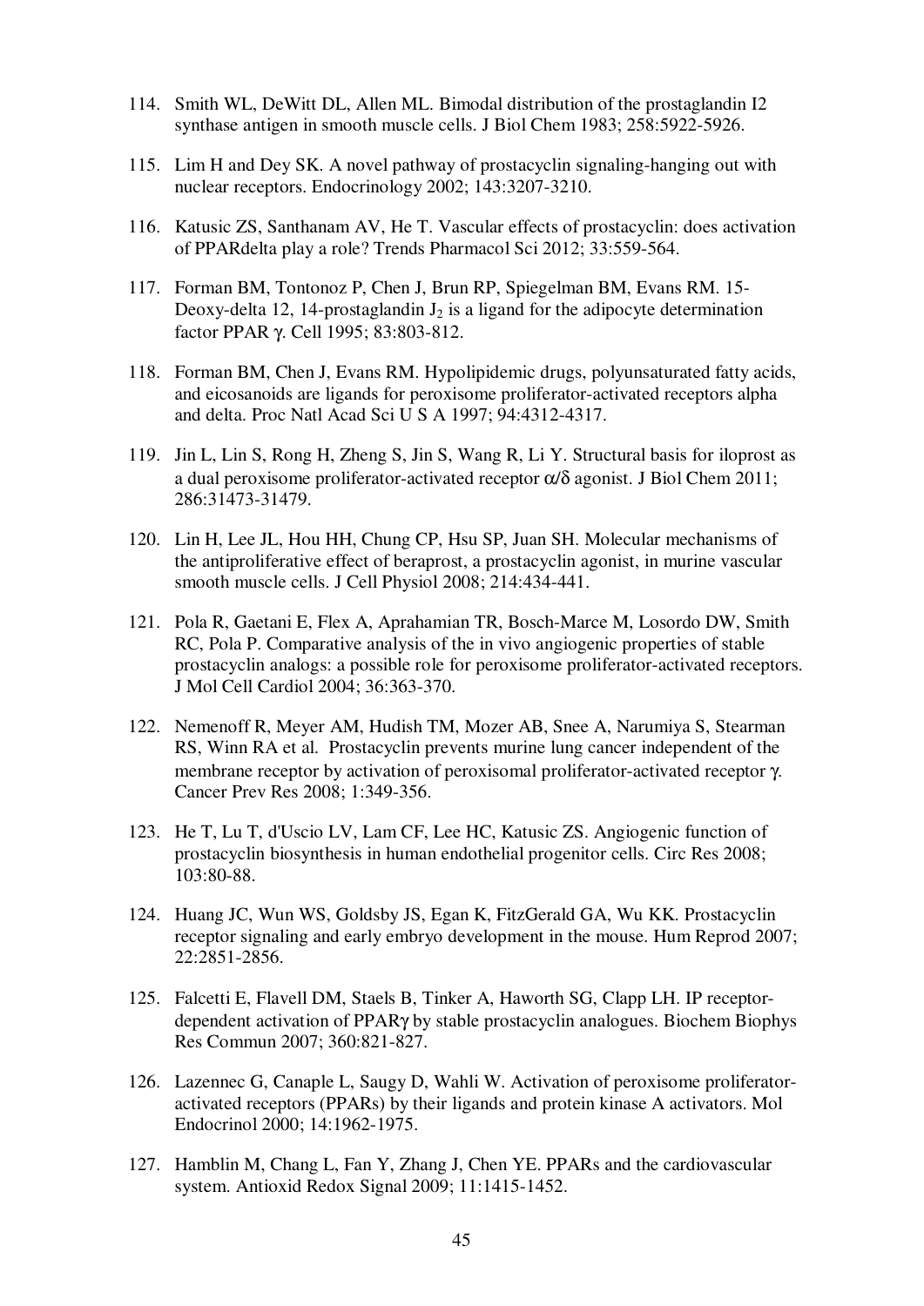114. Smith WL, DeWitt DL, Allen ML. Bimodal distribution of the prostaglandin I2 synthase antigen in smooth muscle cells. J Biol Chem 1983; 258:5922-5926.

115. Lim H and Dey SK. A novel pathway of prostacyclin signaling-hanging out with nuclear receptors. Endocrinology 2002; 143:3207-3210.

116. Katusic ZS, Santhanam AV, He T. Vascular effects of prostacyclin: does activation of PPARdelta play a role? Trends Pharmacol Sci 2012; 33:559-564.

117. Forman BM, Tontonoz P, Chen J, Brun RP, Spiegelman BM, Evans RM. 15-Deoxy-delta 12, 14-prostaglandin $J_2$ is a ligand for the adipocyte determination factor PPAR γ. Cell 1995; 83:803-812.

118. Forman BM, Chen J, Evans RM. Hypolipidemic drugs, polyunsaturated fatty acids, and eicosanoids are ligands for peroxisome proliferator-activated receptors alpha and delta. Proc Natl Acad Sci U S A 1997; 94:4312-4317.

119. Jin L, Lin S, Rong H, Zheng S, Jin S, Wang R, Li Y. Structural basis for iloprost as a dual peroxisome proliferator-activated receptor α/δ agonist. J Biol Chem 2011; 286:31473-31479.

120. Lin H, Lee JL, Hou HH, Chung CP, Hsu SP, Juan SH. Molecular mechanisms of the antiproliferative effect of beraprost, a prostacyclin agonist, in murine vascular smooth muscle cells. J Cell Physiol 2008; 214:434-441.

121. Pola R, Gaetani E, Flex A, Aprahamian TR, Bosch-Marce M, Losordo DW, Smith RC, Pola P. Comparative analysis of the in vivo angiogenic properties of stable prostacyclin analogs: a possible role for peroxisome proliferator-activated receptors. J Mol Cell Cardiol 2004; 36:363-370.

122. Nemenoff R, Meyer AM, Hudish TM, Mozer AB, Snee A, Narumiya S, Stearman RS, Winn RA et al. Prostacyclin prevents murine lung cancer independent of the membrane receptor by activation of peroxisomal proliferator-activated receptor γ. Cancer Prev Res 2008; 1:349-356.

123. He T, Lu T, d'Uscio LV, Lam CF, Lee HC, Katusic ZS. Angiogenic function of prostacyclin biosynthesis in human endothelial progenitor cells. Circ Res 2008; 103:80-88.

124. Huang JC, Wun WS, Goldsby JS, Egan K, FitzGerald GA, Wu KK. Prostacyclin receptor signaling and early embryo development in the mouse. Hum Reprod 2007; 22:2851-2856.

125. Falcetti E, Flavell DM, Staels B, Tinker A, Haworth SG, Clapp LH. IP receptor-dependent activation of PPARγ by stable prostacyclin analogues. Biochem Biophys Res Commun 2007; 360:821-827.

126. Lazennec G, Canaple L, Saugy D, Wahli W. Activation of peroxisome proliferator-activated receptors (PPARs) by their ligands and protein kinase A activators. Mol Endocrinol 2000; 14:1962-1975.

127. Hamblin M, Chang L, Fan Y, Zhang J, Chen YE. PPARs and the cardiovascular system. Antioxid Redox Signal 2009; 11:1415-1452.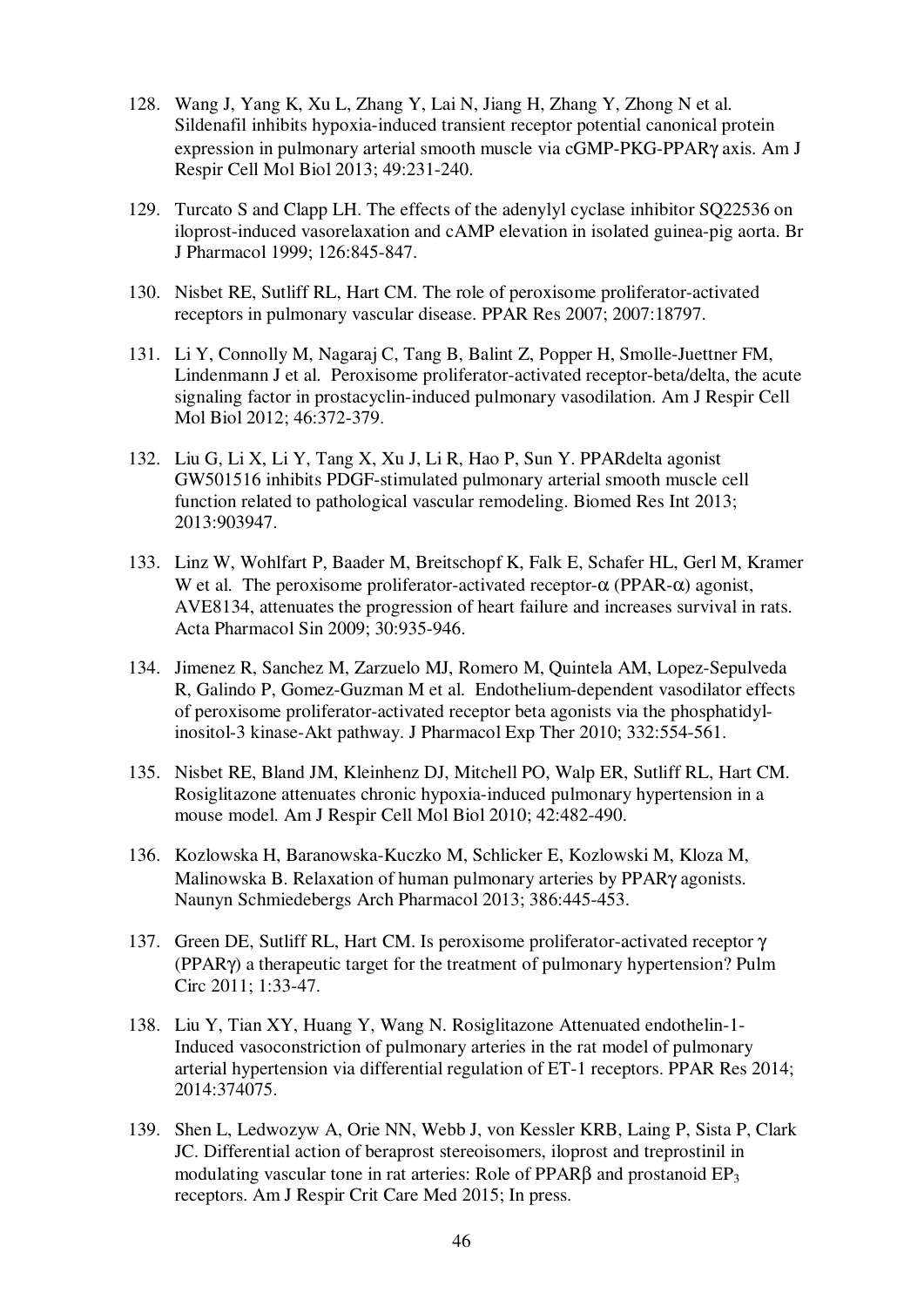128. Wang J, Yang K, Xu L, Zhang Y, Lai N, Jiang H, Zhang Y, Zhong N et al. Sildenafil inhibits hypoxia-induced transient receptor potential canonical protein expression in pulmonary arterial smooth muscle via cGMP-PKG-PPARγ axis. Am J Respir Cell Mol Biol 2013; 49:231-240.

129. Turcato S and Clapp LH. The effects of the adenylyl cyclase inhibitor SQ22536 on iloprost-induced vasorelaxation and cAMP elevation in isolated guinea-pig aorta. Br J Pharmacol 1999; 126:845-847.

130. Nisbet RE, Sutliff RL, Hart CM. The role of peroxisome proliferator-activated receptors in pulmonary vascular disease. PPAR Res 2007; 2007:18797.

131. Li Y, Connolly M, Nagaraj C, Tang B, Balint Z, Popper H, Smolle-Juettner FM, Lindenmann J et al. Peroxisome proliferator-activated receptor-beta/delta, the acute signaling factor in prostacyclin-induced pulmonary vasodilation. Am J Respir Cell Mol Biol 2012; 46:372-379.

132. Liu G, Li X, Li Y, Tang X, Xu J, Li R, Hao P, Sun Y. PPARdelta agonist GW501516 inhibits PDGF-stimulated pulmonary arterial smooth muscle cell function related to pathological vascular remodeling. Biomed Res Int 2013; 2013:903947.

133. Linz W, Wohlfart P, Baader M, Breitschopf K, Falk E, Schafer HL, Gerl M, Kramer W et al. The peroxisome proliferator-activated receptor-α (PPAR-α) agonist, AVE8134, attenuates the progression of heart failure and increases survival in rats. Acta Pharmacol Sin 2009; 30:935-946.

134. Jimenez R, Sanchez M, Zarzuelo MJ, Romero M, Quintela AM, Lopez-Sepulveda R, Galindo P, Gomez-Guzman M et al. Endothelium-dependent vasodilator effects of peroxisome proliferator-activated receptor beta agonists via the phosphatidyl-inositol-3 kinase-Akt pathway. J Pharmacol Exp Ther 2010; 332:554-561.

135. Nisbet RE, Bland JM, Kleinhenz DJ, Mitchell PO, Walp ER, Sutliff RL, Hart CM. Rosiglitazone attenuates chronic hypoxia-induced pulmonary hypertension in a mouse model. Am J Respir Cell Mol Biol 2010; 42:482-490.

136. Kozlowska H, Baranowska-Kuczko M, Schlicker E, Kozlowski M, Kloza M, Malinowska B. Relaxation of human pulmonary arteries by PPARγ agonists. Naunyn Schmiedebergs Arch Pharmacol 2013; 386:445-453.

137. Green DE, Sutliff RL, Hart CM. Is peroxisome proliferator-activated receptor γ (PPARγ) a therapeutic target for the treatment of pulmonary hypertension? Pulm Circ 2011; 1:33-47.

138. Liu Y, Tian XY, Huang Y, Wang N. Rosiglitazone Attenuated endothelin-1-Induced vasoconstriction of pulmonary arteries in the rat model of pulmonary arterial hypertension via differential regulation of ET-1 receptors. PPAR Res 2014; 2014:374075.

139. Shen L, Ledwozyw A, Orie NN, Webb J, von Kessler KRB, Laing P, Sista P, Clark JC. Differential action of beraprost stereoisomers, iloprost and treprostinil in modulating vascular tone in rat arteries: Role of PPARβ and prostanoid $EP_3$ receptors. Am J Respir Crit Care Med 2015; In press.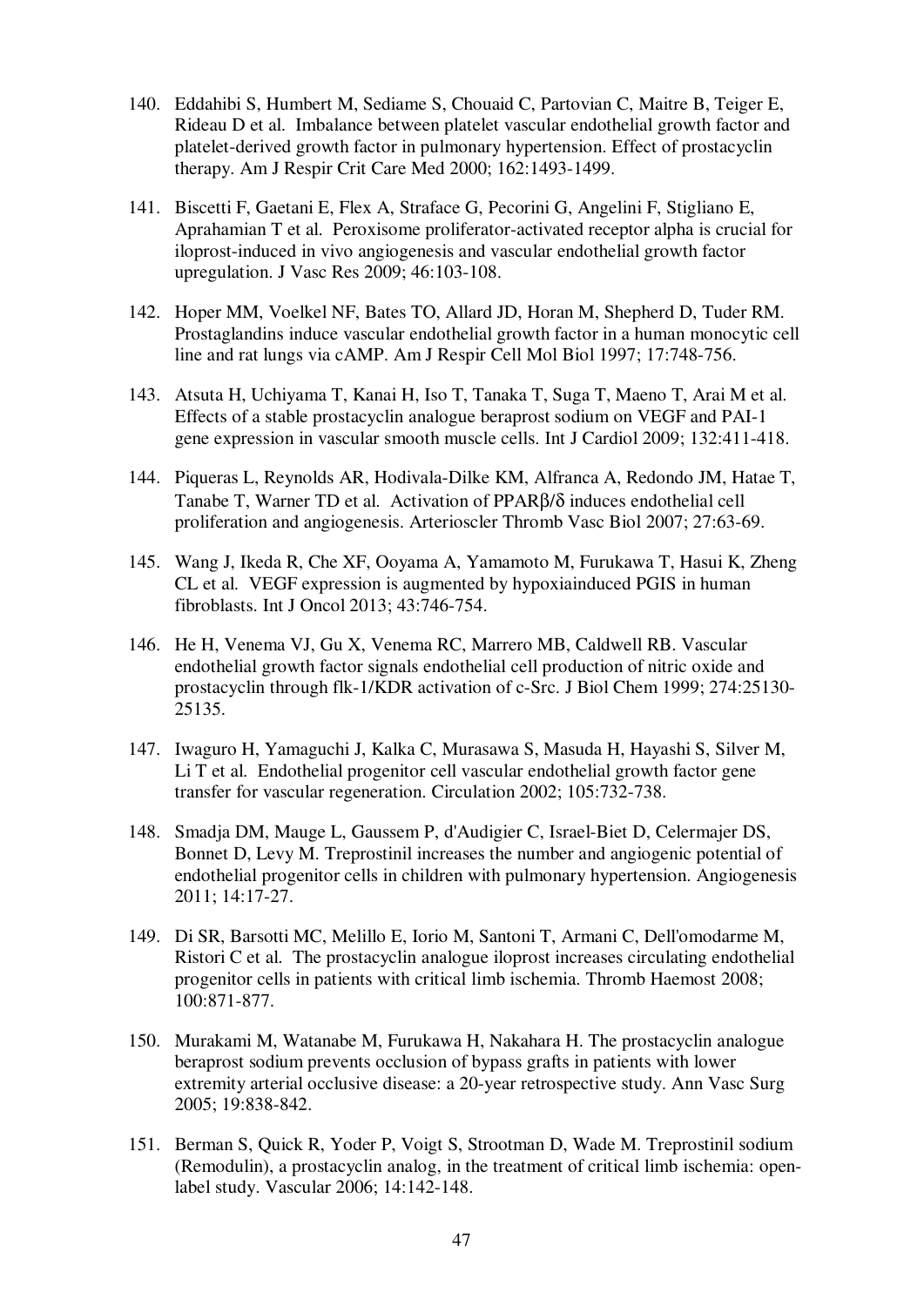140. Eddahibi S, Humbert M, Sediame S, Chouaid C, Partovian C, Maitre B, Teiger E, Rideau D et al. Imbalance between platelet vascular endothelial growth factor and platelet-derived growth factor in pulmonary hypertension. Effect of prostacyclin therapy. Am J Respir Crit Care Med 2000; 162:1493-1499.

141. Biscetti F, Gaetani E, Flex A, Straface G, Pecorini G, Angelini F, Stigliano E, Aprahamian T et al. Peroxisome proliferator-activated receptor alpha is crucial for iloprost-induced in vivo angiogenesis and vascular endothelial growth factor upregulation. J Vasc Res 2009; 46:103-108.

142. Hoper MM, Voelkel NF, Bates TO, Allard JD, Horan M, Shepherd D, Tuder RM. Prostaglandins induce vascular endothelial growth factor in a human monocytic cell line and rat lungs via cAMP. Am J Respir Cell Mol Biol 1997; 17:748-756.

143. Atsuta H, Uchiyama T, Kanai H, Iso T, Tanaka T, Suga T, Maeno T, Arai M et al. Effects of a stable prostacyclin analogue beraprost sodium on VEGF and PAI-1 gene expression in vascular smooth muscle cells. Int J Cardiol 2009; 132:411-418.

144. Piqueras L, Reynolds AR, Hodivala-Dilke KM, Alfranca A, Redondo JM, Hatae T, Tanabe T, Warner TD et al. Activation of PPARβ/δ induces endothelial cell proliferation and angiogenesis. Arterioscler Thromb Vasc Biol 2007; 27:63-69.

145. Wang J, Ikeda R, Che XF, Ooyama A, Yamamoto M, Furukawa T, Hasui K, Zheng CL et al. VEGF expression is augmented by hypoxiainduced PGIS in human fibroblasts. Int J Oncol 2013; 43:746-754.

146. He H, Venema VJ, Gu X, Venema RC, Marrero MB, Caldwell RB. Vascular endothelial growth factor signals endothelial cell production of nitric oxide and prostacyclin through flk-1/KDR activation of c-Src. J Biol Chem 1999; 274:25130-25135.

147. Iwaguro H, Yamaguchi J, Kalka C, Murasawa S, Masuda H, Hayashi S, Silver M, Li T et al. Endothelial progenitor cell vascular endothelial growth factor gene transfer for vascular regeneration. Circulation 2002; 105:732-738.

148. Smadja DM, Mauge L, Gaussem P, d'Audigier C, Israel-Biet D, Celermajer DS, Bonnet D, Levy M. Treprostinil increases the number and angiogenic potential of endothelial progenitor cells in children with pulmonary hypertension. Angiogenesis 2011; 14:17-27.

149. Di SR, Barsotti MC, Melillo E, Iorio M, Santoni T, Armani C, Dell'omodarme M, Ristori C et al. The prostacyclin analogue iloprost increases circulating endothelial progenitor cells in patients with critical limb ischemia. Thromb Haemost 2008; 100:871-877.

150. Murakami M, Watanabe M, Furukawa H, Nakahara H. The prostacyclin analogue beraprost sodium prevents occlusion of bypass grafts in patients with lower extremity arterial occlusive disease: a 20-year retrospective study. Ann Vasc Surg 2005; 19:838-842.

151. Berman S, Quick R, Yoder P, Voigt S, Strootman D, Wade M. Treprostinil sodium (Remodulin), a prostacyclin analog, in the treatment of critical limb ischemia: open-label study. Vascular 2006; 14:142-148.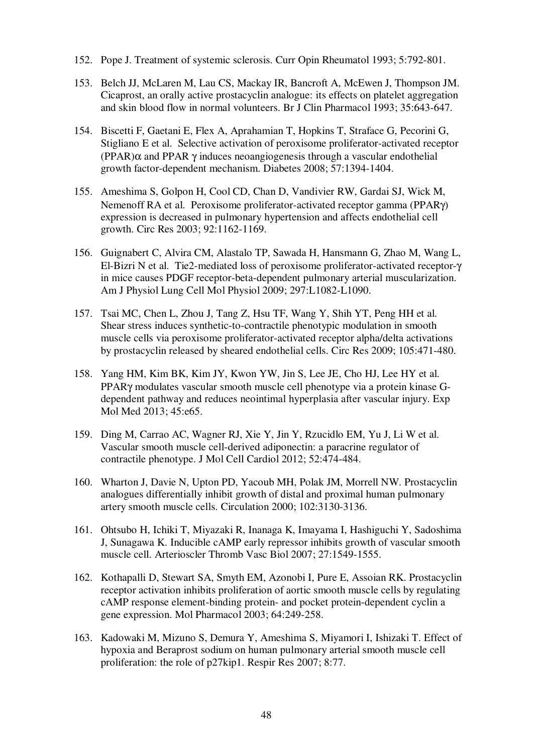152. Pope J. Treatment of systemic sclerosis. Curr Opin Rheumatol 1993; 5:792-801.

153. Belch JJ, McLaren M, Lau CS, Mackay IR, Bancroft A, McEwen J, Thompson JM. Cicaprost, an orally active prostacyclin analogue: its effects on platelet aggregation and skin blood flow in normal volunteers. Br J Clin Pharmacol 1993; 35:643-647.

154. Biscetti F, Gaetani E, Flex A, Aprahamian T, Hopkins T, Straface G, Pecorini G, Stigliano E et al. Selective activation of peroxisome proliferator-activated receptor (PPAR)α and PPAR γ induces neoangiogenesis through a vascular endothelial growth factor-dependent mechanism. Diabetes 2008; 57:1394-1404.

155. Ameshima S, Golpon H, Cool CD, Chan D, Vandivier RW, Gardai SJ, Wick M, Nemenoff RA et al. Peroxisome proliferator-activated receptor gamma (PPARγ) expression is decreased in pulmonary hypertension and affects endothelial cell growth. Circ Res 2003; 92:1162-1169.

156. Guignabert C, Alvira CM, Alastalo TP, Sawada H, Hansmann G, Zhao M, Wang L, El-Bizri N et al. Tie2-mediated loss of peroxisome proliferator-activated receptor-γ in mice causes PDGF receptor-beta-dependent pulmonary arterial muscularization. Am J Physiol Lung Cell Mol Physiol 2009; 297:L1082-L1090.

157. Tsai MC, Chen L, Zhou J, Tang Z, Hsu TF, Wang Y, Shih YT, Peng HH et al. Shear stress induces synthetic-to-contractile phenotypic modulation in smooth muscle cells via peroxisome proliferator-activated receptor alpha/delta activations by prostacyclin released by sheared endothelial cells. Circ Res 2009; 105:471-480.

158. Yang HM, Kim BK, Kim JY, Kwon YW, Jin S, Lee JE, Cho HJ, Lee HY et al. PPARγ modulates vascular smooth muscle cell phenotype via a protein kinase G-dependent pathway and reduces neointimal hyperplasia after vascular injury. Exp Mol Med 2013; 45:e65.

159. Ding M, Carrao AC, Wagner RJ, Xie Y, Jin Y, Rzucidlo EM, Yu J, Li W et al. Vascular smooth muscle cell-derived adiponectin: a paracrine regulator of contractile phenotype. J Mol Cell Cardiol 2012; 52:474-484.

160. Wharton J, Davie N, Upton PD, Yacoub MH, Polak JM, Morrell NW. Prostacyclin analogues differentially inhibit growth of distal and proximal human pulmonary artery smooth muscle cells. Circulation 2000; 102:3130-3136.

161. Ohtsubo H, Ichiki T, Miyazaki R, Inanaga K, Imayama I, Hashiguchi Y, Sadoshima J, Sunagawa K. Inducible cAMP early repressor inhibits growth of vascular smooth muscle cell. Arterioscler Thromb Vasc Biol 2007; 27:1549-1555.

162. Kothapalli D, Stewart SA, Smyth EM, Azonobi I, Pure E, Assoian RK. Prostacyclin receptor activation inhibits proliferation of aortic smooth muscle cells by regulating cAMP response element-binding protein- and pocket protein-dependent cyclin a gene expression. Mol Pharmacol 2003; 64:249-258.

163. Kadowaki M, Mizuno S, Demura Y, Ameshima S, Miyamori I, Ishizaki T. Effect of hypoxia and Beraprost sodium on human pulmonary arterial smooth muscle cell proliferation: the role of p27kip1. Respir Res 2007; 8:77.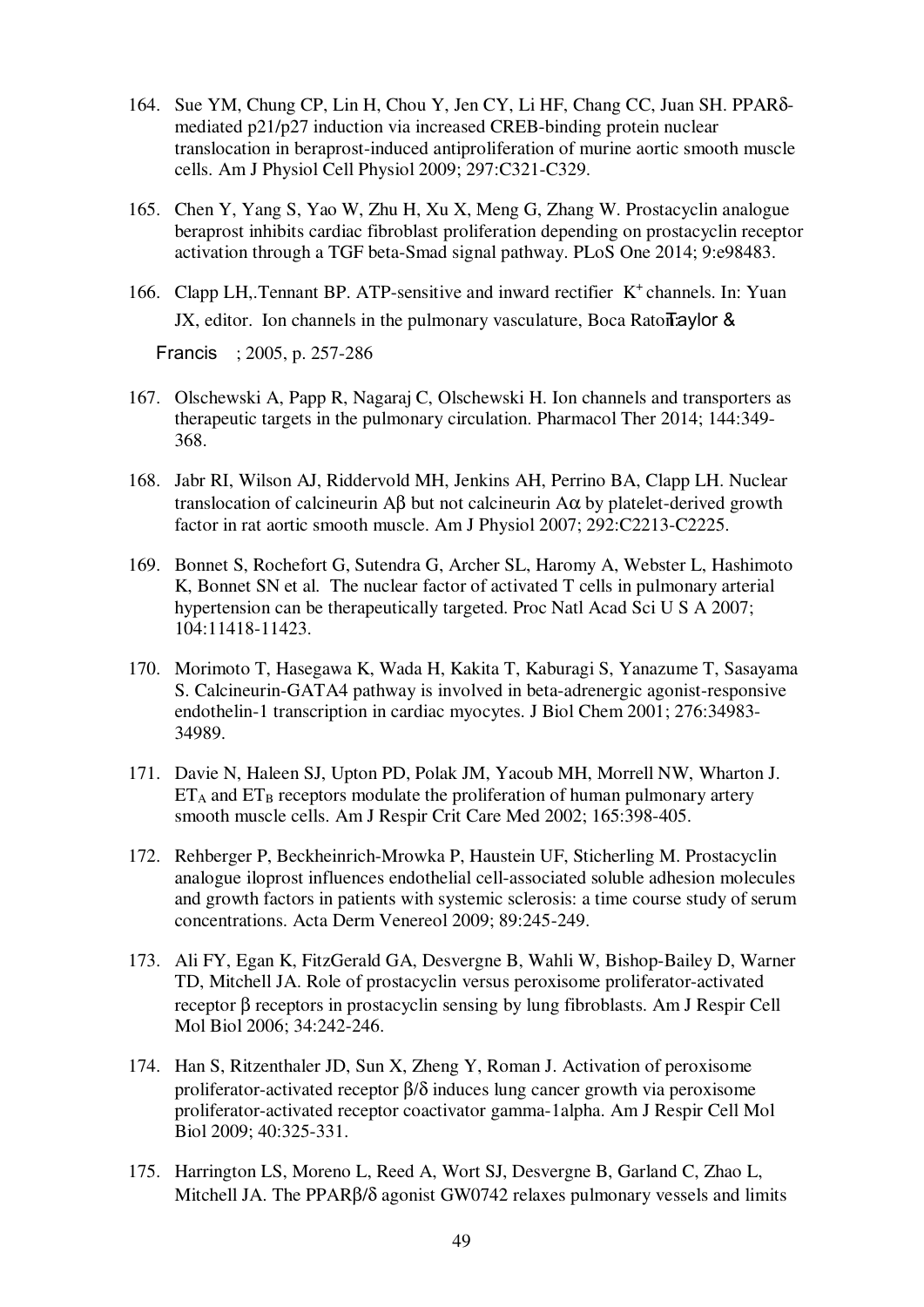164. Sue YM, Chung CP, Lin H, Chou Y, Jen CY, Li HF, Chang CC, Juan SH. PPARδ-mediated p21/p27 induction via increased CREB-binding protein nuclear translocation in beraprost-induced antiproliferation of murine aortic smooth muscle cells. Am J Physiol Cell Physiol 2009; 297:C321-C329.

165. Chen Y, Yang S, Yao W, Zhu H, Xu X, Meng G, Zhang W. Prostacyclin analogue beraprost inhibits cardiac fibroblast proliferation depending on prostacyclin receptor activation through a TGF beta-Smad signal pathway. PLoS One 2014; 9:e98483.

166. Clapp LH,.Tennant BP. ATP-sensitive and inward rectifier $K^+$ channels. In: Yuan JX, editor. Ion channels in the pulmonary vasculature, Boca Raton: Taylor & Francis ; 2005, p. 257-286

167. Olschewski A, Papp R, Nagaraj C, Olschewski H. Ion channels and transporters as therapeutic targets in the pulmonary circulation. Pharmacol Ther 2014; 144:349-368.

168. Jabr RI, Wilson AJ, Riddervold MH, Jenkins AH, Perrino BA, Clapp LH. Nuclear translocation of calcineurin Aβ but not calcineurin Aα by platelet-derived growth factor in rat aortic smooth muscle. Am J Physiol 2007; 292:C2213-C2225.

169. Bonnet S, Rochefort G, Sutendra G, Archer SL, Haromy A, Webster L, Hashimoto K, Bonnet SN et al. The nuclear factor of activated T cells in pulmonary arterial hypertension can be therapeutically targeted. Proc Natl Acad Sci U S A 2007; 104:11418-11423.

170. Morimoto T, Hasegawa K, Wada H, Kakita T, Kaburagi S, Yanazume T, Sasayama S. Calcineurin-GATA4 pathway is involved in beta-adrenergic agonist-responsive endothelin-1 transcription in cardiac myocytes. J Biol Chem 2001; 276:34983-34989.

171. Davie N, Haleen SJ, Upton PD, Polak JM, Yacoub MH, Morrell NW, Wharton J. $ET_A$ and $ET_B$ receptors modulate the proliferation of human pulmonary artery smooth muscle cells. Am J Respir Crit Care Med 2002; 165:398-405.

172. Rehberger P, Beckheinrich-Mrowka P, Haustein UF, Sticherling M. Prostacyclin analogue iloprost influences endothelial cell-associated soluble adhesion molecules and growth factors in patients with systemic sclerosis: a time course study of serum concentrations. Acta Derm Venereol 2009; 89:245-249.

173. Ali FY, Egan K, FitzGerald GA, Desvergne B, Wahli W, Bishop-Bailey D, Warner TD, Mitchell JA. Role of prostacyclin versus peroxisome proliferator-activated receptor β receptors in prostacyclin sensing by lung fibroblasts. Am J Respir Cell Mol Biol 2006; 34:242-246.

174. Han S, Ritzenthaler JD, Sun X, Zheng Y, Roman J. Activation of peroxisome proliferator-activated receptor β/δ induces lung cancer growth via peroxisome proliferator-activated receptor coactivator gamma-1alpha. Am J Respir Cell Mol Biol 2009; 40:325-331.

175. Harrington LS, Moreno L, Reed A, Wort SJ, Desvergne B, Garland C, Zhao L, Mitchell JA. The PPARβ/δ agonist GW0742 relaxes pulmonary vessels and limits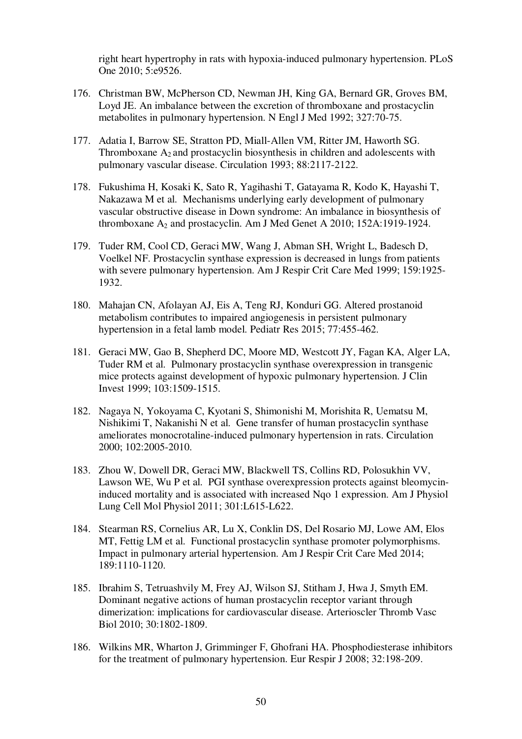right heart hypertrophy in rats with hypoxia-induced pulmonary hypertension. PLoS One 2010; 5:e9526.

176. Christman BW, McPherson CD, Newman JH, King GA, Bernard GR, Groves BM, Loyd JE. An imbalance between the excretion of thromboxane and prostacyclin metabolites in pulmonary hypertension. N Engl J Med 1992; 327:70-75.

177. Adatia I, Barrow SE, Stratton PD, Miall-Allen VM, Ritter JM, Haworth SG. Thromboxane $A_2$ and prostacyclin biosynthesis in children and adolescents with pulmonary vascular disease. Circulation 1993; 88:2117-2122.

178. Fukushima H, Kosaki K, Sato R, Yagihashi T, Gatayama R, Kodo K, Hayashi T, Nakazawa M et al. Mechanisms underlying early development of pulmonary vascular obstructive disease in Down syndrome: An imbalance in biosynthesis of thromboxane $A_2$ and prostacyclin. Am J Med Genet A 2010; 152A:1919-1924.

179. Tuder RM, Cool CD, Geraci MW, Wang J, Abman SH, Wright L, Badesch D, Voelkel NF. Prostacyclin synthase expression is decreased in lungs from patients with severe pulmonary hypertension. Am J Respir Crit Care Med 1999; 159:1925-1932.

180. Mahajan CN, Afolayan AJ, Eis A, Teng RJ, Konduri GG. Altered prostanoid metabolism contributes to impaired angiogenesis in persistent pulmonary hypertension in a fetal lamb model. Pediatr Res 2015; 77:455-462.

181. Geraci MW, Gao B, Shepherd DC, Moore MD, Westcott JY, Fagan KA, Alger LA, Tuder RM et al. Pulmonary prostacyclin synthase overexpression in transgenic mice protects against development of hypoxic pulmonary hypertension. J Clin Invest 1999; 103:1509-1515.

182. Nagaya N, Yokoyama C, Kyotani S, Shimonishi M, Morishita R, Uematsu M, Nishikimi T, Nakanishi N et al. Gene transfer of human prostacyclin synthase ameliorates monocrotaline-induced pulmonary hypertension in rats. Circulation 2000; 102:2005-2010.

183. Zhou W, Dowell DR, Geraci MW, Blackwell TS, Collins RD, Polosukhin VV, Lawson WE, Wu P et al. PGI synthase overexpression protects against bleomycin-induced mortality and is associated with increased Nqo 1 expression. Am J Physiol Lung Cell Mol Physiol 2011; 301:L615-L622.

184. Stearman RS, Cornelius AR, Lu X, Conklin DS, Del Rosario MJ, Lowe AM, Elos MT, Fettig LM et al. Functional prostacyclin synthase promoter polymorphisms. Impact in pulmonary arterial hypertension. Am J Respir Crit Care Med 2014; 189:1110-1120.

185. Ibrahim S, Tetruashvily M, Frey AJ, Wilson SJ, Stitham J, Hwa J, Smyth EM. Dominant negative actions of human prostacyclin receptor variant through dimerization: implications for cardiovascular disease. Arterioscler Thromb Vasc Biol 2010; 30:1802-1809.

186. Wilkins MR, Wharton J, Grimminger F, Ghofrani HA. Phosphodiesterase inhibitors for the treatment of pulmonary hypertension. Eur Respir J 2008; 32:198-209.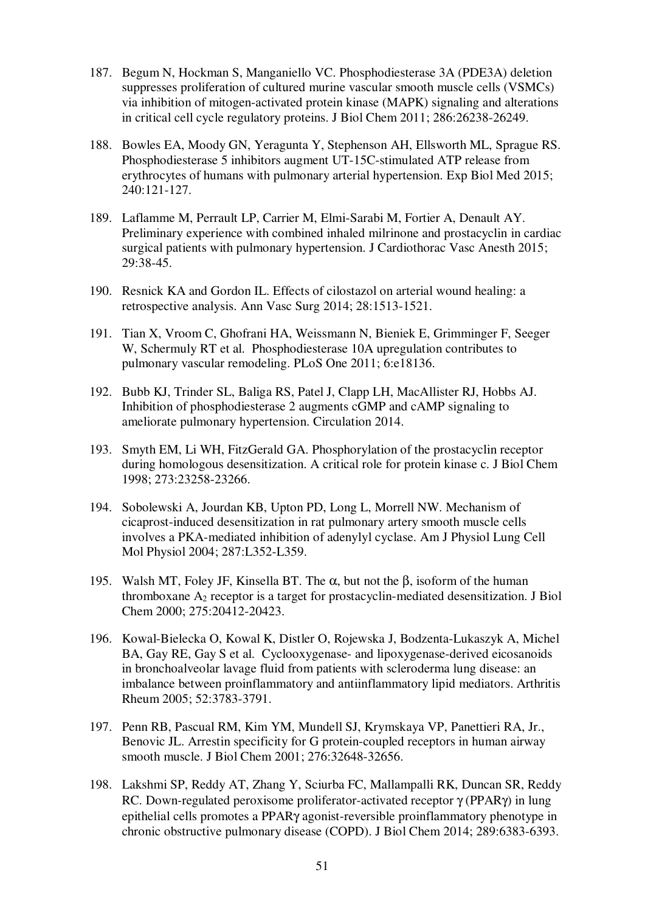187. Begum N, Hockman S, Manganiello VC. Phosphodiesterase 3A (PDE3A) deletion suppresses proliferation of cultured murine vascular smooth muscle cells (VSMCs) via inhibition of mitogen-activated protein kinase (MAPK) signaling and alterations in critical cell cycle regulatory proteins. J Biol Chem 2011; 286:26238-26249.

188. Bowles EA, Moody GN, Yeragunta Y, Stephenson AH, Ellsworth ML, Sprague RS. Phosphodiesterase 5 inhibitors augment UT-15C-stimulated ATP release from erythrocytes of humans with pulmonary arterial hypertension. Exp Biol Med 2015; 240:121-127.

189. Laflamme M, Perrault LP, Carrier M, Elmi-Sarabi M, Fortier A, Denault AY. Preliminary experience with combined inhaled milrinone and prostacyclin in cardiac surgical patients with pulmonary hypertension. J Cardiothorac Vasc Anesth 2015; 29:38-45.

190. Resnick KA and Gordon IL. Effects of cilostazol on arterial wound healing: a retrospective analysis. Ann Vasc Surg 2014; 28:1513-1521.

191. Tian X, Vroom C, Ghofrani HA, Weissmann N, Bieniek E, Grimminger F, Seeger W, Schermuly RT et al. Phosphodiesterase 10A upregulation contributes to pulmonary vascular remodeling. PLoS One 2011; 6:e18136.

192. Bubb KJ, Trinder SL, Baliga RS, Patel J, Clapp LH, MacAllister RJ, Hobbs AJ. Inhibition of phosphodiesterase 2 augments cGMP and cAMP signaling to ameliorate pulmonary hypertension. Circulation 2014.

193. Smyth EM, Li WH, FitzGerald GA. Phosphorylation of the prostacyclin receptor during homologous desensitization. A critical role for protein kinase c. J Biol Chem 1998; 273:23258-23266.

194. Sobolewski A, Jourdan KB, Upton PD, Long L, Morrell NW. Mechanism of cicaprost-induced desensitization in rat pulmonary artery smooth muscle cells involves a PKA-mediated inhibition of adenylyl cyclase. Am J Physiol Lung Cell Mol Physiol 2004; 287:L352-L359.

195. Walsh MT, Foley JF, Kinsella BT. The α, but not the β, isoform of the human thromboxane $A_2$ receptor is a target for prostacyclin-mediated desensitization. J Biol Chem 2000; 275:20412-20423.

196. Kowal-Bielecka O, Kowal K, Distler O, Rojewska J, Bodzenta-Lukaszyk A, Michel BA, Gay RE, Gay S et al. Cyclooxygenase- and lipoxygenase-derived eicosanoids in bronchoalveolar lavage fluid from patients with scleroderma lung disease: an imbalance between proinflammatory and antiinflammatory lipid mediators. Arthritis Rheum 2005; 52:3783-3791.

197. Penn RB, Pascual RM, Kim YM, Mundell SJ, Krymskaya VP, Panettieri RA, Jr., Benovic JL. Arrestin specificity for G protein-coupled receptors in human airway smooth muscle. J Biol Chem 2001; 276:32648-32656.

198. Lakshmi SP, Reddy AT, Zhang Y, Sciurba FC, Mallampalli RK, Duncan SR, Reddy RC. Down-regulated peroxisome proliferator-activated receptor γ (PPARγ) in lung epithelial cells promotes a PPARγ agonist-reversible proinflammatory phenotype in chronic obstructive pulmonary disease (COPD). J Biol Chem 2014; 289:6383-6393.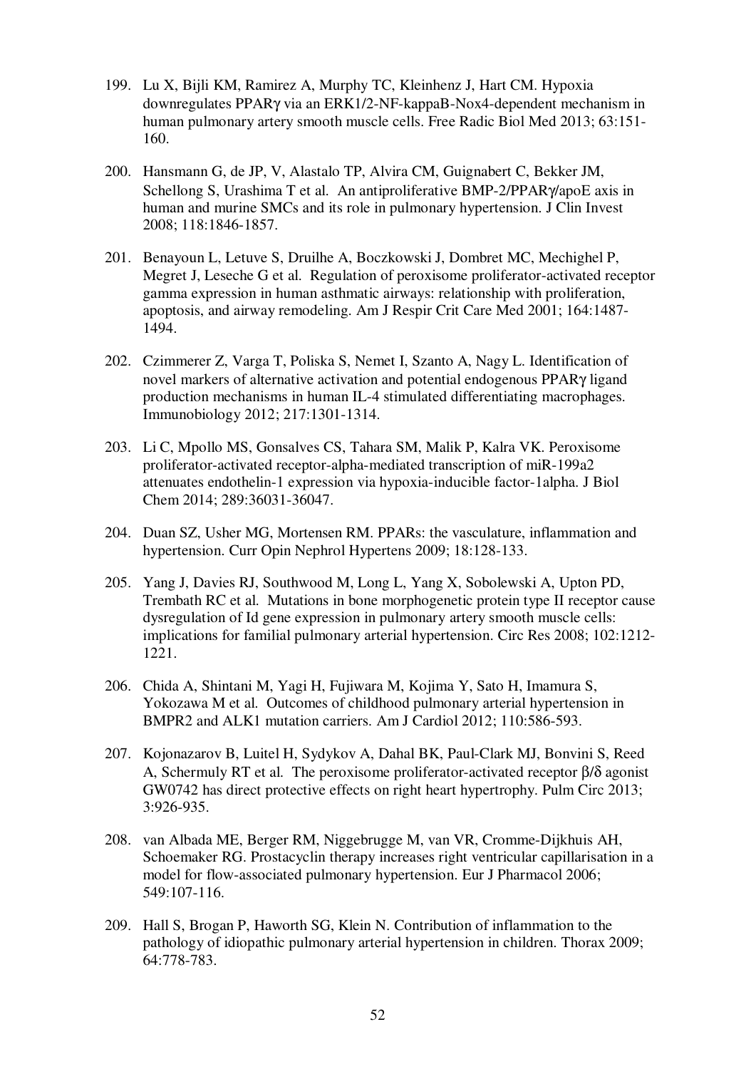199. Lu X, Bijli KM, Ramirez A, Murphy TC, Kleinhenz J, Hart CM. Hypoxia downregulates PPARγ via an ERK1/2-NF-kappaB-Nox4-dependent mechanism in human pulmonary artery smooth muscle cells. Free Radic Biol Med 2013; 63:151-160.

200. Hansmann G, de JP, V, Alastalo TP, Alvira CM, Guignabert C, Bekker JM, Schellong S, Urashima T et al. An antiproliferative BMP-2/PPARγ/apoE axis in human and murine SMCs and its role in pulmonary hypertension. J Clin Invest 2008; 118:1846-1857.

201. Benayoun L, Letuve S, Druilhe A, Boczkowski J, Dombret MC, Mechighel P, Megret J, Leseche G et al. Regulation of peroxisome proliferator-activated receptor gamma expression in human asthmatic airways: relationship with proliferation, apoptosis, and airway remodeling. Am J Respir Crit Care Med 2001; 164:1487-1494.

202. Czimmerer Z, Varga T, Poliska S, Nemet I, Szanto A, Nagy L. Identification of novel markers of alternative activation and potential endogenous PPARγ ligand production mechanisms in human IL-4 stimulated differentiating macrophages. Immunobiology 2012; 217:1301-1314.

203. Li C, Mpollo MS, Gonsalves CS, Tahara SM, Malik P, Kalra VK. Peroxisome proliferator-activated receptor-alpha-mediated transcription of miR-199a2 attenuates endothelin-1 expression via hypoxia-inducible factor-1alpha. J Biol Chem 2014; 289:36031-36047.

204. Duan SZ, Usher MG, Mortensen RM. PPARs: the vasculature, inflammation and hypertension. Curr Opin Nephrol Hypertens 2009; 18:128-133.

205. Yang J, Davies RJ, Southwood M, Long L, Yang X, Sobolewski A, Upton PD, Trembath RC et al. Mutations in bone morphogenetic protein type II receptor cause dysregulation of Id gene expression in pulmonary artery smooth muscle cells: implications for familial pulmonary arterial hypertension. Circ Res 2008; 102:1212-1221.

206. Chida A, Shintani M, Yagi H, Fujiwara M, Kojima Y, Sato H, Imamura S, Yokozawa M et al. Outcomes of childhood pulmonary arterial hypertension in BMPR2 and ALK1 mutation carriers. Am J Cardiol 2012; 110:586-593.

207. Kojonazarov B, Luitel H, Sydykov A, Dahal BK, Paul-Clark MJ, Bonvini S, Reed A, Schermuly RT et al. The peroxisome proliferator-activated receptor β/δ agonist GW0742 has direct protective effects on right heart hypertrophy. Pulm Circ 2013; 3:926-935.

208. van Albada ME, Berger RM, Niggebrugge M, van VR, Cromme-Dijkhuis AH, Schoemaker RG. Prostacyclin therapy increases right ventricular capillarisation in a model for flow-associated pulmonary hypertension. Eur J Pharmacol 2006; 549:107-116.

209. Hall S, Brogan P, Haworth SG, Klein N. Contribution of inflammation to the pathology of idiopathic pulmonary arterial hypertension in children. Thorax 2009; 64:778-783.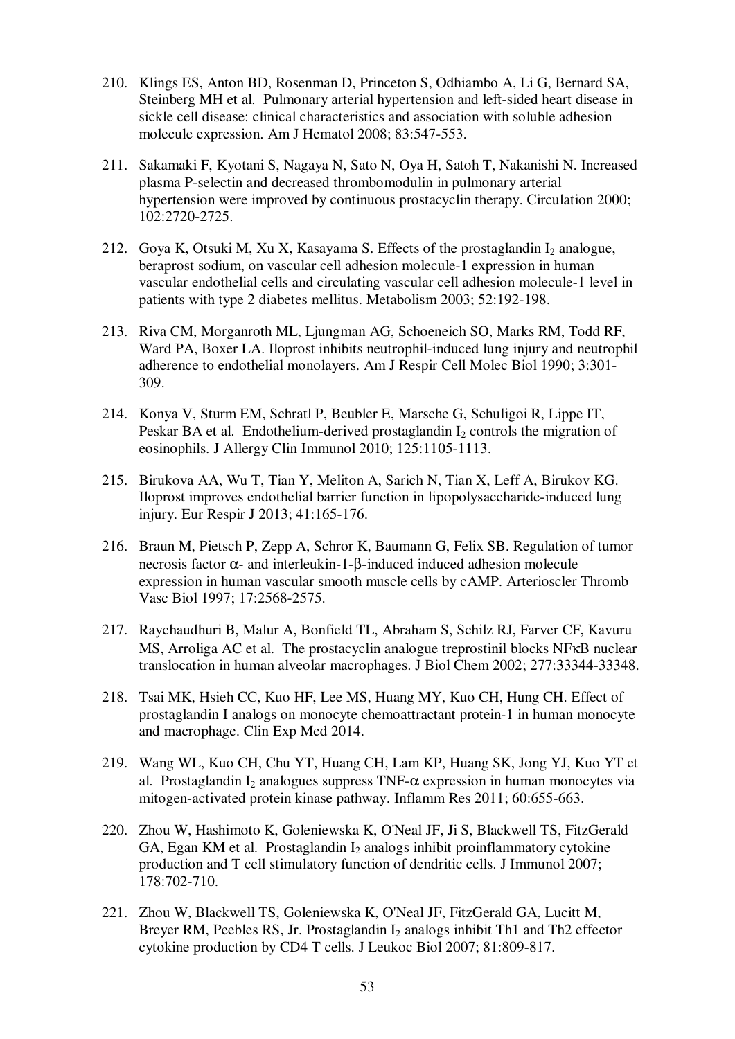210. Klings ES, Anton BD, Rosenman D, Princeton S, Odhiambo A, Li G, Bernard SA, Steinberg MH et al. Pulmonary arterial hypertension and left-sided heart disease in sickle cell disease: clinical characteristics and association with soluble adhesion molecule expression. Am J Hematol 2008; 83:547-553.

211. Sakamaki F, Kyotani S, Nagaya N, Sato N, Oya H, Satoh T, Nakanishi N. Increased plasma P-selectin and decreased thrombomodulin in pulmonary arterial hypertension were improved by continuous prostacyclin therapy. Circulation 2000; 102:2720-2725.

212. Goya K, Otsuki M, Xu X, Kasayama S. Effects of the prostaglandin $I_2$ analogue, beraprost sodium, on vascular cell adhesion molecule-1 expression in human vascular endothelial cells and circulating vascular cell adhesion molecule-1 level in patients with type 2 diabetes mellitus. Metabolism 2003; 52:192-198.

213. Riva CM, Morganroth ML, Ljungman AG, Schoeneich SO, Marks RM, Todd RF, Ward PA, Boxer LA. Iloprost inhibits neutrophil-induced lung injury and neutrophil adherence to endothelial monolayers. Am J Respir Cell Molec Biol 1990; 3:301-309.

214. Konya V, Sturm EM, Schratl P, Beubler E, Marsche G, Schuligoi R, Lippe IT, Peskar BA et al. Endothelium-derived prostaglandin $I_2$ controls the migration of eosinophils. J Allergy Clin Immunol 2010; 125:1105-1113.

215. Birukova AA, Wu T, Tian Y, Meliton A, Sarich N, Tian X, Leff A, Birukov KG. Iloprost improves endothelial barrier function in lipopolysaccharide-induced lung injury. Eur Respir J 2013; 41:165-176.

216. Braun M, Pietsch P, Zepp A, Schror K, Baumann G, Felix SB. Regulation of tumor necrosis factor α- and interleukin-1-β-induced induced adhesion molecule expression in human vascular smooth muscle cells by cAMP. Arterioscler Thromb Vasc Biol 1997; 17:2568-2575.

217. Raychaudhuri B, Malur A, Bonfield TL, Abraham S, Schilz RJ, Farver CF, Kavuru MS, Arroliga AC et al. The prostacyclin analogue treprostinil blocks NFκB nuclear translocation in human alveolar macrophages. J Biol Chem 2002; 277:33344-33348.

218. Tsai MK, Hsieh CC, Kuo HF, Lee MS, Huang MY, Kuo CH, Hung CH. Effect of prostaglandin I analogs on monocyte chemoattractant protein-1 in human monocyte and macrophage. Clin Exp Med 2014.

219. Wang WL, Kuo CH, Chu YT, Huang CH, Lam KP, Huang SK, Jong YJ, Kuo YT et al. Prostaglandin $I_2$ analogues suppress TNF-α expression in human monocytes via mitogen-activated protein kinase pathway. Inflamm Res 2011; 60:655-663.

220. Zhou W, Hashimoto K, Goleniewska K, O'Neal JF, Ji S, Blackwell TS, FitzGerald GA, Egan KM et al. Prostaglandin $I_2$ analogs inhibit proinflammatory cytokine production and T cell stimulatory function of dendritic cells. J Immunol 2007; 178:702-710.

221. Zhou W, Blackwell TS, Goleniewska K, O'Neal JF, FitzGerald GA, Lucitt M, Breyer RM, Peebles RS, Jr. Prostaglandin $I_2$ analogs inhibit Th1 and Th2 effector cytokine production by CD4 T cells. J Leukoc Biol 2007; 81:809-817.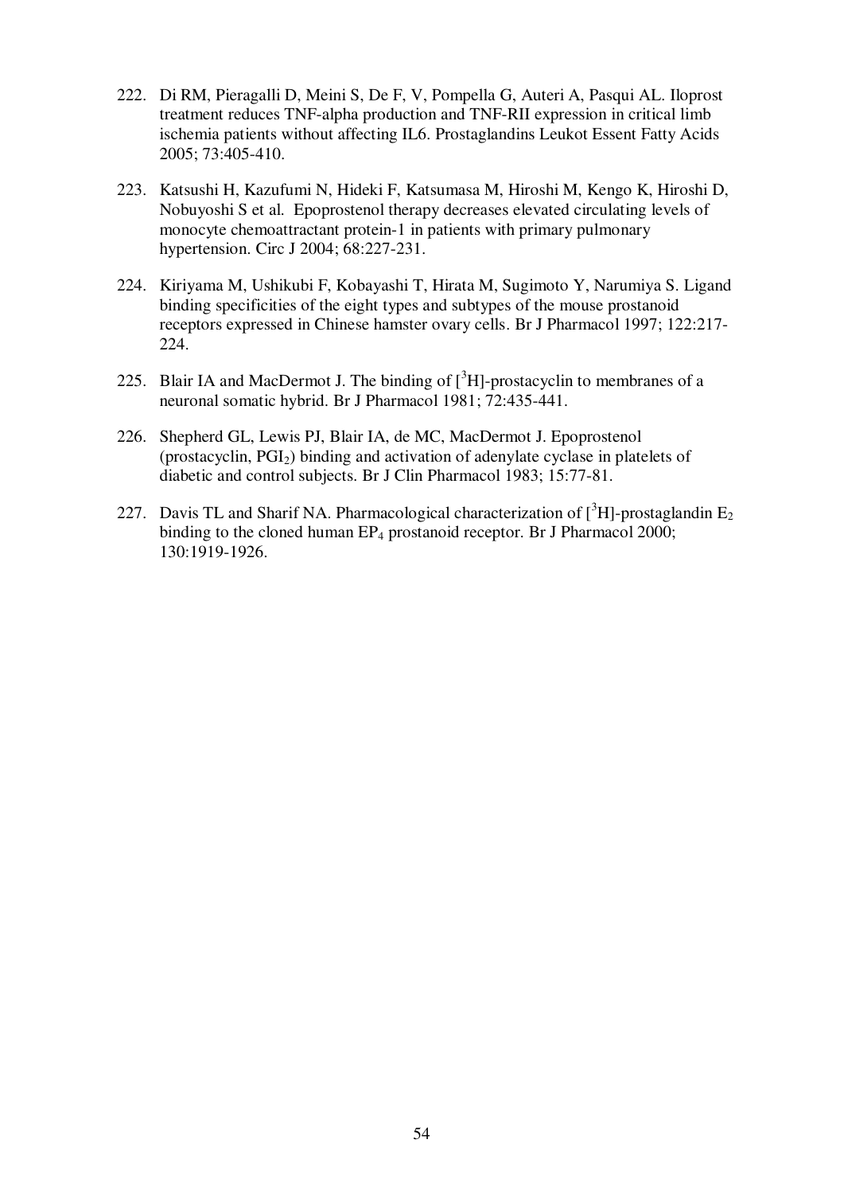222. Di RM, Pieragalli D, Meini S, De F, V, Pompella G, Auteri A, Pasqui AL. Iloprost treatment reduces TNF-alpha production and TNF-RII expression in critical limb ischemia patients without affecting IL6. Prostaglandins Leukot Essent Fatty Acids 2005; 73:405-410.

223. Katsushi H, Kazufumi N, Hideki F, Katsumasa M, Hiroshi M, Kengo K, Hiroshi D, Nobuyoshi S et al. Epoprostenol therapy decreases elevated circulating levels of monocyte chemoattractant protein-1 in patients with primary pulmonary hypertension. Circ J 2004; 68:227-231.

224. Kiriyama M, Ushikubi F, Kobayashi T, Hirata M, Sugimoto Y, Narumiya S. Ligand binding specificities of the eight types and subtypes of the mouse prostanoid receptors expressed in Chinese hamster ovary cells. Br J Pharmacol 1997; 122:217-224.

225. Blair IA and MacDermot J. The binding of [$^3$H]-prostacyclin to membranes of a neuronal somatic hybrid. Br J Pharmacol 1981; 72:435-441.

226. Shepherd GL, Lewis PJ, Blair IA, de MC, MacDermot J. Epoprostenol (prostacyclin, $PGI_2$) binding and activation of adenylate cyclase in platelets of diabetic and control subjects. Br J Clin Pharmacol 1983; 15:77-81.

227. Davis TL and Sharif NA. Pharmacological characterization of [$^3$H]-prostaglandin $E_2$ binding to the cloned human $EP_4$ prostanoid receptor. Br J Pharmacol 2000; 130:1919-1926.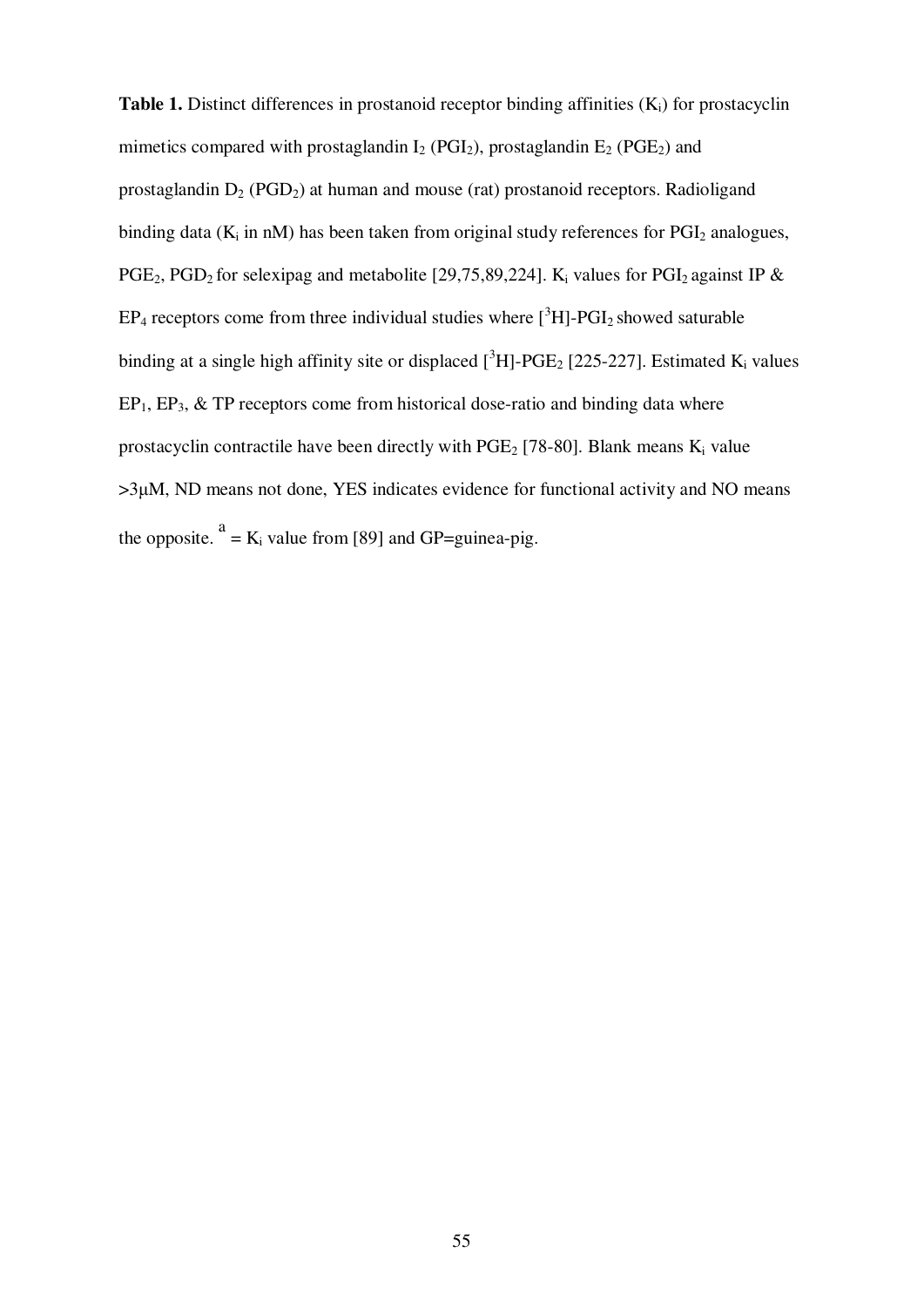**Table 1.** Distinct differences in prostanoid receptor binding affinities ($K_i$) for prostacyclin mimetics compared with prostaglandin $I_2$ ($PGI_2$), prostaglandin $E_2$ ($PGE_2$) and prostaglandin $D_2$ ($PGD_2$) at human and mouse (rat) prostanoid receptors. Radioligand binding data ($K_i$ in nM) has been taken from original study references for $PGI_2$ analogues, $PGE_2$, $PGD_2$ for selexipag and metabolite [29,75,89,224]. $K_i$ values for $PGI_2$ against IP & $EP_4$ receptors come from three individual studies where [$^3$H]-$PGI_2$ showed saturable binding at a single high affinity site or displaced [$^3$H]-$PGE_2$ [225-227]. Estimated $K_i$ values $EP_1$, $EP_3$, & TP receptors come from historical dose-ratio and binding data where prostacyclin contractile have been directly with $PGE_2$ [78-80]. Blank means $K_i$ value >3μM, ND means not done, YES indicates evidence for functional activity and NO means the opposite. [a] = $K_i$ value from [89] and GP=guinea-pig.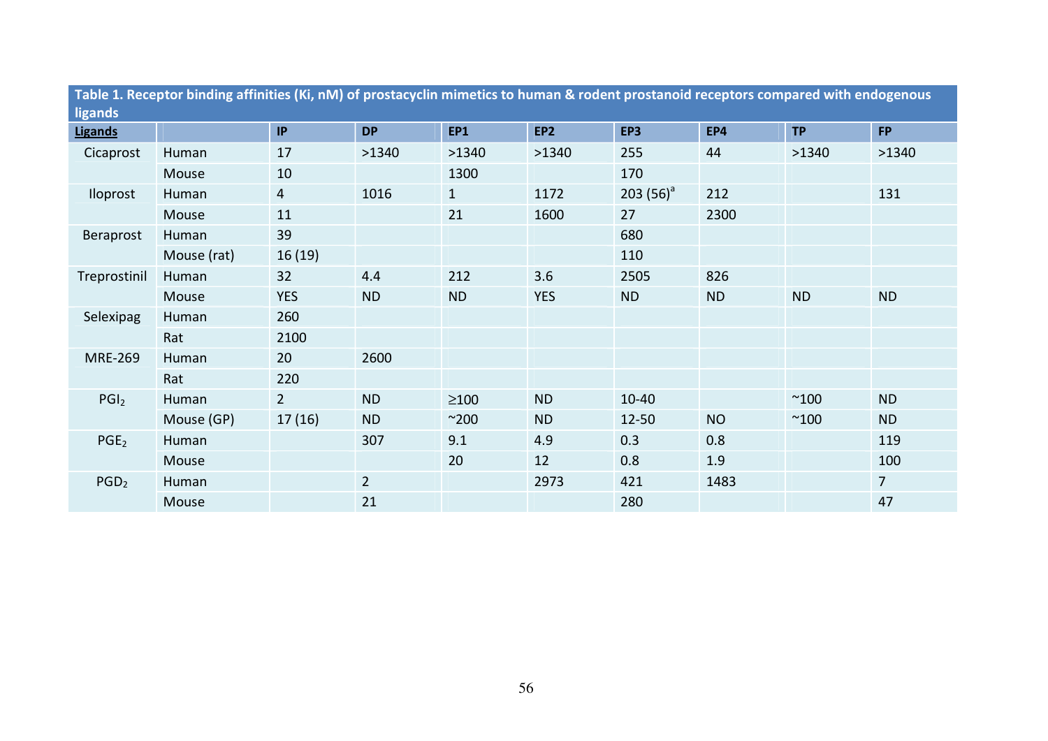**Table 1. Receptor binding affinities (Ki, nM) of prostacyclin mimetics to human & rodent prostanoid receptors compared with endogenous ligands**

| **Ligands** | | IP | DP | EP1 | EP2 | EP3 | EP4 | TP | FP |
|---|---|---|---|---|---|---|---|---|---|
| Cicaprost | Human | 17 | >1340 | >1340 | >1340 | 255 | 44 | >1340 | >1340 |
| | Mouse | 10 | | 1300 | | 170 | | | |
| Iloprost | Human | 4 | 1016 | 1 | 1172 | 203 (56)[a] | 212 | | 131 |
| | Mouse | 11 | | 21 | 1600 | 27 | 2300 | | |
| Beraprost | Human | 39 | | | | 680 | | | |
| | Mouse (rat) | 16 (19) | | | | 110 | | | |
| Treprostinil | Human | 32 | 4.4 | 212 | 3.6 | 2505 | 826 | | |
| | Mouse | YES | ND | ND | YES | ND | ND | ND | ND |
| Selexipag | Human | 260 | | | | | | | |
| | Rat | 2100 | | | | | | | |
| MRE-269 | Human | 20 | 2600 | | | | | | |
| | Rat | 220 | | | | | | | |
| $PGI_2$ | Human | 2 | ND | ≥100 | ND | 10-40 | | ~100 | ND |
| | Mouse (GP) | 17 (16) | ND | ~200 | ND | 12-50 | NO | ~100 | ND |
| $PGE_2$ | Human | | 307 | 9.1 | 4.9 | 0.3 | 0.8 | | 119 |
| | Mouse | | | 20 | 12 | 0.8 | 1.9 | | 100 |
| $PGD_2$ | Human | | 2 | | 2973 | 421 | 1483 | | 7 |
| | Mouse | | 21 | | | 280 | | | 47 |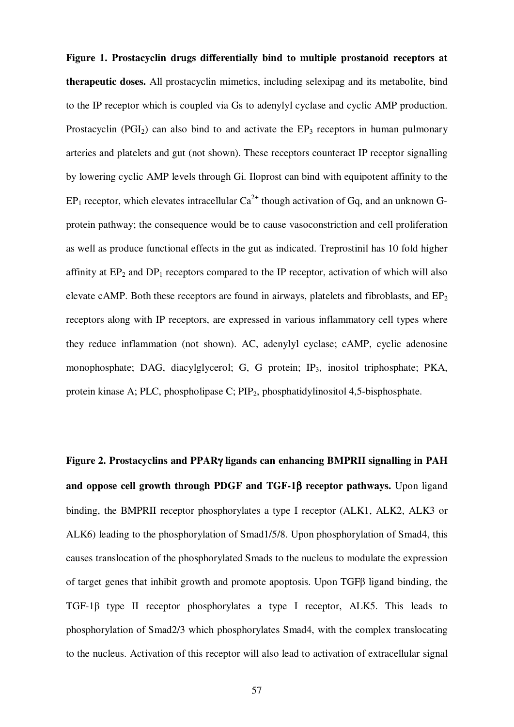**Figure 1. Prostacyclin drugs differentially bind to multiple prostanoid receptors at therapeutic doses.** All prostacyclin mimetics, including selexipag and its metabolite, bind to the IP receptor which is coupled via Gs to adenylyl cyclase and cyclic AMP production. Prostacyclin ($PGI_2$) can also bind to and activate the $EP_3$ receptors in human pulmonary arteries and platelets and gut (not shown). These receptors counteract IP receptor signalling by lowering cyclic AMP levels through Gi. Iloprost can bind with equipotent affinity to the $EP_1$ receptor, which elevates intracellular $Ca^{2+}$ though activation of Gq, and an unknown G-protein pathway; the consequence would be to cause vasoconstriction and cell proliferation as well as produce functional effects in the gut as indicated. Treprostinil has 10 fold higher affinity at $EP_2$ and $DP_1$ receptors compared to the IP receptor, activation of which will also elevate cAMP. Both these receptors are found in airways, platelets and fibroblasts, and $EP_2$ receptors along with IP receptors, are expressed in various inflammatory cell types where they reduce inflammation (not shown). AC, adenylyl cyclase; cAMP, cyclic adenosine monophosphate; DAG, diacylglycerol; G, G protein; $IP_3$, inositol triphosphate; PKA, protein kinase A; PLC, phospholipase C; $PIP_2$, phosphatidylinositol 4,5-bisphosphate.

**Figure 2. Prostacyclins and PPARγ ligands can enhancing BMPRII signalling in PAH and oppose cell growth through PDGF and TGF-1β receptor pathways.** Upon ligand binding, the BMPRII receptor phosphorylates a type I receptor (ALK1, ALK2, ALK3 or ALK6) leading to the phosphorylation of Smad1/5/8. Upon phosphorylation of Smad4, this causes translocation of the phosphorylated Smads to the nucleus to modulate the expression of target genes that inhibit growth and promote apoptosis. Upon TGFβ ligand binding, the TGF-1β type II receptor phosphorylates a type I receptor, ALK5. This leads to phosphorylation of Smad2/3 which phosphorylates Smad4, with the complex translocating to the nucleus. Activation of this receptor will also lead to activation of extracellular signal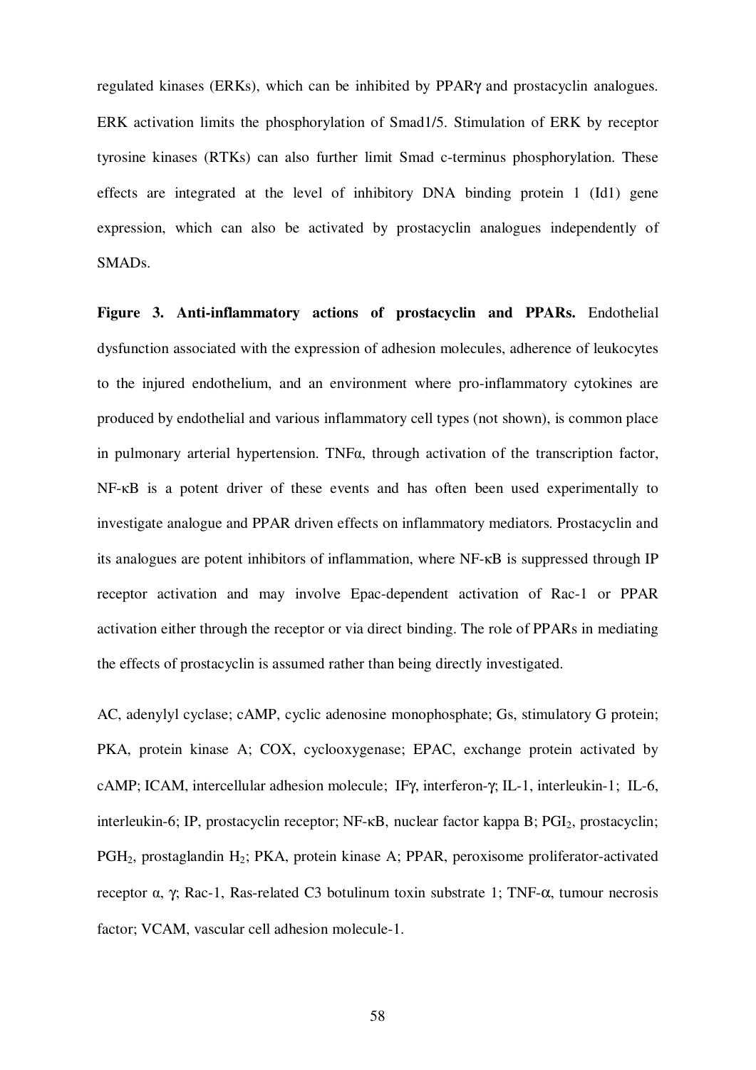regulated kinases (ERKs), which can be inhibited by PPARγ and prostacyclin analogues. ERK activation limits the phosphorylation of Smad1/5. Stimulation of ERK by receptor tyrosine kinases (RTKs) can also further limit Smad c-terminus phosphorylation. These effects are integrated at the level of inhibitory DNA binding protein 1 (Id1) gene expression, which can also be activated by prostacyclin analogues independently of SMADs.

**Figure 3. Anti-inflammatory actions of prostacyclin and PPARs.** Endothelial dysfunction associated with the expression of adhesion molecules, adherence of leukocytes to the injured endothelium, and an environment where pro-inflammatory cytokines are produced by endothelial and various inflammatory cell types (not shown), is common place in pulmonary arterial hypertension. TNFα, through activation of the transcription factor, NF-κB is a potent driver of these events and has often been used experimentally to investigate analogue and PPAR driven effects on inflammatory mediators. Prostacyclin and its analogues are potent inhibitors of inflammation, where NF-κB is suppressed through IP receptor activation and may involve Epac-dependent activation of Rac-1 or PPAR activation either through the receptor or via direct binding. The role of PPARs in mediating the effects of prostacyclin is assumed rather than being directly investigated.

AC, adenylyl cyclase; cAMP, cyclic adenosine monophosphate; Gs, stimulatory G protein; PKA, protein kinase A; COX, cyclooxygenase; EPAC, exchange protein activated by cAMP; ICAM, intercellular adhesion molecule; IFγ, interferon-γ; IL-1, interleukin-1; IL-6, interleukin-6; IP, prostacyclin receptor; NF-κB, nuclear factor kappa B; $PGI_2$, prostacyclin; $PGH_2$, prostaglandin $H_2$; PKA, protein kinase A; PPAR, peroxisome proliferator-activated receptor α, γ; Rac-1, Ras-related C3 botulinum toxin substrate 1; TNF-α, tumour necrosis factor; VCAM, vascular cell adhesion molecule-1.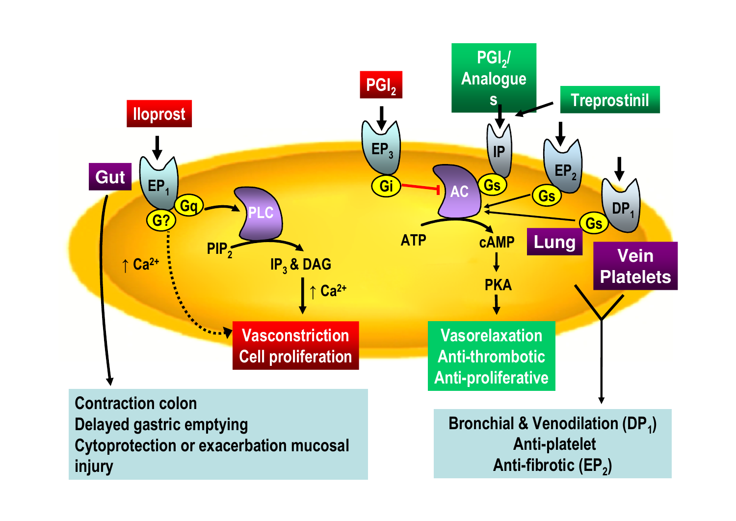Gut

Iloprost

$EP_1$

Gq

G?

PLC

$PIP_2$

$IP_3$ & DAG

↑ $Ca^{2+}$

↑ $Ca^{2+}$

Vasconstriction
Cell proliferation

Contraction colon
Delayed gastric emptying
Cytoprotection or exacerbation mucosal injury

$PGI_2$

$EP_3$

Gi

$PGI_2$/ Analogue s

Treprostinil

IP

Gs

AC

$EP_2$

Gs

$DP_1$

Gs

ATP

cAMP

PKA

Vasorelaxation
Anti-thrombotic
Anti-proliferative

Lung

Vein
Platelets

Bronchial & Venodilation ($DP_1$)
Anti-platelet
Anti-fibrotic ($EP_2$)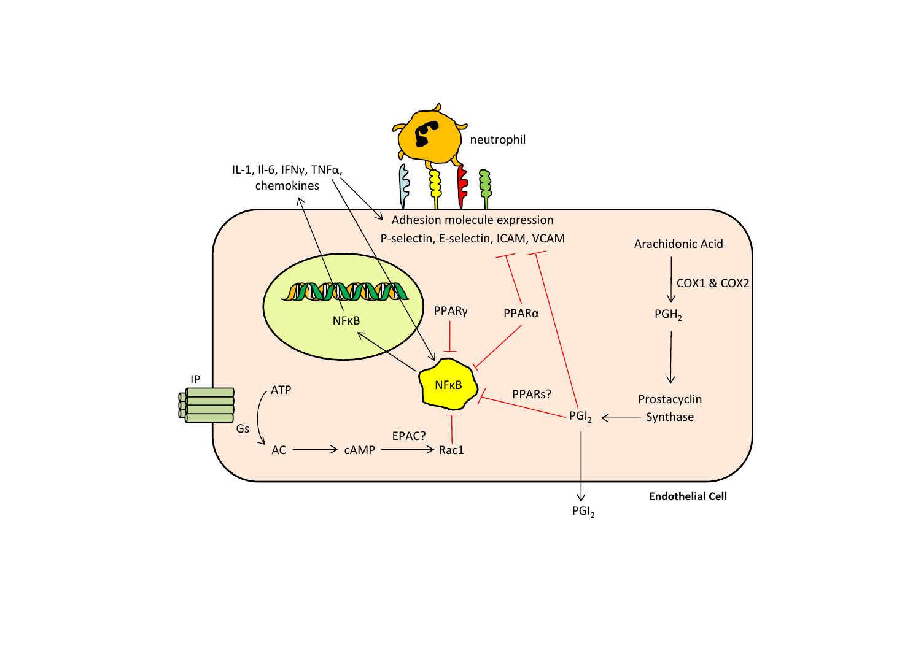neutrophil

IL-1, Il-6, IFNγ, TNFα, chemokines

Adhesion molecule expression

P-selectin, E-selectin, ICAM, VCAM

Arachidonic Acid

COX1 & COX2

$PGH_2$

Prostacyclin Synthase

$PGI_2$

$PGI_2$

NFκB

NFκB

PPARγ

PPARα

PPARs?

IP

ATP

Gs

AC

cAMP

EPAC?

Rac1

**Endothelial Cell**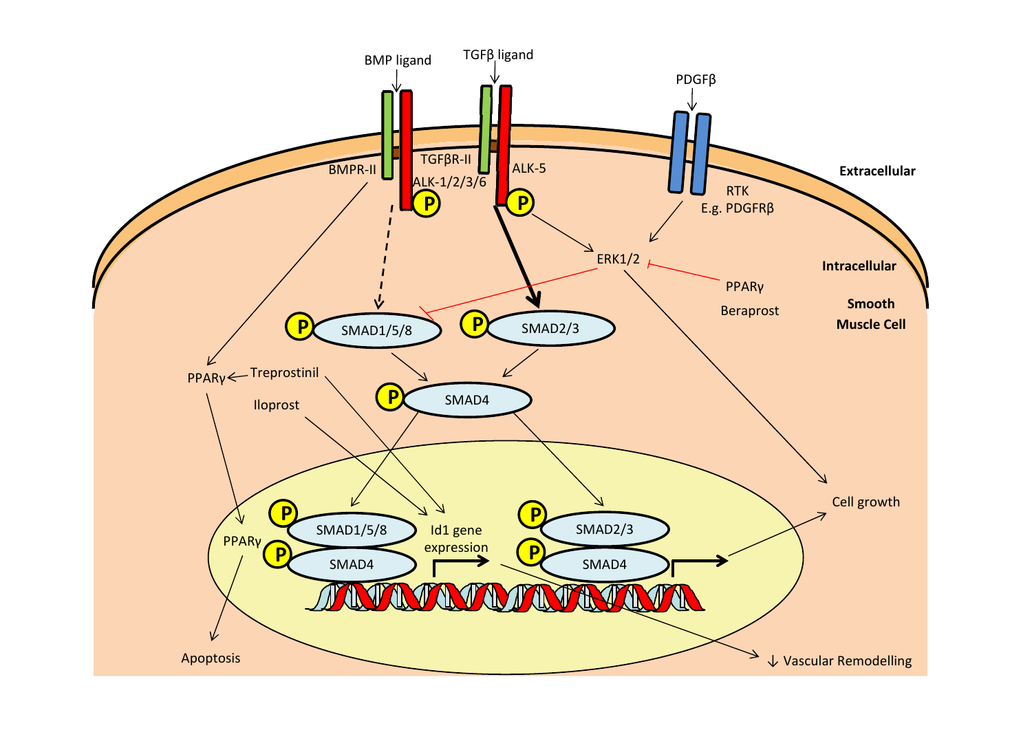BMP ligand

TGFβ ligand

PDGFβ

BMPR-II

TGFβR-II

ALK-1/2/3/6

ALK-5

P

RTK
E.g. PDGFRβ

Extracellular

Intracellular

Smooth
Muscle Cell

ERK1/2

PPARγ

Beraprost

SMAD1/5/8

SMAD2/3

PPARγ

Treprostinil

Iloprost

SMAD4

SMAD1/5/8

SMAD4

Id1 gene
expression

SMAD2/3

SMAD4

Cell growth

PPARγ

Apoptosis

↓ Vascular Remodelling